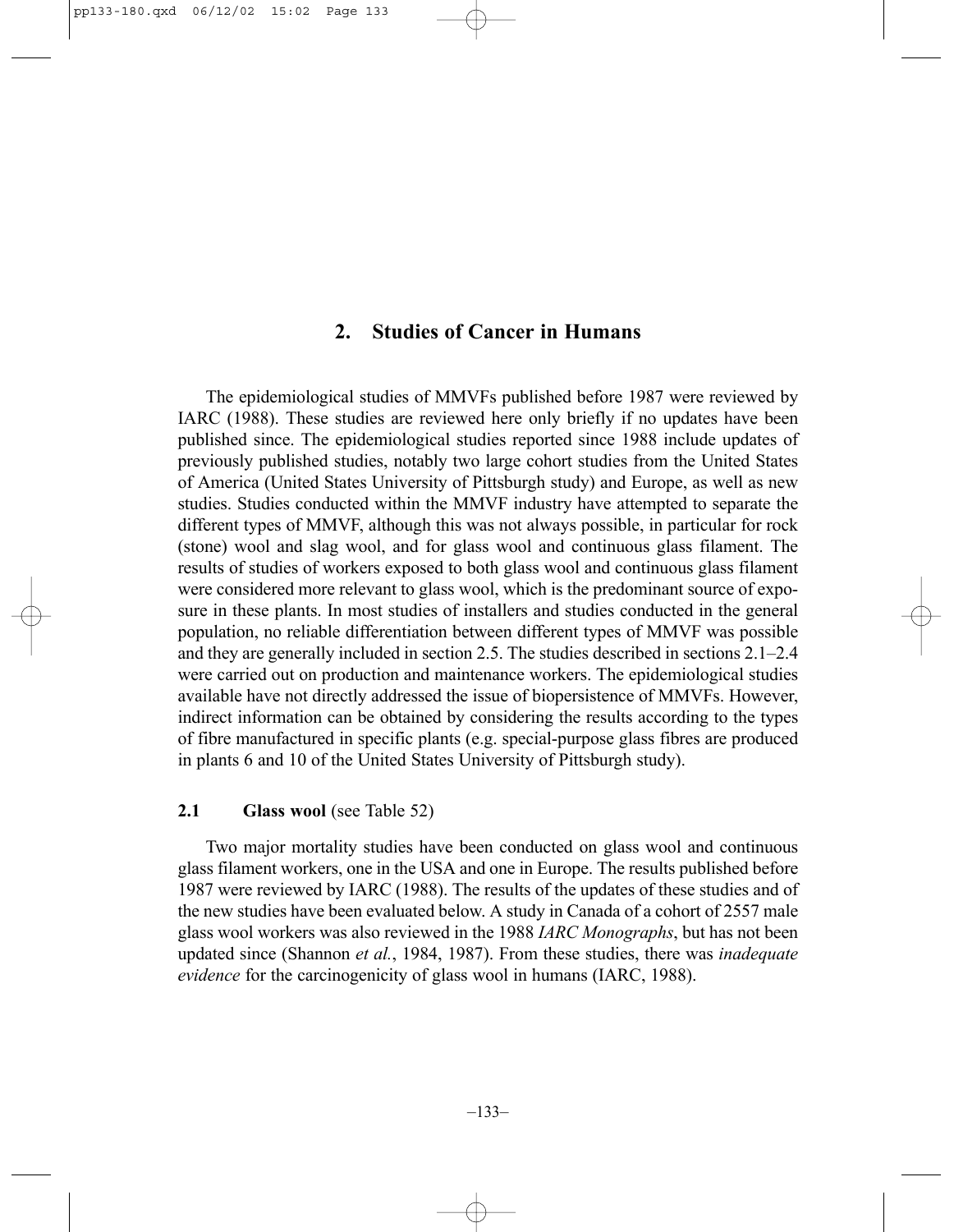## 2. Studies of Cancer in Humans

The epidemiological studies of MMVFs published before 1987 were reviewed by IARC (1988). These studies are reviewed here only briefly if no updates have been published since. The epidemiological studies reported since 1988 include updates of previously published studies, notably two large cohort studies from the United States of America (United States University of Pittsburgh study) and Europe, as well as new studies. Studies conducted within the MMVF industry have attempted to separate the different types of MMVF, although this was not always possible, in particular for rock (stone) wool and slag wool, and for glass wool and continuous glass filament. The results of studies of workers exposed to both glass wool and continuous glass filament were considered more relevant to glass wool, which is the predominant source of exposure in these plants. In most studies of installers and studies conducted in the general population, no reliable differentiation between different types of MMVF was possible and they are generally included in section 2.5. The studies described in sections 2.1–2.4 were carried out on production and maintenance workers. The epidemiological studies available have not directly addressed the issue of biopersistence of MMVFs. However, indirect information can be obtained by considering the results according to the types of fibre manufactured in specific plants (e.g. special-purpose glass fibres are produced in plants 6 and 10 of the United States University of Pittsburgh study).

### 2.1 Glass wool (see Table 52)

Two major mortality studies have been conducted on glass wool and continuous glass filament workers, one in the USA and one in Europe. The results published before 1987 were reviewed by IARC (1988). The results of the updates of these studies and of the new studies have been evaluated below. A study in Canada of a cohort of 2557 male glass wool workers was also reviewed in the 1988 *IARC Monographs*, but has not been updated since (Shannon *et al.*, 1984, 1987). From these studies, there was *inadequate evidence* for the carcinogenicity of glass wool in humans (IARC, 1988).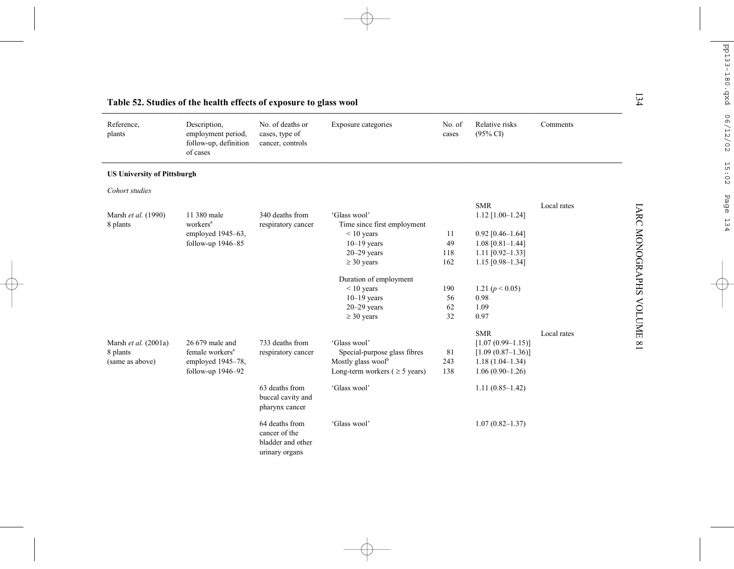**Table 52. Studies of the health effects of exposure to glass wool**

| Reference, plants | Description, employment period, follow-up, definition of cases | No. of deaths or cases, type of cancer, controls | Exposure categories | No. of cases | Relative risks (95% CI) | Comments |
|---|---|---|---|---|---|---|
| **US University of Pittsburgh** | | | | | | |
| *Cohort studies* | | | | | | |
| | | | | | SMR | Local rates |
| Marsh *et al.* (1990) 8 plants | 11 380 male workers[a] employed 1945–63, follow-up 1946–85 | 340 deaths from respiratory cancer | 'Glass wool' | | 1.12 [1.00–1.24] | |
| | | | Time since first employment | | | |
| | | | < 10 years | 11 | 0.92 [0.46–1.64] | |
| | | | 10–19 years | 49 | 1.08 [0.81–1.44] | |
| | | | 20–29 years | 118 | 1.11 [0.92–1.33] | |
| | | | ≥ 30 years | 162 | 1.15 [0.98–1.34] | |
| | | | Duration of employment | | | |
| | | | < 10 years | 190 | 1.21 ($p < 0.05$) | |
| | | | 10–19 years | 56 | 0.98 | |
| | | | 20–29 years | 62 | 1.09 | |
| | | | ≥ 30 years | 32 | 0.97 | |
| | | | | | SMR | Local rates |
| Marsh *et al.* (2001a) 8 plants (same as above) | 26 679 male and female workers[a] employed 1945–78, follow-up 1946–92 | 733 deaths from respiratory cancer | 'Glass wool' | | [1.07 (0.99–1.15)] | |
| | | | Special-purpose glass fibres | 81 | [1.09 (0.87–1.36)] | |
| | | | Mostly glass wool[b] | 243 | 1.18 (1.04–1.34) | |
| | | | Long-term workers ( ≥ 5 years) | 138 | 1.06 (0.90–1.26) | |
| | | 63 deaths from buccal cavity and pharynx cancer | 'Glass wool' | | 1.11 (0.85–1.42) | |
| | | 64 deaths from cancer of the bladder and other urinary organs | 'Glass wool' | | 1.07 (0.82–1.37) | |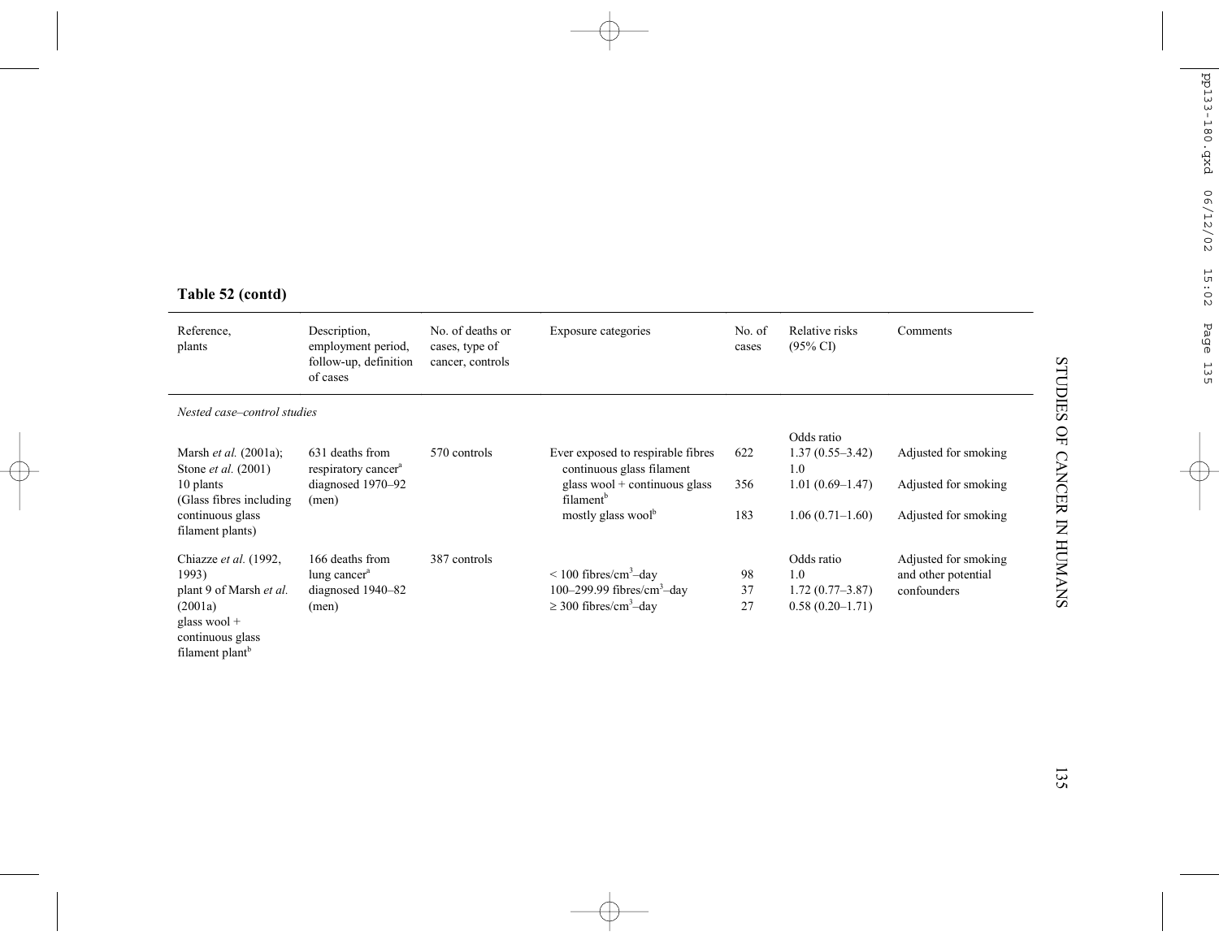**Table 52 (contd)**

| Reference, plants | Description, employment period, follow-up, definition of cases | No. of deaths or cases, type of cancer, controls | Exposure categories | No. of cases | Relative risks (95% CI) | Comments |
|---|---|---|---|---|---|---|
| *Nested case–control studies* | | | | | | |
| Marsh *et al.* (2001a); Stone *et al.* (2001) 10 plants (Glass fibres including continuous glass filament plants) | 631 deaths from respiratory cancer[a] diagnosed 1970–92 (men) | 570 controls | Ever exposed to respirable fibres | 622 | Odds ratio 1.37 (0.55–3.42) | Adjusted for smoking |
| | | | continuous glass filament | | 1.0 | |
| | | | glass wool + continuous glass filament[b] | 356 | 1.01 (0.69–1.47) | Adjusted for smoking |
| | | | mostly glass wool[b] | 183 | 1.06 (0.71–1.60) | Adjusted for smoking |
| Chiazze *et al.* (1992, 1993) plant 9 of Marsh *et al.* (2001a) glass wool + continuous glass filament plant[b] | 166 deaths from lung cancer[a] diagnosed 1940–82 (men) | 387 controls | | | Odds ratio | Adjusted for smoking and other potential confounders |
| | | | < 100 fibres/cm$^3$–day | 98 | 1.0 | |
| | | | 100–299.99 fibres/cm$^3$–day | 37 | 1.72 (0.77–3.87) | |
| | | | ≥ 300 fibres/cm$^3$–day | 27 | 0.58 (0.20–1.71) | |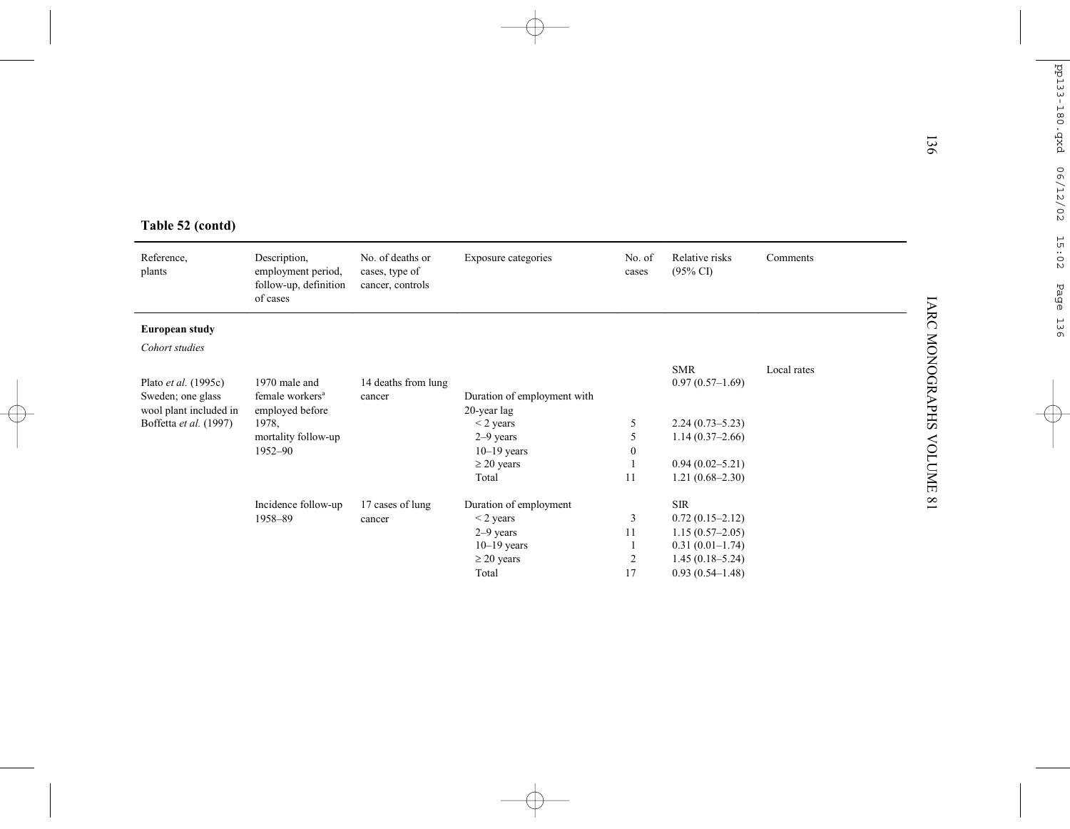**Table 52 (contd)**

| Reference, plants | Description, employment period, follow-up, definition of cases | No. of deaths or cases, type of cancer, controls | Exposure categories | No. of cases | Relative risks (95% CI) | Comments |
|---|---|---|---|---|---|---|
| **European study** | | | | | | |
| *Cohort studies* | | | | | | |
| Plato *et al.* (1995c) Sweden; one glass wool plant included in Boffetta *et al.* (1997) | 1970 male and female workers[a] employed before 1978, mortality follow-up 1952–90 | 14 deaths from lung cancer | | | SMR 0.97 (0.57–1.69) | Local rates |
| | | | Duration of employment with 20-year lag | | | |
| | | | < 2 years | 5 | 2.24 (0.73–5.23) | |
| | | | 2–9 years | 5 | 1.14 (0.37–2.66) | |
| | | | 10–19 years | 0 | | |
| | | | ≥ 20 years | 1 | 0.94 (0.02–5.21) | |
| | | | Total | 11 | 1.21 (0.68–2.30) | |
| | Incidence follow-up 1958–89 | 17 cases of lung cancer | Duration of employment | | SIR | |
| | | | < 2 years | 3 | 0.72 (0.15–2.12) | |
| | | | 2–9 years | 11 | 1.15 (0.57–2.05) | |
| | | | 10–19 years | 1 | 0.31 (0.01–1.74) | |
| | | | ≥ 20 years | 2 | 1.45 (0.18–5.24) | |
| | | | Total | 17 | 0.93 (0.54–1.48) | |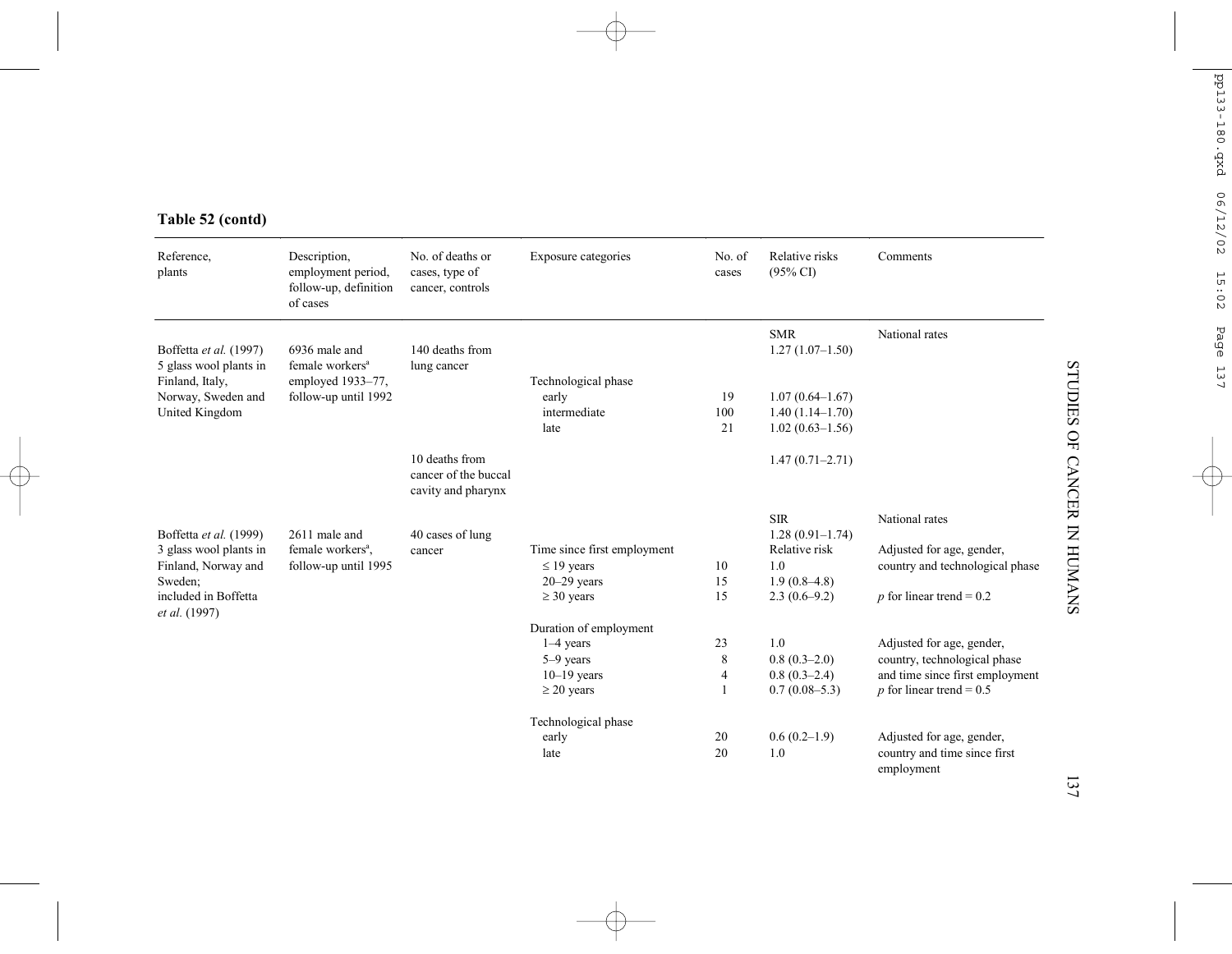**Table 52 (contd)**

| Reference, plants | Description, employment period, follow-up, definition of cases | No. of deaths or cases, type of cancer, controls | Exposure categories | No. of cases | Relative risks (95% CI) | Comments |
|---|---|---|---|---|---|---|
| Boffetta *et al.* (1997) 5 glass wool plants in Finland, Italy, Norway, Sweden and United Kingdom | 6936 male and female workers[a] employed 1933–77, follow-up until 1992 | 140 deaths from lung cancer | | | SMR 1.27 (1.07–1.50) | National rates |
| | | | Technological phase | | | |
| | | | early | 19 | 1.07 (0.64–1.67) | |
| | | | intermediate | 100 | 1.40 (1.14–1.70) | |
| | | | late | 21 | 1.02 (0.63–1.56) | |
| | | 10 deaths from cancer of the buccal cavity and pharynx | | | 1.47 (0.71–2.71) | |
| Boffetta *et al.* (1999) 3 glass wool plants in Finland, Norway and Sweden; included in Boffetta *et al.* (1997) | 2611 male and female workers[a], follow-up until 1995 | 40 cases of lung cancer | | | SIR 1.28 (0.91–1.74) | National rates |
| | | | Time since first employment | | Relative risk | Adjusted for age, gender, country and technological phase |
| | | | ≤ 19 years | 10 | 1.0 | |
| | | | 20–29 years | 15 | 1.9 (0.8–4.8) | |
| | | | ≥ 30 years | 15 | 2.3 (0.6–9.2) | $p$ for linear trend = 0.2 |
| | | | Duration of employment | | | |
| | | | 1–4 years | 23 | 1.0 | Adjusted for age, gender, country, technological phase and time since first employment |
| | | | 5–9 years | 8 | 0.8 (0.3–2.0) | |
| | | | 10–19 years | 4 | 0.8 (0.3–2.4) | |
| | | | ≥ 20 years | 1 | 0.7 (0.08–5.3) | $p$ for linear trend = 0.5 |
| | | | Technological phase | | | |
| | | | early | 20 | 0.6 (0.2–1.9) | Adjusted for age, gender, country and time since first employment |
| | | | late | 20 | 1.0 | |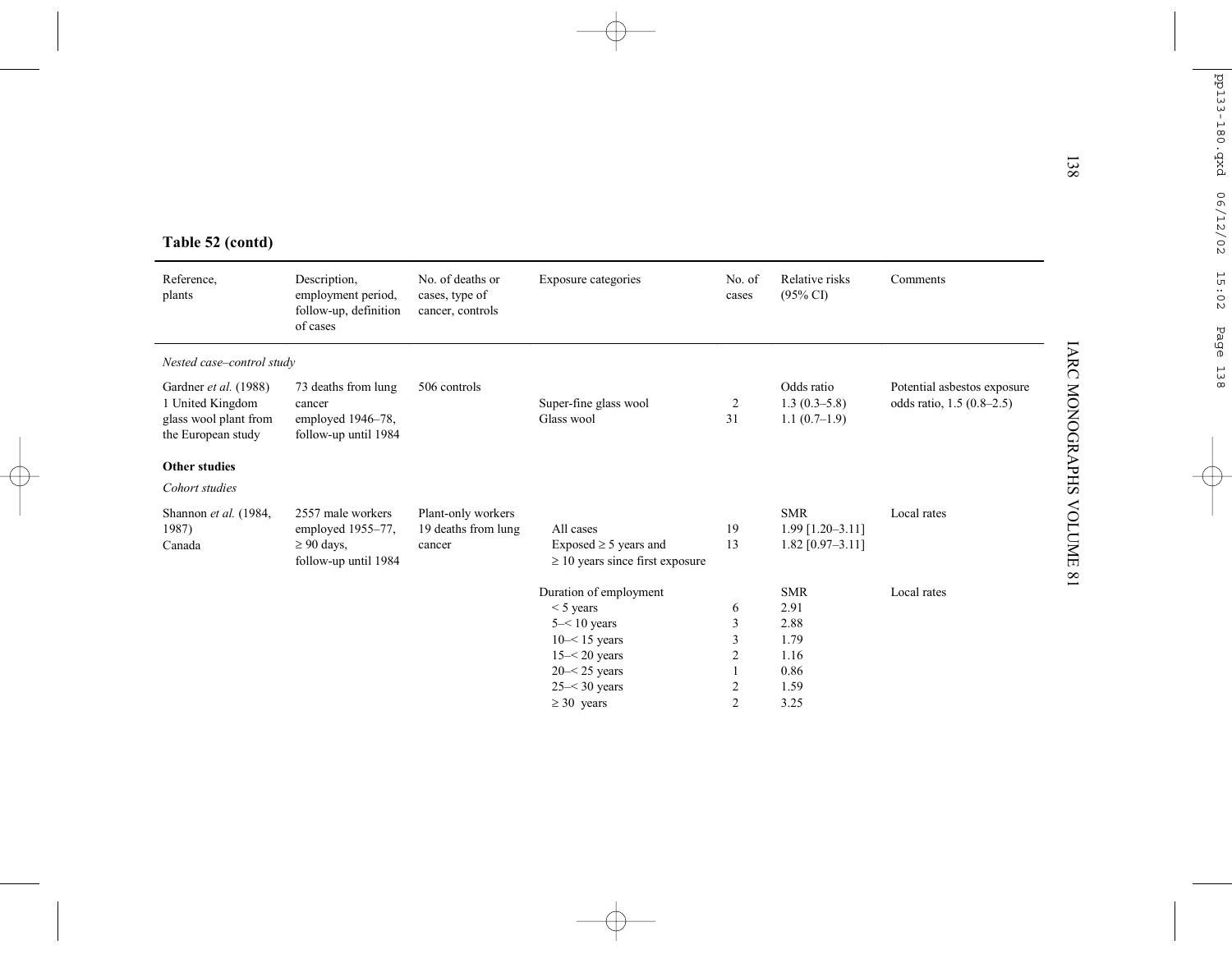**Table 52 (contd)**

| Reference, plants | Description, employment period, follow-up, definition of cases | No. of deaths or cases, type of cancer, controls | Exposure categories | No. of cases | Relative risks (95% CI) | Comments |
|---|---|---|---|---|---|---|
| *Nested case–control study* | | | | | | |
| Gardner *et al.* (1988) 1 United Kingdom glass wool plant from the European study | 73 deaths from lung cancer employed 1946–78, follow-up until 1984 | 506 controls | | | Odds ratio | Potential asbestos exposure odds ratio, 1.5 (0.8–2.5) |
| | | | Super-fine glass wool | 2 | 1.3 (0.3–5.8) | |
| | | | Glass wool | 31 | 1.1 (0.7–1.9) | |
| **Other studies** | | | | | | |
| *Cohort studies* | | | | | | |
| Shannon *et al.* (1984, 1987) Canada | 2557 male workers employed 1955–77, ≥ 90 days, follow-up until 1984 | Plant-only workers 19 deaths from lung cancer | | | SMR | Local rates |
| | | | All cases | 19 | 1.99 [1.20–3.11] | |
| | | | Exposed ≥ 5 years and ≥ 10 years since first exposure | 13 | 1.82 [0.97–3.11] | |
| | | | Duration of employment | | SMR | Local rates |
| | | | < 5 years | 6 | 2.91 | |
| | | | 5–< 10 years | 3 | 2.88 | |
| | | | 10–< 15 years | 3 | 1.79 | |
| | | | 15–< 20 years | 2 | 1.16 | |
| | | | 20–< 25 years | 1 | 0.86 | |
| | | | 25–< 30 years | 2 | 1.59 | |
| | | | ≥ 30 years | 2 | 3.25 | |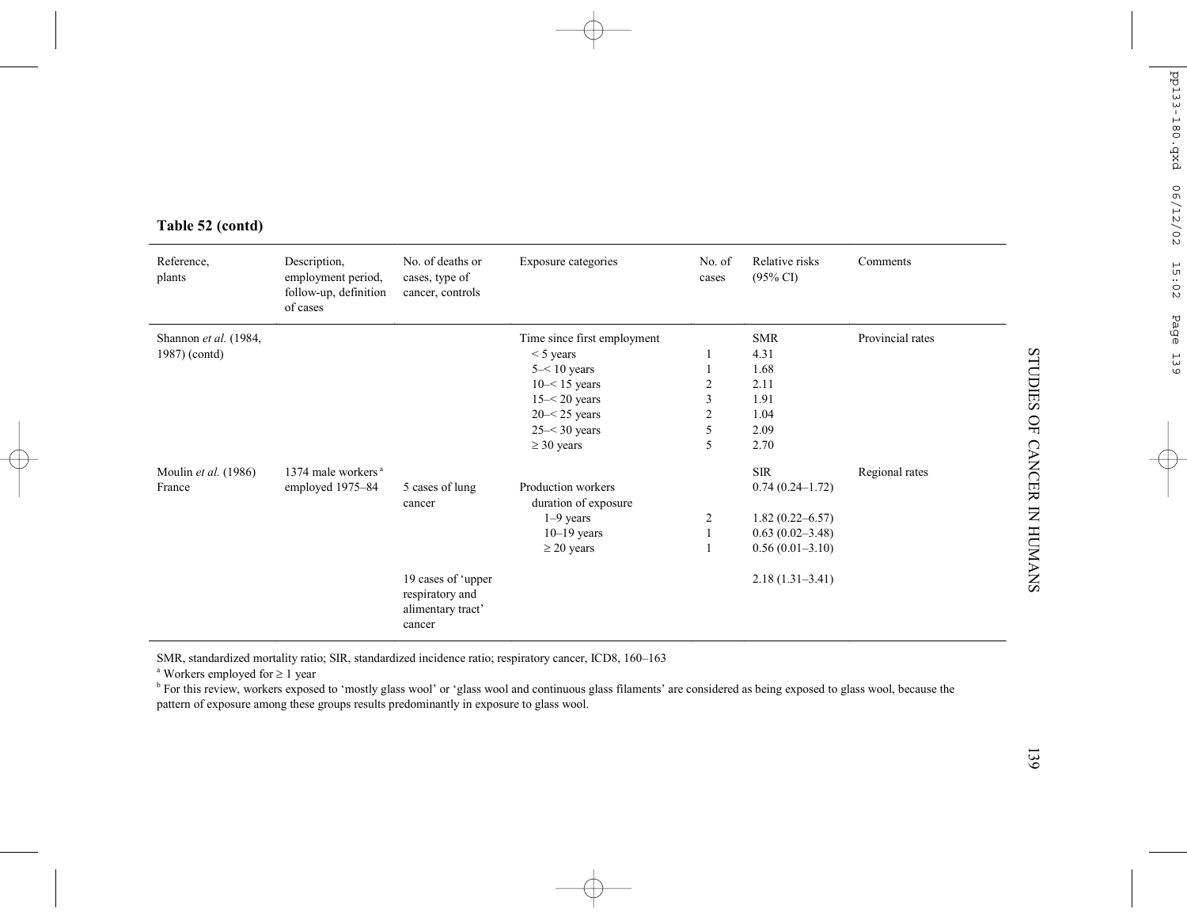**Table 52 (contd)**

| Reference, plants | Description, employment period, follow-up, definition of cases | No. of deaths or cases, type of cancer, controls | Exposure categories | No. of cases | Relative risks (95% CI) | Comments |
|---|---|---|---|---|---|---|
| Shannon *et al.* (1984, 1987) (contd) | | | Time since first employment | | SMR | Provincial rates |
| | | | < 5 years | 1 | 4.31 | |
| | | | 5–< 10 years | 1 | 1.68 | |
| | | | 10–< 15 years | 2 | 2.11 | |
| | | | 15–< 20 years | 3 | 1.91 | |
| | | | 20–< 25 years | 2 | 1.04 | |
| | | | 25–< 30 years | 5 | 2.09 | |
| | | | ≥ 30 years | 5 | 2.70 | |
| Moulin *et al.* (1986) France | 1374 male workers [a] employed 1975–84 | | | | SIR | Regional rates |
| | | 5 cases of lung cancer | Production workers | | 0.74 (0.24–1.72) | |
| | | | duration of exposure | | | |
| | | | 1–9 years | 2 | 1.82 (0.22–6.57) | |
| | | | 10–19 years | 1 | 0.63 (0.02–3.48) | |
| | | | ≥ 20 years | 1 | 0.56 (0.01–3.10) | |
| | | 19 cases of 'upper respiratory and alimentary tract' cancer | | | 2.18 (1.31–3.41) | |

SMR, standardized mortality ratio; SIR, standardized incidence ratio; respiratory cancer, ICD8, 160–163

[a] Workers employed for ≥ 1 year

[b] For this review, workers exposed to 'mostly glass wool' or 'glass wool and continuous glass filaments' are considered as being exposed to glass wool, because the pattern of exposure among these groups results predominantly in exposure to glass wool.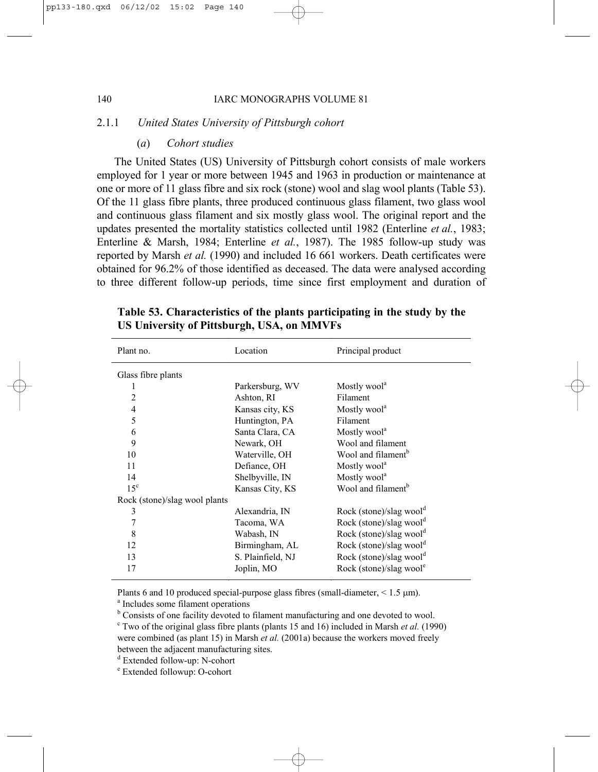### 2.1.1 *United States University of Pittsburgh cohort*

#### (*a*) *Cohort studies*

The United States (US) University of Pittsburgh cohort consists of male workers employed for 1 year or more between 1945 and 1963 in production or maintenance at one or more of 11 glass fibre and six rock (stone) wool and slag wool plants (Table 53). Of the 11 glass fibre plants, three produced continuous glass filament, two glass wool and continuous glass filament and six mostly glass wool. The original report and the updates presented the mortality statistics collected until 1982 (Enterline *et al.*, 1983; Enterline & Marsh, 1984; Enterline *et al.*, 1987). The 1985 follow-up study was reported by Marsh *et al.* (1990) and included 16 661 workers. Death certificates were obtained for 96.2% of those identified as deceased. The data were analysed according to three different follow-up periods, time since first employment and duration of

**Table 53. Characteristics of the plants participating in the study by the US University of Pittsburgh, USA, on MMVFs**

| Plant no. | Location | Principal product |
|---|---|---|
| Glass fibre plants | | |
| 1 | Parkersburg, WV | Mostly wool[a] |
| 2 | Ashton, RI | Filament |
| 4 | Kansas city, KS | Mostly wool[a] |
| 5 | Huntington, PA | Filament |
| 6 | Santa Clara, CA | Mostly wool[a] |
| 9 | Newark, OH | Wool and filament |
| 10 | Waterville, OH | Wool and filament[b] |
| 11 | Defiance, OH | Mostly wool[a] |
| 14 | Shelbyville, IN | Mostly wool[a] |
| 15[c] | Kansas City, KS | Wool and filament[b] |
| Rock (stone)/slag wool plants | | |
| 3 | Alexandria, IN | Rock (stone)/slag wool[d] |
| 7 | Tacoma, WA | Rock (stone)/slag wool[d] |
| 8 | Wabash, IN | Rock (stone)/slag wool[d] |
| 12 | Birmingham, AL | Rock (stone)/slag wool[d] |
| 13 | S. Plainfield, NJ | Rock (stone)/slag wool[d] |
| 17 | Joplin, MO | Rock (stone)/slag wool[e] |

Plants 6 and 10 produced special-purpose glass fibres (small-diameter, < 1.5 μm).

[a] Includes some filament operations

[b] Consists of one facility devoted to filament manufacturing and one devoted to wool.

[c] Two of the original glass fibre plants (plants 15 and 16) included in Marsh *et al.* (1990) were combined (as plant 15) in Marsh *et al.* (2001a) because the workers moved freely between the adjacent manufacturing sites.

[d] Extended follow-up: N-cohort

[e] Extended followup: O-cohort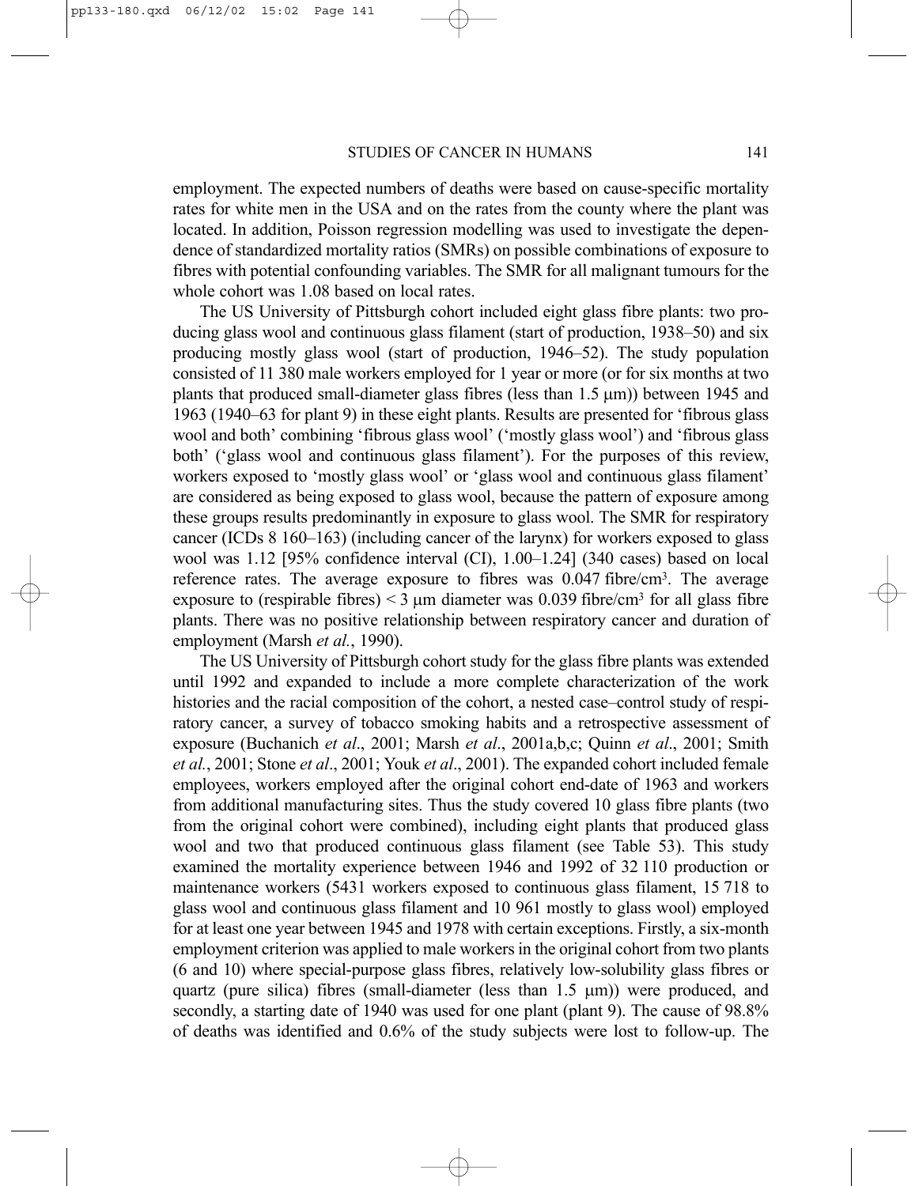employment. The expected numbers of deaths were based on cause-specific mortality rates for white men in the USA and on the rates from the county where the plant was located. In addition, Poisson regression modelling was used to investigate the dependence of standardized mortality ratios (SMRs) on possible combinations of exposure to fibres with potential confounding variables. The SMR for all malignant tumours for the whole cohort was 1.08 based on local rates.

The US University of Pittsburgh cohort included eight glass fibre plants: two producing glass wool and continuous glass filament (start of production, 1938–50) and six producing mostly glass wool (start of production, 1946–52). The study population consisted of 11 380 male workers employed for 1 year or more (or for six months at two plants that produced small-diameter glass fibres (less than 1.5 μm)) between 1945 and 1963 (1940–63 for plant 9) in these eight plants. Results are presented for 'fibrous glass wool and both' combining 'fibrous glass wool' ('mostly glass wool') and 'fibrous glass both' ('glass wool and continuous glass filament'). For the purposes of this review, workers exposed to 'mostly glass wool' or 'glass wool and continuous glass filament' are considered as being exposed to glass wool, because the pattern of exposure among these groups results predominantly in exposure to glass wool. The SMR for respiratory cancer (ICDs 8 160–163) (including cancer of the larynx) for workers exposed to glass wool was 1.12 [95% confidence interval (CI), 1.00–1.24] (340 cases) based on local reference rates. The average exposure to fibres was 0.047 fibre/cm$^3$. The average exposure to (respirable fibres) < 3 μm diameter was 0.039 fibre/cm$^3$ for all glass fibre plants. There was no positive relationship between respiratory cancer and duration of employment (Marsh *et al.*, 1990).

The US University of Pittsburgh cohort study for the glass fibre plants was extended until 1992 and expanded to include a more complete characterization of the work histories and the racial composition of the cohort, a nested case–control study of respiratory cancer, a survey of tobacco smoking habits and a retrospective assessment of exposure (Buchanich *et al*., 2001; Marsh *et al*., 2001a,b,c; Quinn *et al*., 2001; Smith *et al.*, 2001; Stone *et al*., 2001; Youk *et al*., 2001). The expanded cohort included female employees, workers employed after the original cohort end-date of 1963 and workers from additional manufacturing sites. Thus the study covered 10 glass fibre plants (two from the original cohort were combined), including eight plants that produced glass wool and two that produced continuous glass filament (see Table 53). This study examined the mortality experience between 1946 and 1992 of 32 110 production or maintenance workers (5431 workers exposed to continuous glass filament, 15 718 to glass wool and continuous glass filament and 10 961 mostly to glass wool) employed for at least one year between 1945 and 1978 with certain exceptions. Firstly, a six-month employment criterion was applied to male workers in the original cohort from two plants (6 and 10) where special-purpose glass fibres, relatively low-solubility glass fibres or quartz (pure silica) fibres (small-diameter (less than 1.5 μm)) were produced, and secondly, a starting date of 1940 was used for one plant (plant 9). The cause of 98.8% of deaths was identified and 0.6% of the study subjects were lost to follow-up. The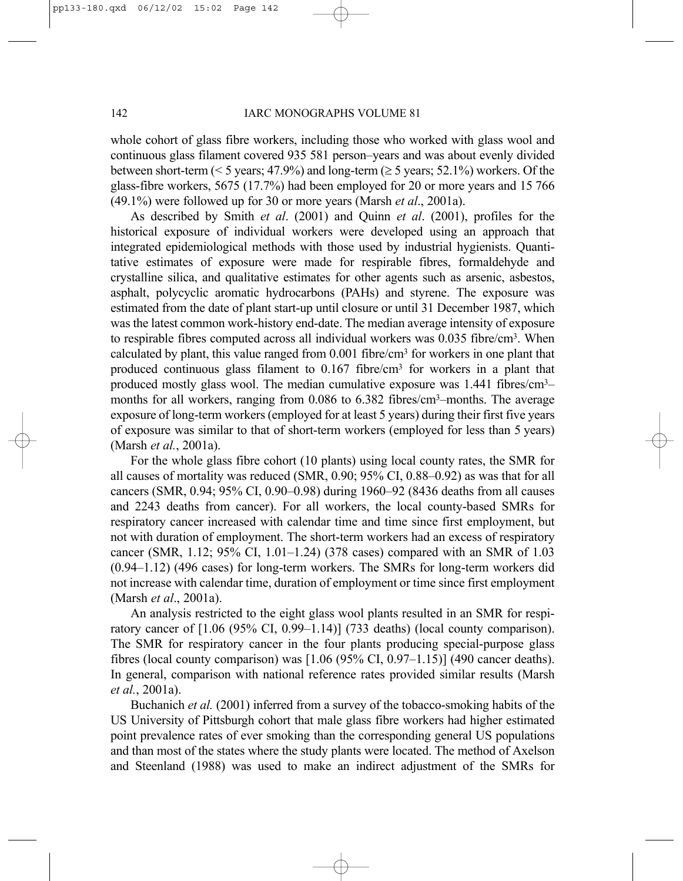whole cohort of glass fibre workers, including those who worked with glass wool and continuous glass filament covered 935 581 person–years and was about evenly divided between short-term (< 5 years; 47.9%) and long-term (≥ 5 years; 52.1%) workers. Of the glass-fibre workers, 5675 (17.7%) had been employed for 20 or more years and 15 766 (49.1%) were followed up for 30 or more years (Marsh *et al*., 2001a).

As described by Smith *et al*. (2001) and Quinn *et al*. (2001), profiles for the historical exposure of individual workers were developed using an approach that integrated epidemiological methods with those used by industrial hygienists. Quantitative estimates of exposure were made for respirable fibres, formaldehyde and crystalline silica, and qualitative estimates for other agents such as arsenic, asbestos, asphalt, polycyclic aromatic hydrocarbons (PAHs) and styrene. The exposure was estimated from the date of plant start-up until closure or until 31 December 1987, which was the latest common work-history end-date. The median average intensity of exposure to respirable fibres computed across all individual workers was 0.035 fibre/cm$^3$. When calculated by plant, this value ranged from 0.001 fibre/cm$^3$ for workers in one plant that produced continuous glass filament to 0.167 fibre/cm$^3$ for workers in a plant that produced mostly glass wool. The median cumulative exposure was 1.441 fibres/cm$^3$–months for all workers, ranging from 0.086 to 6.382 fibres/cm$^3$–months. The average exposure of long-term workers (employed for at least 5 years) during their first five years of exposure was similar to that of short-term workers (employed for less than 5 years) (Marsh *et al*., 2001a).

For the whole glass fibre cohort (10 plants) using local county rates, the SMR for all causes of mortality was reduced (SMR, 0.90; 95% CI, 0.88–0.92) as was that for all cancers (SMR, 0.94; 95% CI, 0.90–0.98) during 1960–92 (8436 deaths from all causes and 2243 deaths from cancer). For all workers, the local county-based SMRs for respiratory cancer increased with calendar time and time since first employment, but not with duration of employment. The short-term workers had an excess of respiratory cancer (SMR, 1.12; 95% CI, 1.01–1.24) (378 cases) compared with an SMR of 1.03 (0.94–1.12) (496 cases) for long-term workers. The SMRs for long-term workers did not increase with calendar time, duration of employment or time since first employment (Marsh *et al*., 2001a).

An analysis restricted to the eight glass wool plants resulted in an SMR for respiratory cancer of [1.06 (95% CI, 0.99–1.14)] (733 deaths) (local county comparison). The SMR for respiratory cancer in the four plants producing special-purpose glass fibres (local county comparison) was [1.06 (95% CI, 0.97–1.15)] (490 cancer deaths). In general, comparison with national reference rates provided similar results (Marsh *et al*., 2001a).

Buchanich *et al.* (2001) inferred from a survey of the tobacco-smoking habits of the US University of Pittsburgh cohort that male glass fibre workers had higher estimated point prevalence rates of ever smoking than the corresponding general US populations and than most of the states where the study plants were located. The method of Axelson and Steenland (1988) was used to make an indirect adjustment of the SMRs for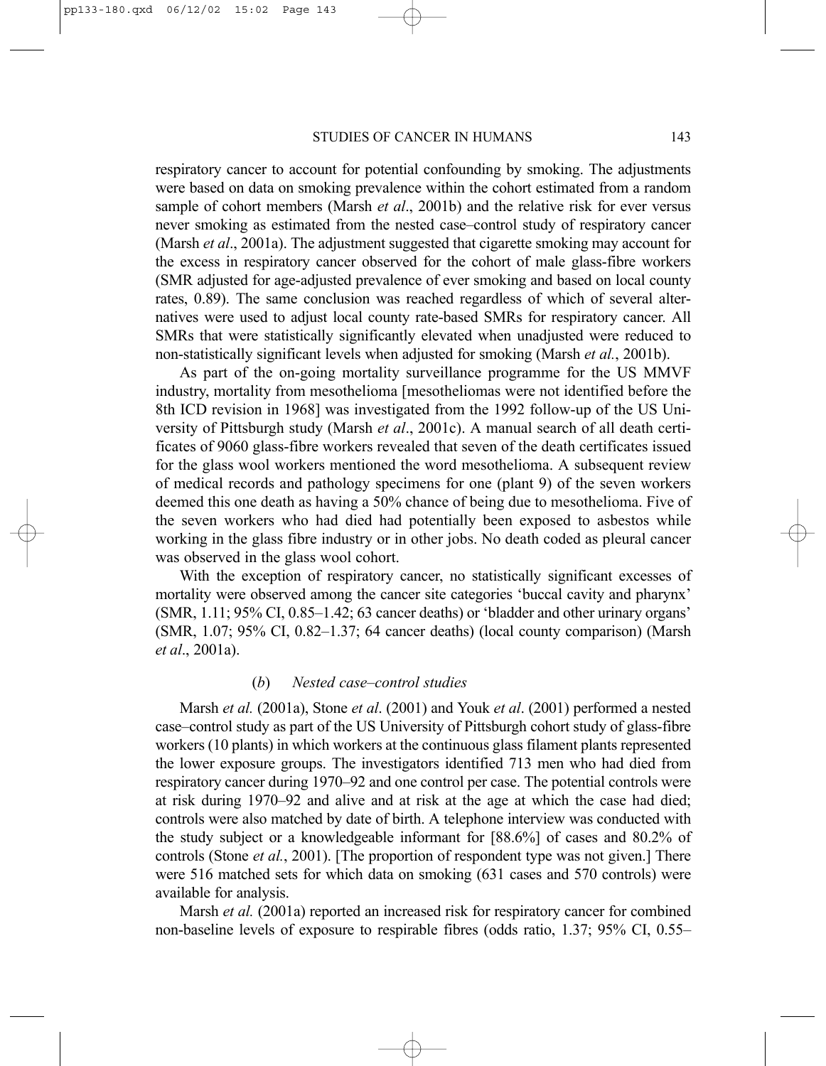respiratory cancer to account for potential confounding by smoking. The adjustments were based on data on smoking prevalence within the cohort estimated from a random sample of cohort members (Marsh *et al*., 2001b) and the relative risk for ever versus never smoking as estimated from the nested case–control study of respiratory cancer (Marsh *et al*., 2001a). The adjustment suggested that cigarette smoking may account for the excess in respiratory cancer observed for the cohort of male glass-fibre workers (SMR adjusted for age-adjusted prevalence of ever smoking and based on local county rates, 0.89). The same conclusion was reached regardless of which of several alternatives were used to adjust local county rate-based SMRs for respiratory cancer. All SMRs that were statistically significantly elevated when unadjusted were reduced to non-statistically significant levels when adjusted for smoking (Marsh *et al.*, 2001b).

As part of the on-going mortality surveillance programme for the US MMVF industry, mortality from mesothelioma [mesotheliomas were not identified before the 8th ICD revision in 1968] was investigated from the 1992 follow-up of the US University of Pittsburgh study (Marsh *et al*., 2001c). A manual search of all death certificates of 9060 glass-fibre workers revealed that seven of the death certificates issued for the glass wool workers mentioned the word mesothelioma. A subsequent review of medical records and pathology specimens for one (plant 9) of the seven workers deemed this one death as having a 50% chance of being due to mesothelioma. Five of the seven workers who had died had potentially been exposed to asbestos while working in the glass fibre industry or in other jobs. No death coded as pleural cancer was observed in the glass wool cohort.

With the exception of respiratory cancer, no statistically significant excesses of mortality were observed among the cancer site categories 'buccal cavity and pharynx' (SMR, 1.11; 95% CI, 0.85–1.42; 63 cancer deaths) or 'bladder and other urinary organs' (SMR, 1.07; 95% CI, 0.82–1.37; 64 cancer deaths) (local county comparison) (Marsh *et al*., 2001a).

#### (*b*) *Nested case–control studies*

Marsh *et al.* (2001a), Stone *et al*. (2001) and Youk *et al*. (2001) performed a nested case–control study as part of the US University of Pittsburgh cohort study of glass-fibre workers (10 plants) in which workers at the continuous glass filament plants represented the lower exposure groups. The investigators identified 713 men who had died from respiratory cancer during 1970–92 and one control per case. The potential controls were at risk during 1970–92 and alive and at risk at the age at which the case had died; controls were also matched by date of birth. A telephone interview was conducted with the study subject or a knowledgeable informant for [88.6%] of cases and 80.2% of controls (Stone *et al.*, 2001). [The proportion of respondent type was not given.] There were 516 matched sets for which data on smoking (631 cases and 570 controls) were available for analysis.

Marsh *et al.* (2001a) reported an increased risk for respiratory cancer for combined non-baseline levels of exposure to respirable fibres (odds ratio, 1.37; 95% CI, 0.55–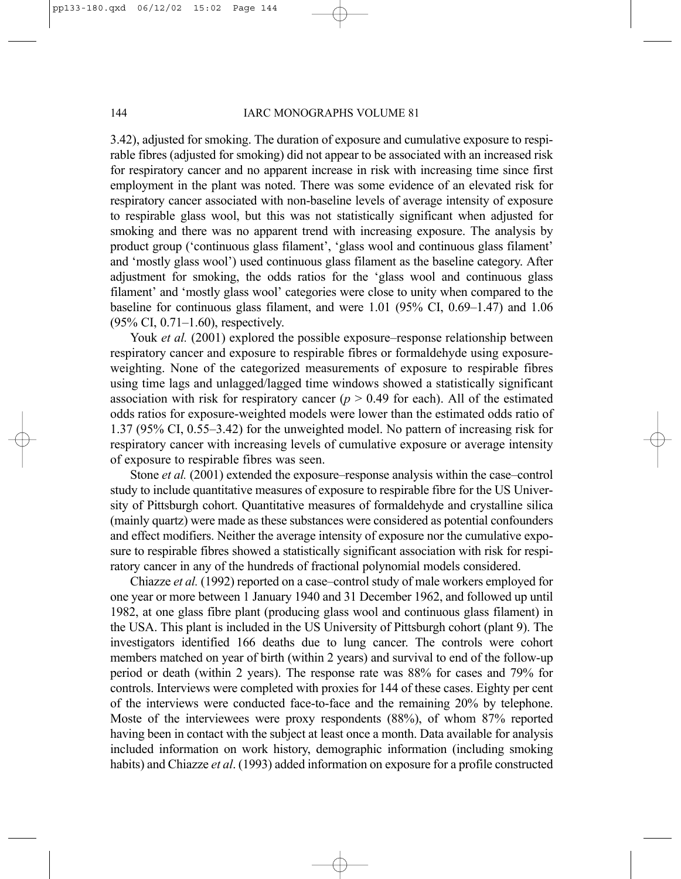3.42), adjusted for smoking. The duration of exposure and cumulative exposure to respirable fibres (adjusted for smoking) did not appear to be associated with an increased risk for respiratory cancer and no apparent increase in risk with increasing time since first employment in the plant was noted. There was some evidence of an elevated risk for respiratory cancer associated with non-baseline levels of average intensity of exposure to respirable glass wool, but this was not statistically significant when adjusted for smoking and there was no apparent trend with increasing exposure. The analysis by product group ('continuous glass filament', 'glass wool and continuous glass filament' and 'mostly glass wool') used continuous glass filament as the baseline category. After adjustment for smoking, the odds ratios for the 'glass wool and continuous glass filament' and 'mostly glass wool' categories were close to unity when compared to the baseline for continuous glass filament, and were 1.01 (95% CI, 0.69–1.47) and 1.06 (95% CI, 0.71–1.60), respectively.

Youk *et al.* (2001) explored the possible exposure–response relationship between respiratory cancer and exposure to respirable fibres or formaldehyde using exposure-weighting. None of the categorized measurements of exposure to respirable fibres using time lags and unlagged/lagged time windows showed a statistically significant association with risk for respiratory cancer ($p > 0.49$ for each). All of the estimated odds ratios for exposure-weighted models were lower than the estimated odds ratio of 1.37 (95% CI, 0.55–3.42) for the unweighted model. No pattern of increasing risk for respiratory cancer with increasing levels of cumulative exposure or average intensity of exposure to respirable fibres was seen.

Stone *et al.* (2001) extended the exposure–response analysis within the case–control study to include quantitative measures of exposure to respirable fibre for the US University of Pittsburgh cohort. Quantitative measures of formaldehyde and crystalline silica (mainly quartz) were made as these substances were considered as potential confounders and effect modifiers. Neither the average intensity of exposure nor the cumulative exposure to respirable fibres showed a statistically significant association with risk for respiratory cancer in any of the hundreds of fractional polynomial models considered.

Chiazze *et al.* (1992) reported on a case–control study of male workers employed for one year or more between 1 January 1940 and 31 December 1962, and followed up until 1982, at one glass fibre plant (producing glass wool and continuous glass filament) in the USA. This plant is included in the US University of Pittsburgh cohort (plant 9). The investigators identified 166 deaths due to lung cancer. The controls were cohort members matched on year of birth (within 2 years) and survival to end of the follow-up period or death (within 2 years). The response rate was 88% for cases and 79% for controls. Interviews were completed with proxies for 144 of these cases. Eighty per cent of the interviews were conducted face-to-face and the remaining 20% by telephone. Moste of the interviewees were proxy respondents (88%), of whom 87% reported having been in contact with the subject at least once a month. Data available for analysis included information on work history, demographic information (including smoking habits) and Chiazze *et al*. (1993) added information on exposure for a profile constructed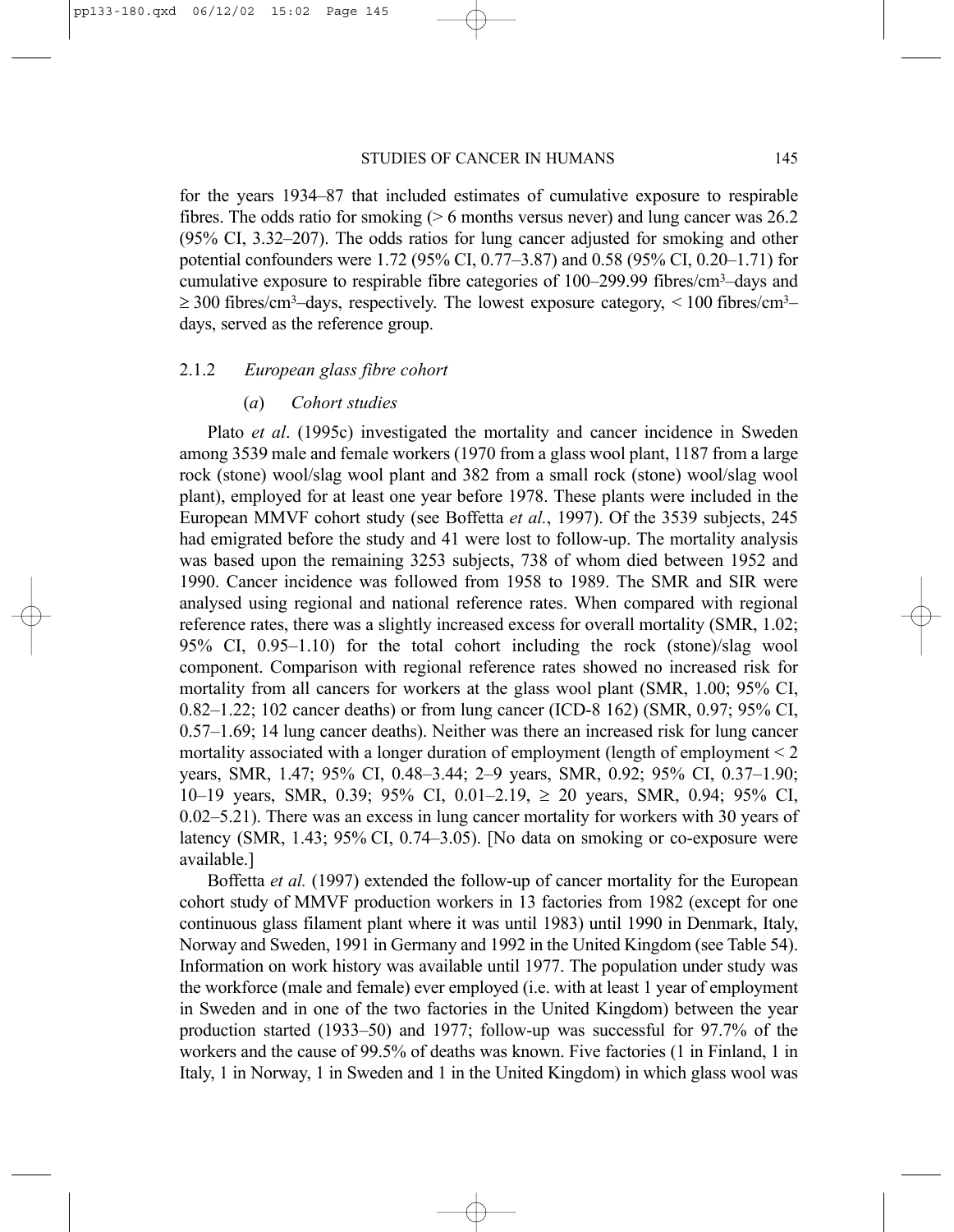for the years 1934–87 that included estimates of cumulative exposure to respirable fibres. The odds ratio for smoking (> 6 months versus never) and lung cancer was 26.2 (95% CI, 3.32–207). The odds ratios for lung cancer adjusted for smoking and other potential confounders were 1.72 (95% CI, 0.77–3.87) and 0.58 (95% CI, 0.20–1.71) for cumulative exposure to respirable fibre categories of 100–299.99 fibres/$cm^3$–days and ≥ 300 fibres/$cm^3$–days, respectively. The lowest exposure category, < 100 fibres/$cm^3$–days, served as the reference group.

### 2.1.2 *European glass fibre cohort*

#### (*a*) *Cohort studies*

Plato *et al*. (1995c) investigated the mortality and cancer incidence in Sweden among 3539 male and female workers (1970 from a glass wool plant, 1187 from a large rock (stone) wool/slag wool plant and 382 from a small rock (stone) wool/slag wool plant), employed for at least one year before 1978. These plants were included in the European MMVF cohort study (see Boffetta *et al.*, 1997). Of the 3539 subjects, 245 had emigrated before the study and 41 were lost to follow-up. The mortality analysis was based upon the remaining 3253 subjects, 738 of whom died between 1952 and 1990. Cancer incidence was followed from 1958 to 1989. The SMR and SIR were analysed using regional and national reference rates. When compared with regional reference rates, there was a slightly increased excess for overall mortality (SMR, 1.02; 95% CI, 0.95–1.10) for the total cohort including the rock (stone)/slag wool component. Comparison with regional reference rates showed no increased risk for mortality from all cancers for workers at the glass wool plant (SMR, 1.00; 95% CI, 0.82–1.22; 102 cancer deaths) or from lung cancer (ICD-8 162) (SMR, 0.97; 95% CI, 0.57–1.69; 14 lung cancer deaths). Neither was there an increased risk for lung cancer mortality associated with a longer duration of employment (length of employment < 2 years, SMR, 1.47; 95% CI, 0.48–3.44; 2–9 years, SMR, 0.92; 95% CI, 0.37–1.90; 10–19 years, SMR, 0.39; 95% CI, 0.01–2.19, ≥ 20 years, SMR, 0.94; 95% CI, 0.02–5.21). There was an excess in lung cancer mortality for workers with 30 years of latency (SMR, 1.43; 95% CI, 0.74–3.05). [No data on smoking or co-exposure were available.]

Boffetta *et al.* (1997) extended the follow-up of cancer mortality for the European cohort study of MMVF production workers in 13 factories from 1982 (except for one continuous glass filament plant where it was until 1983) until 1990 in Denmark, Italy, Norway and Sweden, 1991 in Germany and 1992 in the United Kingdom (see Table 54). Information on work history was available until 1977. The population under study was the workforce (male and female) ever employed (i.e. with at least 1 year of employment in Sweden and in one of the two factories in the United Kingdom) between the year production started (1933–50) and 1977; follow-up was successful for 97.7% of the workers and the cause of 99.5% of deaths was known. Five factories (1 in Finland, 1 in Italy, 1 in Norway, 1 in Sweden and 1 in the United Kingdom) in which glass wool was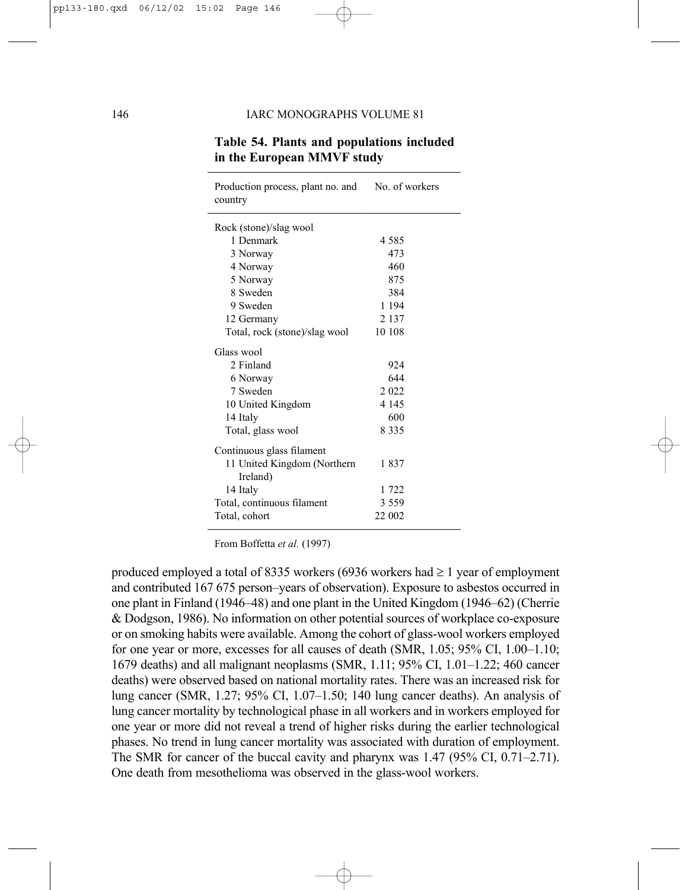**Table 54. Plants and populations included in the European MMVF study**

| Production process, plant no. and country | No. of workers |
|---|---|
| Rock (stone)/slag wool | |
| 1 Denmark | 4 585 |
| 3 Norway | 473 |
| 4 Norway | 460 |
| 5 Norway | 875 |
| 8 Sweden | 384 |
| 9 Sweden | 1 194 |
| 12 Germany | 2 137 |
| Total, rock (stone)/slag wool | 10 108 |
| Glass wool | |
| 2 Finland | 924 |
| 6 Norway | 644 |
| 7 Sweden | 2 022 |
| 10 United Kingdom | 4 145 |
| 14 Italy | 600 |
| Total, glass wool | 8 335 |
| Continuous glass filament | |
| 11 United Kingdom (Northern Ireland) | 1 837 |
| 14 Italy | 1 722 |
| Total, continuous filament | 3 559 |
| Total, cohort | 22 002 |

From Boffetta *et al.* (1997)

produced employed a total of 8335 workers (6936 workers had ≥ 1 year of employment and contributed 167 675 person–years of observation). Exposure to asbestos occurred in one plant in Finland (1946–48) and one plant in the United Kingdom (1946–62) (Cherrie & Dodgson, 1986). No information on other potential sources of workplace co-exposure or on smoking habits were available. Among the cohort of glass-wool workers employed for one year or more, excesses for all causes of death (SMR, 1.05; 95% CI, 1.00–1.10; 1679 deaths) and all malignant neoplasms (SMR, 1.11; 95% CI, 1.01–1.22; 460 cancer deaths) were observed based on national mortality rates. There was an increased risk for lung cancer (SMR, 1.27; 95% CI, 1.07–1.50; 140 lung cancer deaths). An analysis of lung cancer mortality by technological phase in all workers and in workers employed for one year or more did not reveal a trend of higher risks during the earlier technological phases. No trend in lung cancer mortality was associated with duration of employment. The SMR for cancer of the buccal cavity and pharynx was 1.47 (95% CI, 0.71–2.71). One death from mesothelioma was observed in the glass-wool workers.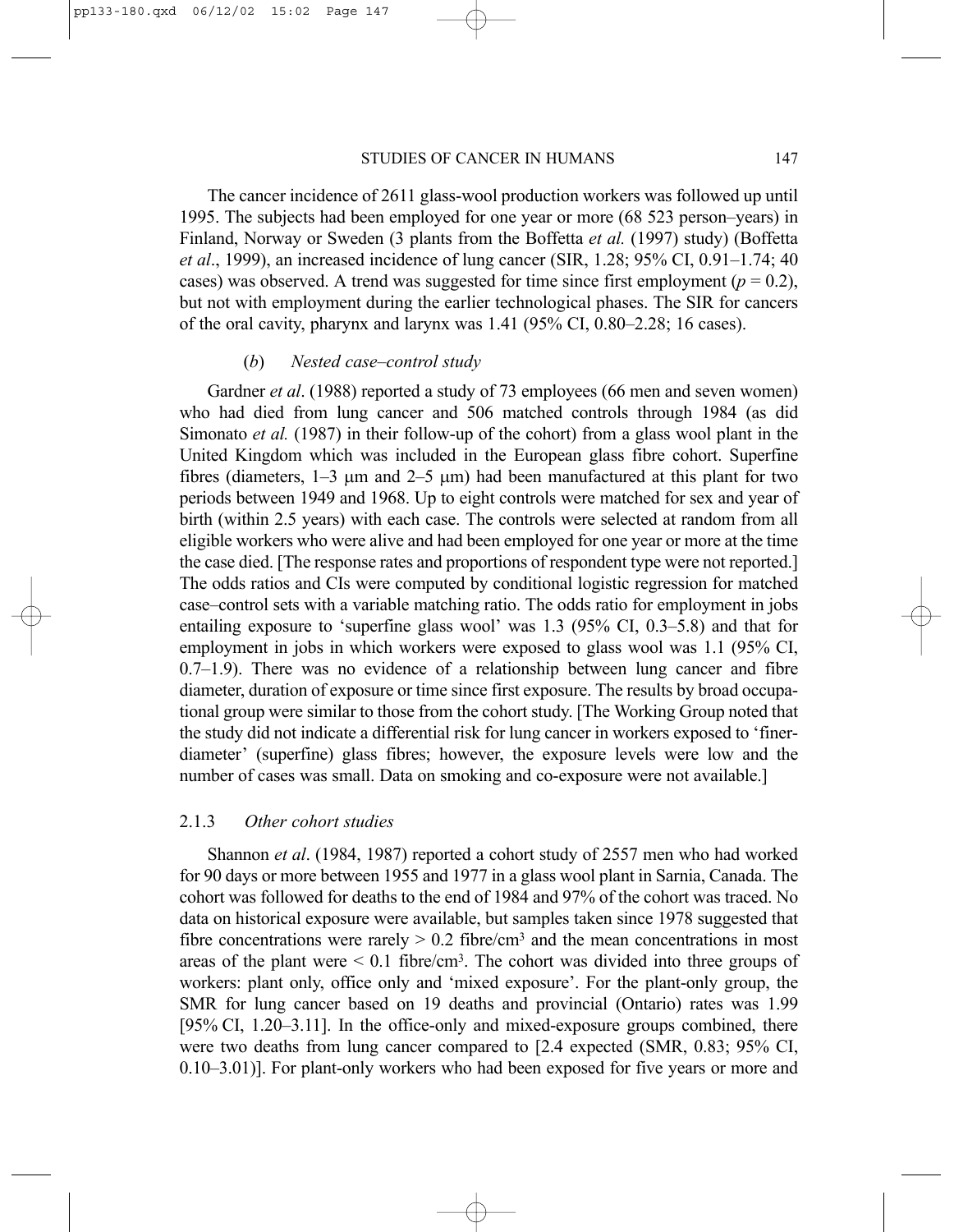The cancer incidence of 2611 glass-wool production workers was followed up until 1995. The subjects had been employed for one year or more (68 523 person–years) in Finland, Norway or Sweden (3 plants from the Boffetta *et al.* (1997) study) (Boffetta *et al*., 1999), an increased incidence of lung cancer (SIR, 1.28; 95% CI, 0.91–1.74; 40 cases) was observed. A trend was suggested for time since first employment ($p = 0.2$), but not with employment during the earlier technological phases. The SIR for cancers of the oral cavity, pharynx and larynx was 1.41 (95% CI, 0.80–2.28; 16 cases).

#### (*b*) *Nested case–control study*

Gardner *et al*. (1988) reported a study of 73 employees (66 men and seven women) who had died from lung cancer and 506 matched controls through 1984 (as did Simonato *et al.* (1987) in their follow-up of the cohort) from a glass wool plant in the United Kingdom which was included in the European glass fibre cohort. Superfine fibres (diameters, 1–3 μm and 2–5 μm) had been manufactured at this plant for two periods between 1949 and 1968. Up to eight controls were matched for sex and year of birth (within 2.5 years) with each case. The controls were selected at random from all eligible workers who were alive and had been employed for one year or more at the time the case died. [The response rates and proportions of respondent type were not reported.] The odds ratios and CIs were computed by conditional logistic regression for matched case–control sets with a variable matching ratio. The odds ratio for employment in jobs entailing exposure to 'superfine glass wool' was 1.3 (95% CI, 0.3–5.8) and that for employment in jobs in which workers were exposed to glass wool was 1.1 (95% CI, 0.7–1.9). There was no evidence of a relationship between lung cancer and fibre diameter, duration of exposure or time since first exposure. The results by broad occupational group were similar to those from the cohort study. [The Working Group noted that the study did not indicate a differential risk for lung cancer in workers exposed to 'finer-diameter' (superfine) glass fibres; however, the exposure levels were low and the number of cases was small. Data on smoking and co-exposure were not available.]

### 2.1.3 *Other cohort studies*

Shannon *et al*. (1984, 1987) reported a cohort study of 2557 men who had worked for 90 days or more between 1955 and 1977 in a glass wool plant in Sarnia, Canada. The cohort was followed for deaths to the end of 1984 and 97% of the cohort was traced. No data on historical exposure were available, but samples taken since 1978 suggested that fibre concentrations were rarely > 0.2 fibre/$cm^3$ and the mean concentrations in most areas of the plant were < 0.1 fibre/$cm^3$. The cohort was divided into three groups of workers: plant only, office only and 'mixed exposure'. For the plant-only group, the SMR for lung cancer based on 19 deaths and provincial (Ontario) rates was 1.99 [95% CI, 1.20–3.11]. In the office-only and mixed-exposure groups combined, there were two deaths from lung cancer compared to [2.4 expected (SMR, 0.83; 95% CI, 0.10–3.01)]. For plant-only workers who had been exposed for five years or more and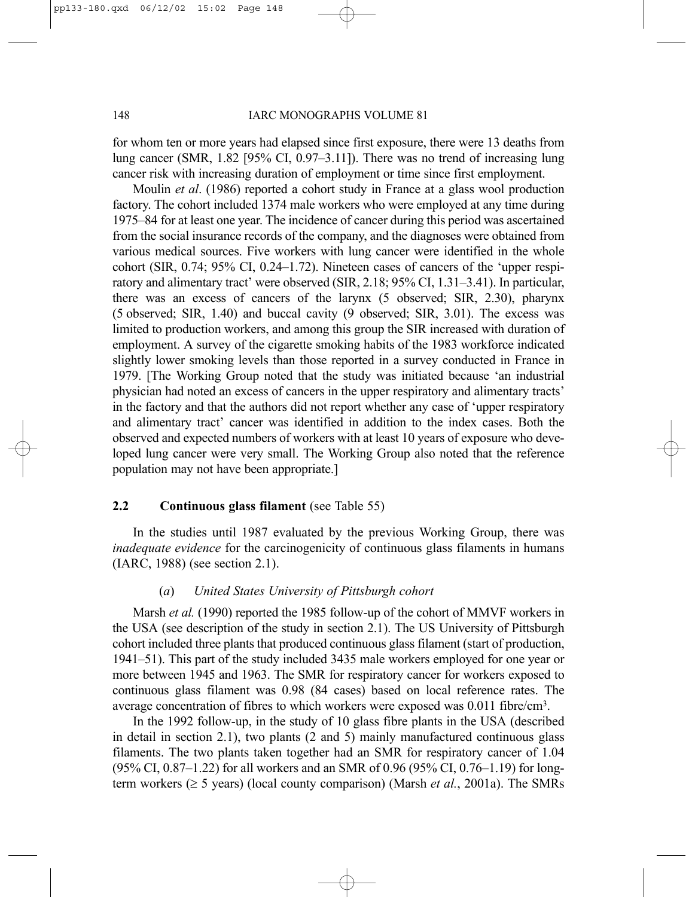for whom ten or more years had elapsed since first exposure, there were 13 deaths from lung cancer (SMR, 1.82 [95% CI, 0.97–3.11]). There was no trend of increasing lung cancer risk with increasing duration of employment or time since first employment.

Moulin *et al*. (1986) reported a cohort study in France at a glass wool production factory. The cohort included 1374 male workers who were employed at any time during 1975–84 for at least one year. The incidence of cancer during this period was ascertained from the social insurance records of the company, and the diagnoses were obtained from various medical sources. Five workers with lung cancer were identified in the whole cohort (SIR, 0.74; 95% CI, 0.24–1.72). Nineteen cases of cancers of the 'upper respiratory and alimentary tract' were observed (SIR, 2.18; 95% CI, 1.31–3.41). In particular, there was an excess of cancers of the larynx (5 observed; SIR, 2.30), pharynx (5 observed; SIR, 1.40) and buccal cavity (9 observed; SIR, 3.01). The excess was limited to production workers, and among this group the SIR increased with duration of employment. A survey of the cigarette smoking habits of the 1983 workforce indicated slightly lower smoking levels than those reported in a survey conducted in France in 1979. [The Working Group noted that the study was initiated because 'an industrial physician had noted an excess of cancers in the upper respiratory and alimentary tracts' in the factory and that the authors did not report whether any case of 'upper respiratory and alimentary tract' cancer was identified in addition to the index cases. Both the observed and expected numbers of workers with at least 10 years of exposure who developed lung cancer were very small. The Working Group also noted that the reference population may not have been appropriate.]

## 2.2 Continuous glass filament (see Table 55)

In the studies until 1987 evaluated by the previous Working Group, there was *inadequate evidence* for the carcinogenicity of continuous glass filaments in humans (IARC, 1988) (see section 2.1).

### (*a*) *United States University of Pittsburgh cohort*

Marsh *et al.* (1990) reported the 1985 follow-up of the cohort of MMVF workers in the USA (see description of the study in section 2.1). The US University of Pittsburgh cohort included three plants that produced continuous glass filament (start of production, 1941–51). This part of the study included 3435 male workers employed for one year or more between 1945 and 1963. The SMR for respiratory cancer for workers exposed to continuous glass filament was 0.98 (84 cases) based on local reference rates. The average concentration of fibres to which workers were exposed was 0.011 fibre/$cm^3$.

In the 1992 follow-up, in the study of 10 glass fibre plants in the USA (described in detail in section 2.1), two plants (2 and 5) mainly manufactured continuous glass filaments. The two plants taken together had an SMR for respiratory cancer of 1.04 (95% CI, 0.87–1.22) for all workers and an SMR of 0.96 (95% CI, 0.76–1.19) for long-term workers (≥ 5 years) (local county comparison) (Marsh *et al.*, 2001a). The SMRs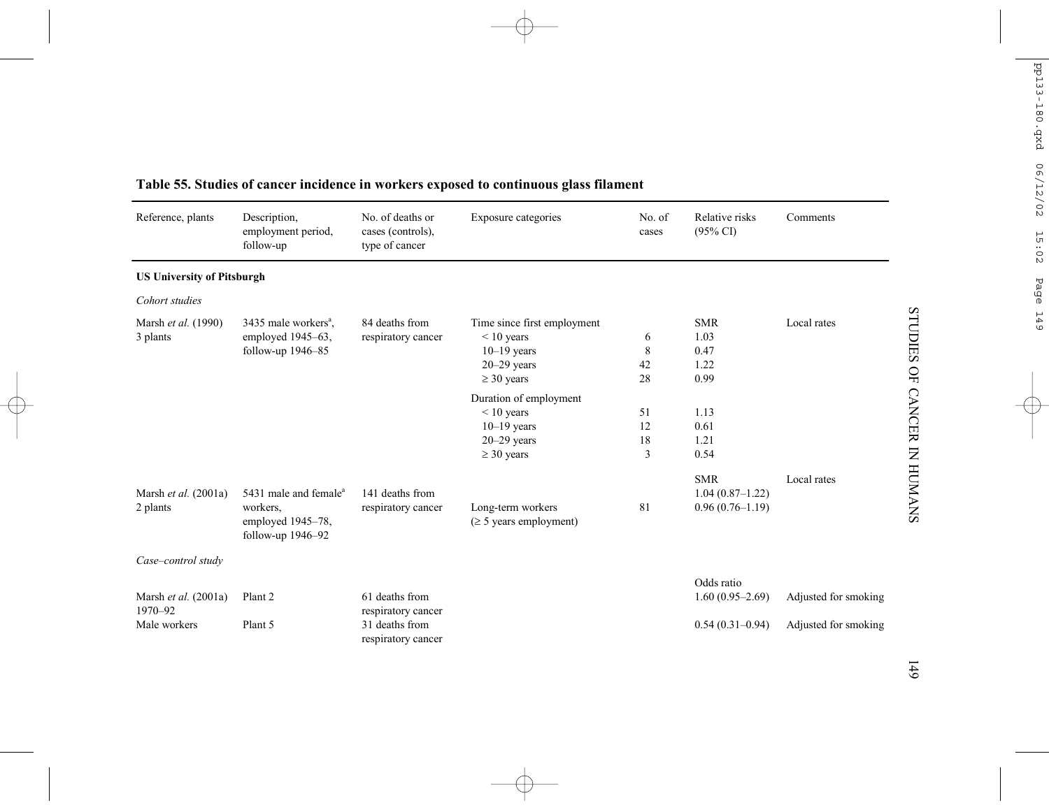**Table 55. Studies of cancer incidence in workers exposed to continuous glass filament**

| Reference, plants | Description, employment period, follow-up | No. of deaths or cases (controls), type of cancer | Exposure categories | No. of cases | Relative risks (95% CI) | Comments |
|---|---|---|---|---|---|---|
| **US University of Pitsburgh** | | | | | | |
| *Cohort studies* | | | | | | |
| Marsh *et al.* (1990) 3 plants | 3435 male workers[a], employed 1945–63, follow-up 1946–85 | 84 deaths from respiratory cancer | Time since first employment | | SMR | Local rates |
| | | | < 10 years | 6 | 1.03 | |
| | | | 10–19 years | 8 | 0.47 | |
| | | | 20–29 years | 42 | 1.22 | |
| | | | ≥ 30 years | 28 | 0.99 | |
| | | | Duration of employment | | | |
| | | | < 10 years | 51 | 1.13 | |
| | | | 10–19 years | 12 | 0.61 | |
| | | | 20–29 years | 18 | 1.21 | |
| | | | ≥ 30 years | 3 | 0.54 | |
| | | | | | SMR | Local rates |
| Marsh *et al.* (2001a) 2 plants | 5431 male and female[a] workers, employed 1945–78, follow-up 1946–92 | 141 deaths from respiratory cancer | | | 1.04 (0.87–1.22) | |
| | | | Long-term workers (≥ 5 years employment) | 81 | 0.96 (0.76–1.19) | |
| *Case–control study* | | | | | | |
| | | | | | Odds ratio | |
| Marsh *et al.* (2001a) 1970–92 | Plant 2 | 61 deaths from respiratory cancer | | | 1.60 (0.95–2.69) | Adjusted for smoking |
| Male workers | Plant 5 | 31 deaths from respiratory cancer | | | 0.54 (0.31–0.94) | Adjusted for smoking |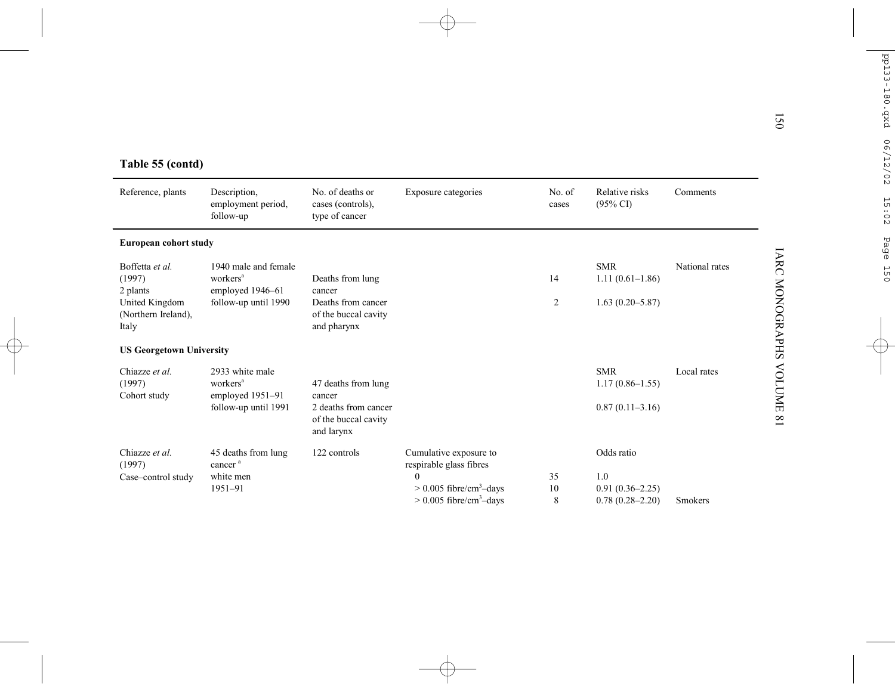**Table 55 (contd)**

| Reference, plants | Description, employment period, follow-up | No. of deaths or cases (controls), type of cancer | Exposure categories | No. of cases | Relative risks (95% CI) | Comments |
|---|---|---|---|---|---|---|
| **European cohort study** | | | | | | |
| Boffetta *et al.* (1997) 2 plants United Kingdom (Northern Ireland), Italy | 1940 male and female workers[a] employed 1946–61 follow-up until 1990 | | | | SMR | National rates |
| | | Deaths from lung cancer | | 14 | 1.11 (0.61–1.86) | |
| | | Deaths from cancer of the buccal cavity and pharynx | | 2 | 1.63 (0.20–5.87) | |
| **US Georgetown University** | | | | | | |
| Chiazze *et al.* (1997) Cohort study | 2933 white male workers[a] employed 1951–91 follow-up until 1991 | | | | SMR | Local rates |
| | | 47 deaths from lung cancer | | | 1.17 (0.86–1.55) | |
| | | 2 deaths from cancer of the buccal cavity and larynx | | | 0.87 (0.11–3.16) | |
| Chiazze *et al.* (1997) Case–control study | 45 deaths from lung cancer[a] white men 1951–91 | 122 controls | Cumulative exposure to respirable glass fibres | | Odds ratio | |
| | | | 0 | 35 | 1.0 | |
| | | | > 0.005 fibre/cm³–days | 10 | 0.91 (0.36–2.25) | |
| | | | > 0.005 fibre/cm³–days | 8 | 0.78 (0.28–2.20) | Smokers |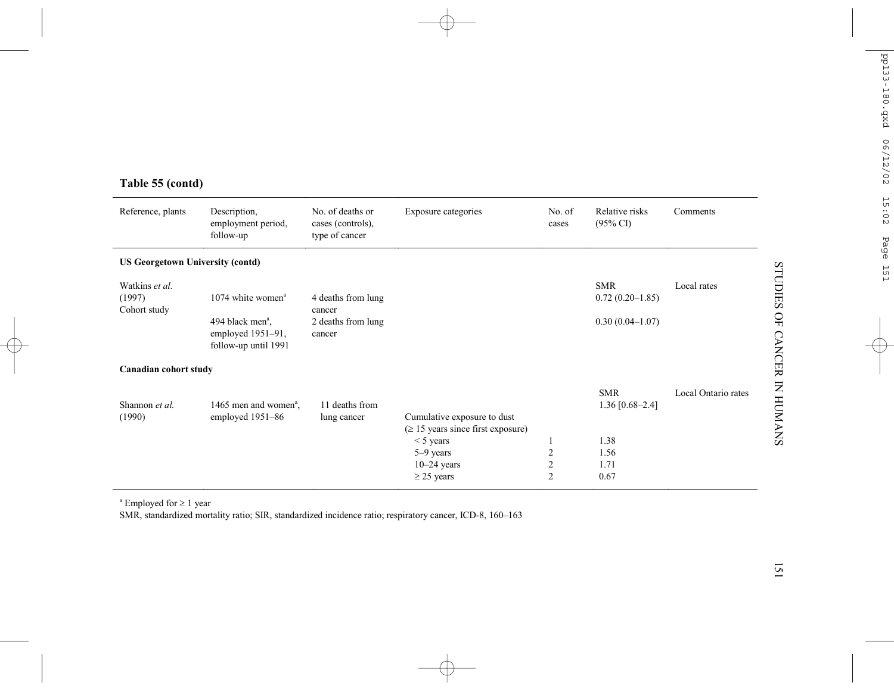**Table 55 (contd)**

| Reference, plants | Description, employment period, follow-up | No. of deaths or cases (controls), type of cancer | Exposure categories | No. of cases | Relative risks (95% CI) | Comments |
|---|---|---|---|---|---|---|
| **US Georgetown University (contd)** | | | | | | |
| Watkins *et al.* (1997) Cohort study | 1074 white women[a] | 4 deaths from lung cancer | | | SMR 0.72 (0.20–1.85) | Local rates |
| | 494 black men[a], employed 1951–91, follow-up until 1991 | 2 deaths from lung cancer | | | 0.30 (0.04–1.07) | |
| **Canadian cohort study** | | | | | | |
| Shannon *et al.* (1990) | 1465 men and women[a], employed 1951–86 | 11 deaths from lung cancer | | | SMR 1.36 [0.68–2.4] | Local Ontario rates |
| | | | Cumulative exposure to dust (≥ 15 years since first exposure) | | | |
| | | | < 5 years | 1 | 1.38 | |
| | | | 5–9 years | 2 | 1.56 | |
| | | | 10–24 years | 2 | 1.71 | |
| | | | ≥ 25 years | 2 | 0.67 | |

[a] Employed for ≥ 1 year

SMR, standardized mortality ratio; SIR, standardized incidence ratio; respiratory cancer, ICD-8, 160–163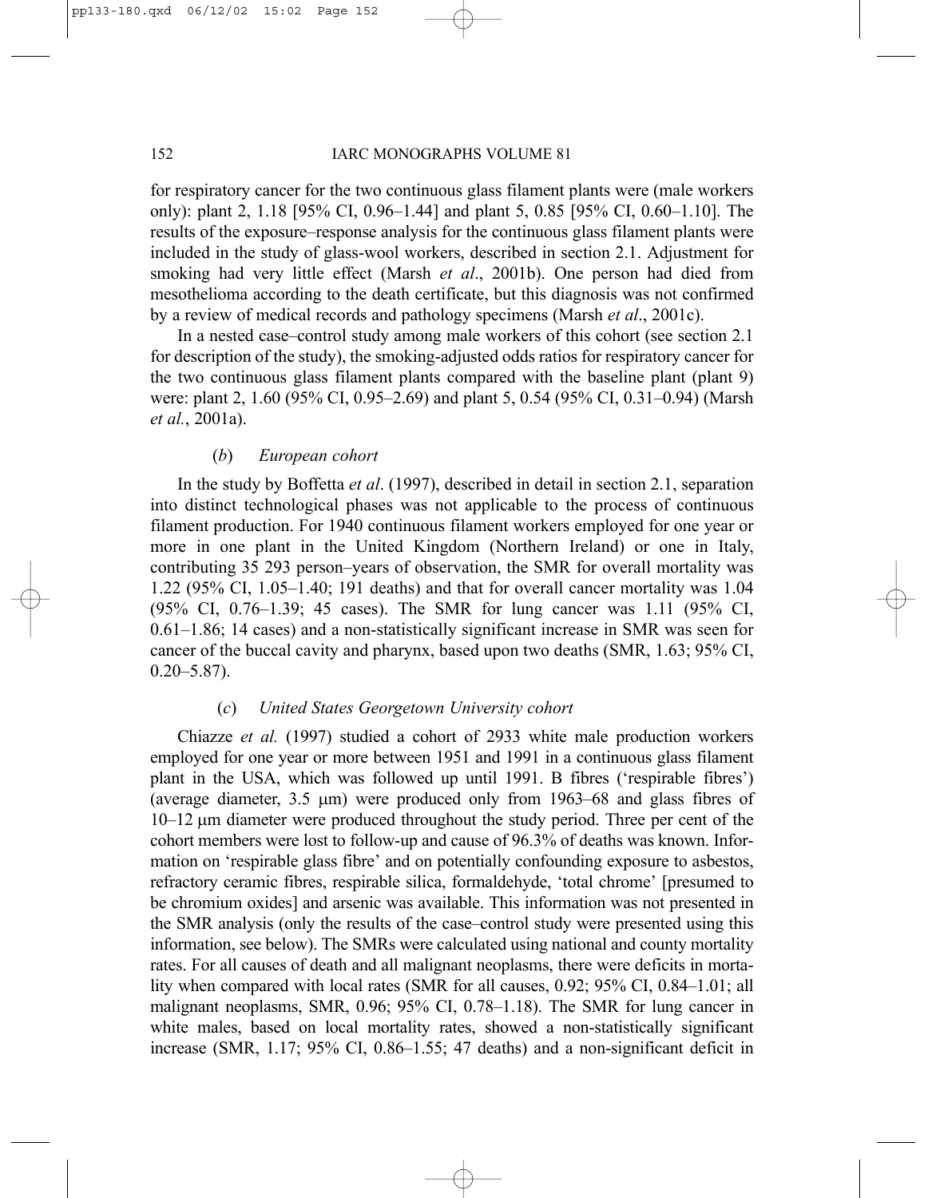for respiratory cancer for the two continuous glass filament plants were (male workers only): plant 2, 1.18 [95% CI, 0.96–1.44] and plant 5, 0.85 [95% CI, 0.60–1.10]. The results of the exposure–response analysis for the continuous glass filament plants were included in the study of glass-wool workers, described in section 2.1. Adjustment for smoking had very little effect (Marsh *et al*., 2001b). One person had died from mesothelioma according to the death certificate, but this diagnosis was not confirmed by a review of medical records and pathology specimens (Marsh *et al*., 2001c).

In a nested case–control study among male workers of this cohort (see section 2.1 for description of the study), the smoking-adjusted odds ratios for respiratory cancer for the two continuous glass filament plants compared with the baseline plant (plant 9) were: plant 2, 1.60 (95% CI, 0.95–2.69) and plant 5, 0.54 (95% CI, 0.31–0.94) (Marsh *et al.*, 2001a).

#### (*b*) *European cohort*

In the study by Boffetta *et al*. (1997), described in detail in section 2.1, separation into distinct technological phases was not applicable to the process of continuous filament production. For 1940 continuous filament workers employed for one year or more in one plant in the United Kingdom (Northern Ireland) or one in Italy, contributing 35 293 person–years of observation, the SMR for overall mortality was 1.22 (95% CI, 1.05–1.40; 191 deaths) and that for overall cancer mortality was 1.04 (95% CI, 0.76–1.39; 45 cases). The SMR for lung cancer was 1.11 (95% CI, 0.61–1.86; 14 cases) and a non-statistically significant increase in SMR was seen for cancer of the buccal cavity and pharynx, based upon two deaths (SMR, 1.63; 95% CI, 0.20–5.87).

#### (*c*) *United States Georgetown University cohort*

Chiazze *et al.* (1997) studied a cohort of 2933 white male production workers employed for one year or more between 1951 and 1991 in a continuous glass filament plant in the USA, which was followed up until 1991. B fibres ('respirable fibres') (average diameter, 3.5 μm) were produced only from 1963–68 and glass fibres of 10–12 μm diameter were produced throughout the study period. Three per cent of the cohort members were lost to follow-up and cause of 96.3% of deaths was known. Information on 'respirable glass fibre' and on potentially confounding exposure to asbestos, refractory ceramic fibres, respirable silica, formaldehyde, 'total chrome' [presumed to be chromium oxides] and arsenic was available. This information was not presented in the SMR analysis (only the results of the case–control study were presented using this information, see below). The SMRs were calculated using national and county mortality rates. For all causes of death and all malignant neoplasms, there were deficits in mortality when compared with local rates (SMR for all causes, 0.92; 95% CI, 0.84–1.01; all malignant neoplasms, SMR, 0.96; 95% CI, 0.78–1.18). The SMR for lung cancer in white males, based on local mortality rates, showed a non-statistically significant increase (SMR, 1.17; 95% CI, 0.86–1.55; 47 deaths) and a non-significant deficit in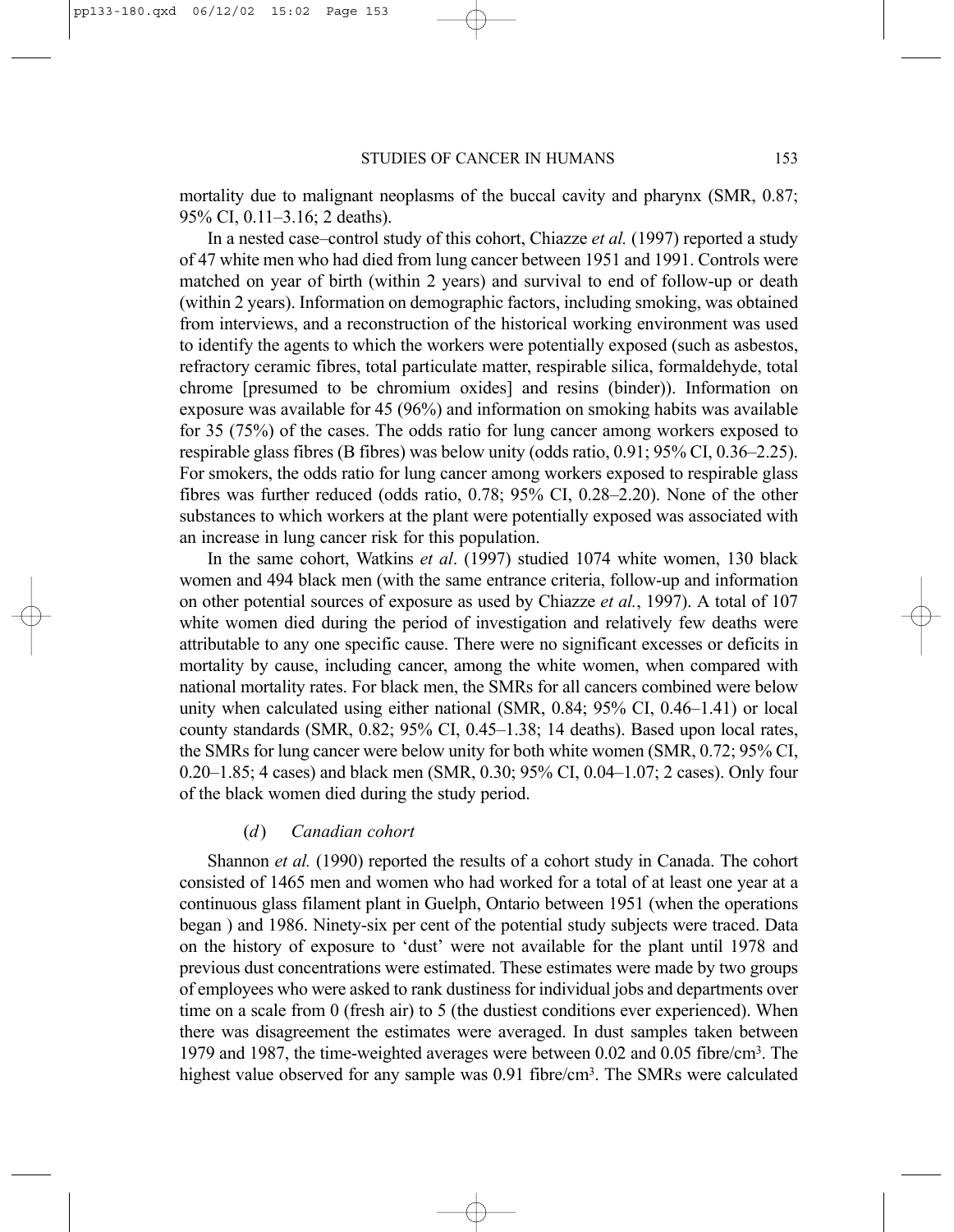mortality due to malignant neoplasms of the buccal cavity and pharynx (SMR, 0.87; 95% CI, 0.11–3.16; 2 deaths).

In a nested case–control study of this cohort, Chiazze *et al.* (1997) reported a study of 47 white men who had died from lung cancer between 1951 and 1991. Controls were matched on year of birth (within 2 years) and survival to end of follow-up or death (within 2 years). Information on demographic factors, including smoking, was obtained from interviews, and a reconstruction of the historical working environment was used to identify the agents to which the workers were potentially exposed (such as asbestos, refractory ceramic fibres, total particulate matter, respirable silica, formaldehyde, total chrome [presumed to be chromium oxides] and resins (binder)). Information on exposure was available for 45 (96%) and information on smoking habits was available for 35 (75%) of the cases. The odds ratio for lung cancer among workers exposed to respirable glass fibres (B fibres) was below unity (odds ratio, 0.91; 95% CI, 0.36–2.25). For smokers, the odds ratio for lung cancer among workers exposed to respirable glass fibres was further reduced (odds ratio, 0.78; 95% CI, 0.28–2.20). None of the other substances to which workers at the plant were potentially exposed was associated with an increase in lung cancer risk for this population.

In the same cohort, Watkins *et al*. (1997) studied 1074 white women, 130 black women and 494 black men (with the same entrance criteria, follow-up and information on other potential sources of exposure as used by Chiazze *et al.*, 1997). A total of 107 white women died during the period of investigation and relatively few deaths were attributable to any one specific cause. There were no significant excesses or deficits in mortality by cause, including cancer, among the white women, when compared with national mortality rates. For black men, the SMRs for all cancers combined were below unity when calculated using either national (SMR, 0.84; 95% CI, 0.46–1.41) or local county standards (SMR, 0.82; 95% CI, 0.45–1.38; 14 deaths). Based upon local rates, the SMRs for lung cancer were below unity for both white women (SMR, 0.72; 95% CI, 0.20–1.85; 4 cases) and black men (SMR, 0.30; 95% CI, 0.04–1.07; 2 cases). Only four of the black women died during the study period.

#### (*d*) *Canadian cohort*

Shannon *et al.* (1990) reported the results of a cohort study in Canada. The cohort consisted of 1465 men and women who had worked for a total of at least one year at a continuous glass filament plant in Guelph, Ontario between 1951 (when the operations began ) and 1986. Ninety-six per cent of the potential study subjects were traced. Data on the history of exposure to 'dust' were not available for the plant until 1978 and previous dust concentrations were estimated. These estimates were made by two groups of employees who were asked to rank dustiness for individual jobs and departments over time on a scale from 0 (fresh air) to 5 (the dustiest conditions ever experienced). When there was disagreement the estimates were averaged. In dust samples taken between 1979 and 1987, the time-weighted averages were between 0.02 and 0.05 fibre/cm$^3$. The highest value observed for any sample was 0.91 fibre/cm$^3$. The SMRs were calculated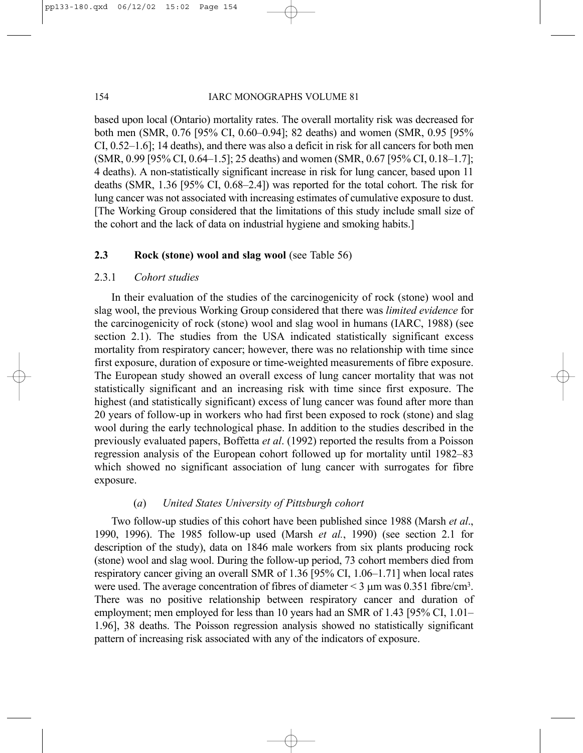based upon local (Ontario) mortality rates. The overall mortality risk was decreased for both men (SMR, 0.76 [95% CI, 0.60–0.94]; 82 deaths) and women (SMR, 0.95 [95% CI, 0.52–1.6]; 14 deaths), and there was also a deficit in risk for all cancers for both men (SMR, 0.99 [95% CI, 0.64–1.5]; 25 deaths) and women (SMR, 0.67 [95% CI, 0.18–1.7]; 4 deaths). A non-statistically significant increase in risk for lung cancer, based upon 11 deaths (SMR, 1.36 [95% CI, 0.68–2.4]) was reported for the total cohort. The risk for lung cancer was not associated with increasing estimates of cumulative exposure to dust. [The Working Group considered that the limitations of this study include small size of the cohort and the lack of data on industrial hygiene and smoking habits.]

## 2.3 Rock (stone) wool and slag wool (see Table 56)

### 2.3.1 *Cohort studies*

In their evaluation of the studies of the carcinogenicity of rock (stone) wool and slag wool, the previous Working Group considered that there was *limited evidence* for the carcinogenicity of rock (stone) wool and slag wool in humans (IARC, 1988) (see section 2.1). The studies from the USA indicated statistically significant excess mortality from respiratory cancer; however, there was no relationship with time since first exposure, duration of exposure or time-weighted measurements of fibre exposure. The European study showed an overall excess of lung cancer mortality that was not statistically significant and an increasing risk with time since first exposure. The highest (and statistically significant) excess of lung cancer was found after more than 20 years of follow-up in workers who had first been exposed to rock (stone) and slag wool during the early technological phase. In addition to the studies described in the previously evaluated papers, Boffetta *et al*. (1992) reported the results from a Poisson regression analysis of the European cohort followed up for mortality until 1982–83 which showed no significant association of lung cancer with surrogates for fibre exposure.

#### (*a*) *United States University of Pittsburgh cohort*

Two follow-up studies of this cohort have been published since 1988 (Marsh *et al*., 1990, 1996). The 1985 follow-up used (Marsh *et al.*, 1990) (see section 2.1 for description of the study), data on 1846 male workers from six plants producing rock (stone) wool and slag wool. During the follow-up period, 73 cohort members died from respiratory cancer giving an overall SMR of 1.36 [95% CI, 1.06–1.71] when local rates were used. The average concentration of fibres of diameter < 3 μm was 0.351 fibre/cm$^3$. There was no positive relationship between respiratory cancer and duration of employment; men employed for less than 10 years had an SMR of 1.43 [95% CI, 1.01–1.96], 38 deaths. The Poisson regression analysis showed no statistically significant pattern of increasing risk associated with any of the indicators of exposure.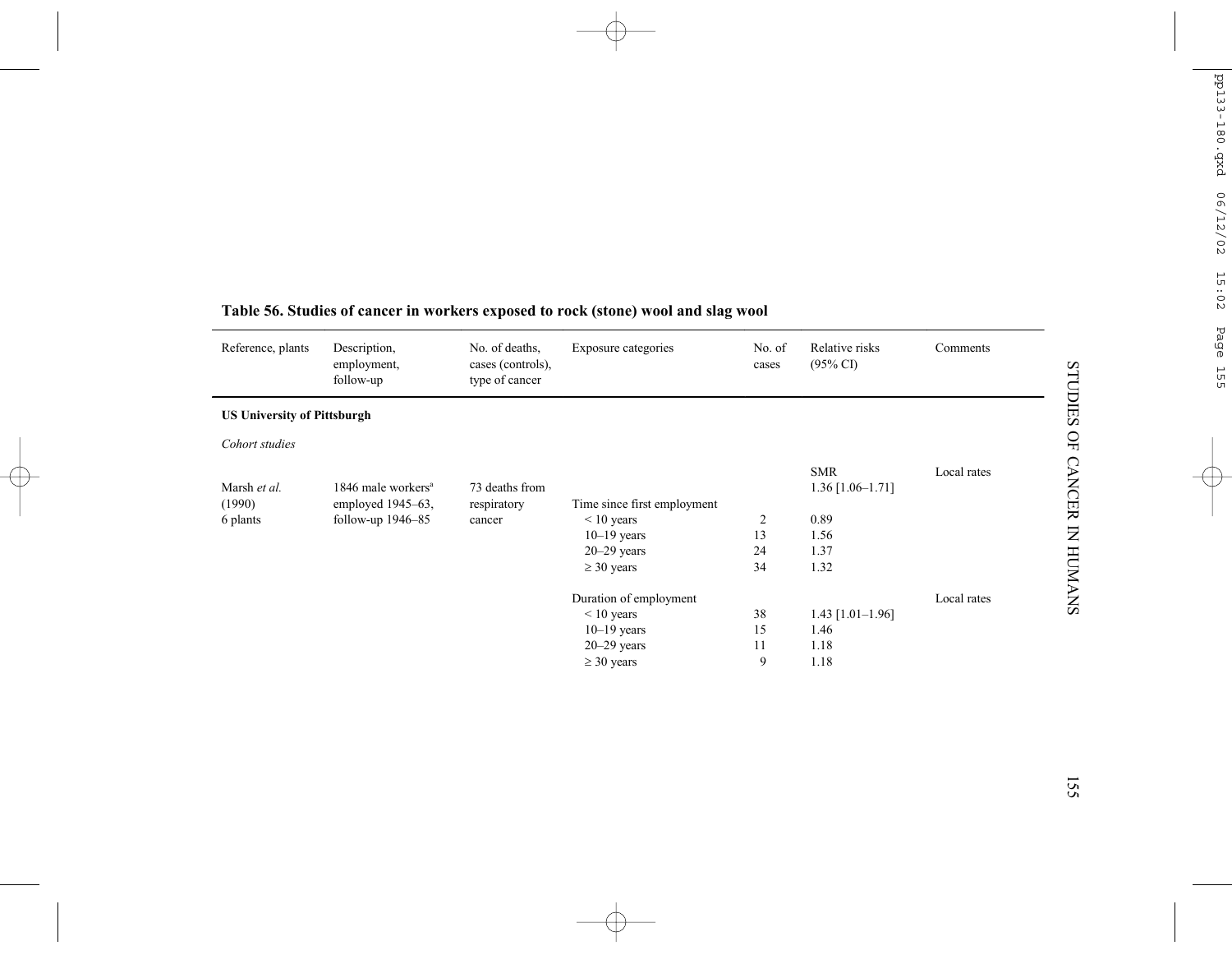**Table 56. Studies of cancer in workers exposed to rock (stone) wool and slag wool**

| Reference, plants | Description, employment, follow-up | No. of deaths, cases (controls), type of cancer | Exposure categories | No. of cases | Relative risks (95% CI) | Comments |
|---|---|---|---|---|---|---|
| **US University of Pittsburgh** | | | | | | |
| *Cohort studies* | | | | | | |
| | | | | | SMR | Local rates |
| Marsh *et al.* (1990) 6 plants | 1846 male workers[a] employed 1945–63, follow-up 1946–85 | 73 deaths from respiratory cancer | | | 1.36 [1.06–1.71] | |
| | | | Time since first employment | | | |
| | | | < 10 years | 2 | 0.89 | |
| | | | 10–19 years | 13 | 1.56 | |
| | | | 20–29 years | 24 | 1.37 | |
| | | | ≥ 30 years | 34 | 1.32 | |
| | | | Duration of employment | | | Local rates |
| | | | < 10 years | 38 | 1.43 [1.01–1.96] | |
| | | | 10–19 years | 15 | 1.46 | |
| | | | 20–29 years | 11 | 1.18 | |
| | | | ≥ 30 years | 9 | 1.18 | |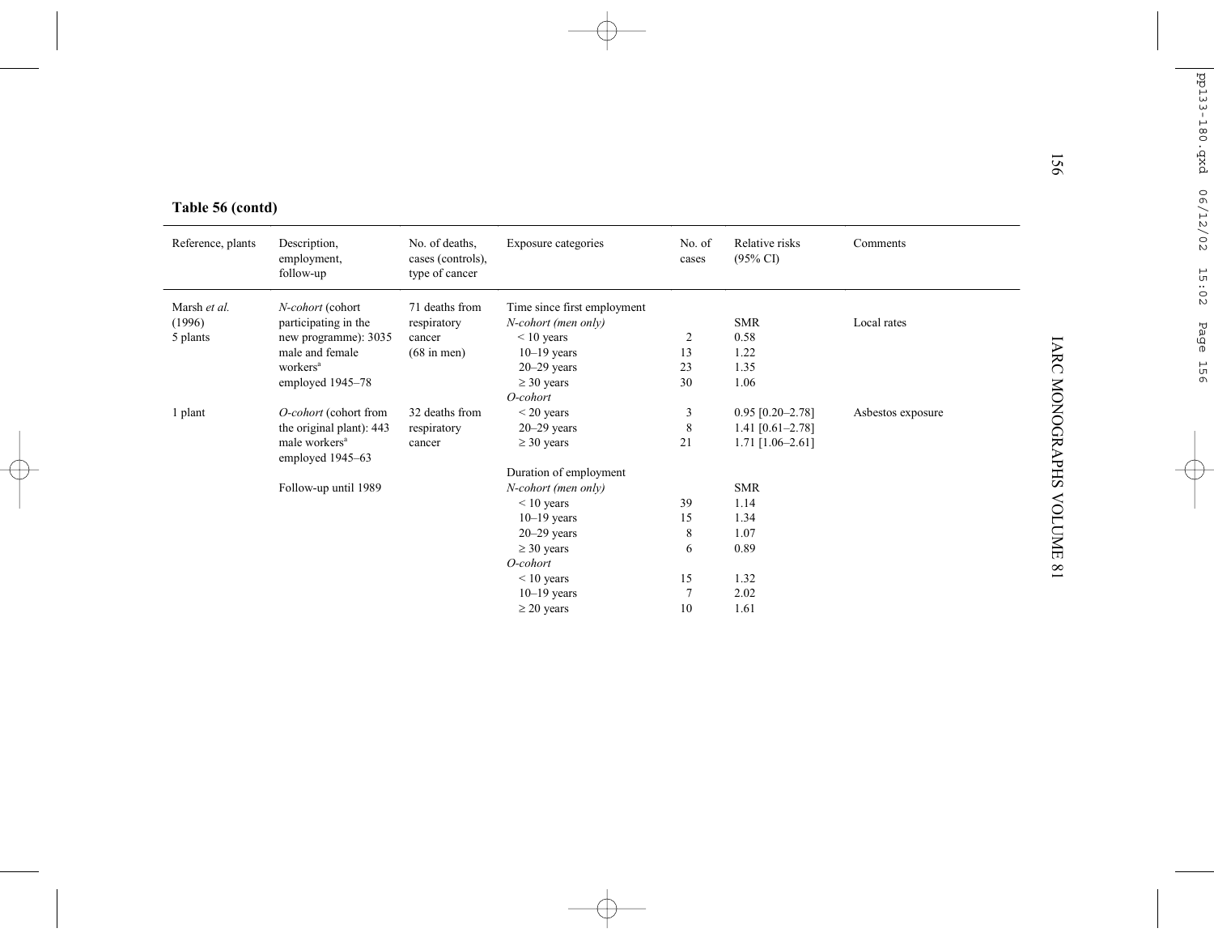**Table 56 (contd)**

| Reference, plants | Description, employment, follow-up | No. of deaths, cases (controls), type of cancer | Exposure categories | No. of cases | Relative risks (95% CI) | Comments |
|---|---|---|---|---|---|---|
| Marsh *et al.* (1996) 5 plants | *N-cohort* (cohort participating in the new programme): 3035 male and female workers[a] employed 1945–78 | 71 deaths from respiratory cancer (68 in men) | Time since first employment | | | |
| | | | *N-cohort (men only)* | | SMR | Local rates |
| | | | < 10 years | 2 | 0.58 | |
| | | | 10–19 years | 13 | 1.22 | |
| | | | 20–29 years | 23 | 1.35 | |
| | | | ≥ 30 years | 30 | 1.06 | |
| | | | *O-cohort* | | | |
| 1 plant | *O-cohort* (cohort from the original plant): 443 male workers[a] employed 1945–63 | 32 deaths from respiratory cancer | < 20 years | 3 | 0.95 [0.20–2.78] | Asbestos exposure |
| | | | 20–29 years | 8 | 1.41 [0.61–2.78] | |
| | | | ≥ 30 years | 21 | 1.71 [1.06–2.61] | |
| | | | Duration of employment | | | |
| | Follow-up until 1989 | | *N-cohort (men only)* | | SMR | |
| | | | < 10 years | 39 | 1.14 | |
| | | | 10–19 years | 15 | 1.34 | |
| | | | 20–29 years | 8 | 1.07 | |
| | | | ≥ 30 years | 6 | 0.89 | |
| | | | *O-cohort* | | | |
| | | | < 10 years | 15 | 1.32 | |
| | | | 10–19 years | 7 | 2.02 | |
| | | | ≥ 20 years | 10 | 1.61 | |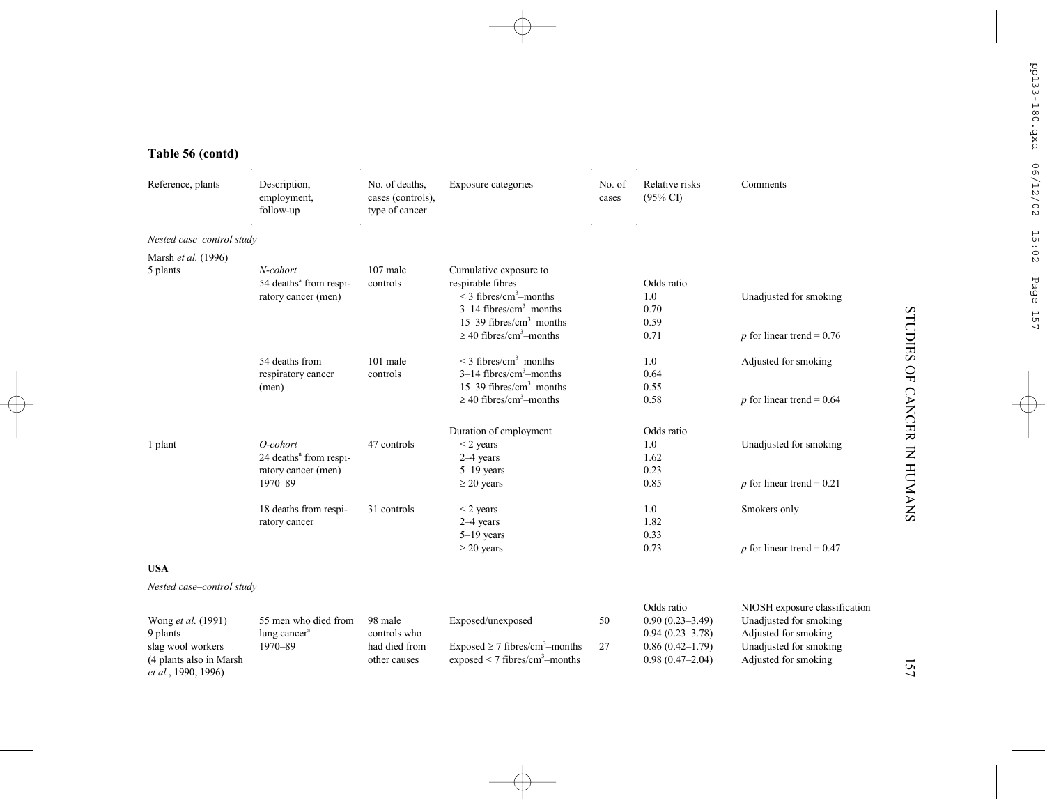**Table 56 (contd)**

| Reference, plants | Description, employment, follow-up | No. of deaths, cases (controls), type of cancer | Exposure categories | No. of cases | Relative risks (95% CI) | Comments |
|---|---|---|---|---|---|---|
| *Nested case–control study* | | | | | | |
| Marsh *et al.* (1996) | | | | | | |
| 5 plants | *N-cohort* 54 deaths[a] from respiratory cancer (men) | 107 male controls | Cumulative exposure to respirable fibres | | Odds ratio | |
| | | | < 3 fibres/cm$^3$–months | | 1.0 | Unadjusted for smoking |
| | | | 3–14 fibres/cm$^3$–months | | 0.70 | |
| | | | 15–39 fibres/cm$^3$–months | | 0.59 | |
| | | | ≥ 40 fibres/cm$^3$–months | | 0.71 | $p$ for linear trend = 0.76 |
| | 54 deaths from respiratory cancer (men) | 101 male controls | < 3 fibres/cm$^3$–months | | 1.0 | Adjusted for smoking |
| | | | 3–14 fibres/cm$^3$–months | | 0.64 | |
| | | | 15–39 fibres/cm$^3$–months | | 0.55 | |
| | | | ≥ 40 fibres/cm$^3$–months | | 0.58 | $p$ for linear trend = 0.64 |
| | | | Duration of employment | | Odds ratio | |
| 1 plant | *O-cohort* 24 deaths[a] from respiratory cancer (men) 1970–89 | 47 controls | < 2 years | | 1.0 | Unadjusted for smoking |
| | | | 2–4 years | | 1.62 | |
| | | | 5–19 years | | 0.23 | |
| | | | ≥ 20 years | | 0.85 | $p$ for linear trend = 0.21 |
| | 18 deaths from respiratory cancer | 31 controls | < 2 years | | 1.0 | Smokers only |
| | | | 2–4 years | | 1.82 | |
| | | | 5–19 years | | 0.33 | |
| | | | ≥ 20 years | | 0.73 | $p$ for linear trend = 0.47 |
| **USA** | | | | | | |
| *Nested case–control study* | | | | | | |
| | | | | | Odds ratio | NIOSH exposure classification |
| Wong *et al.* (1991) 9 plants slag wool workers (4 plants also in Marsh *et al.*, 1990, 1996) | 55 men who died from lung cancer[a] 1970–89 | 98 male controls who had died from other causes | Exposed/unexposed | 50 | 0.90 (0.23–3.49) | Unadjusted for smoking |
| | | | | | 0.94 (0.23–3.78) | Adjusted for smoking |
| | | | Exposed ≥ 7 fibres/cm$^3$–months exposed < 7 fibres/cm$^3$–months | 27 | 0.86 (0.42–1.79) | Unadjusted for smoking |
| | | | | | 0.98 (0.47–2.04) | Adjusted for smoking |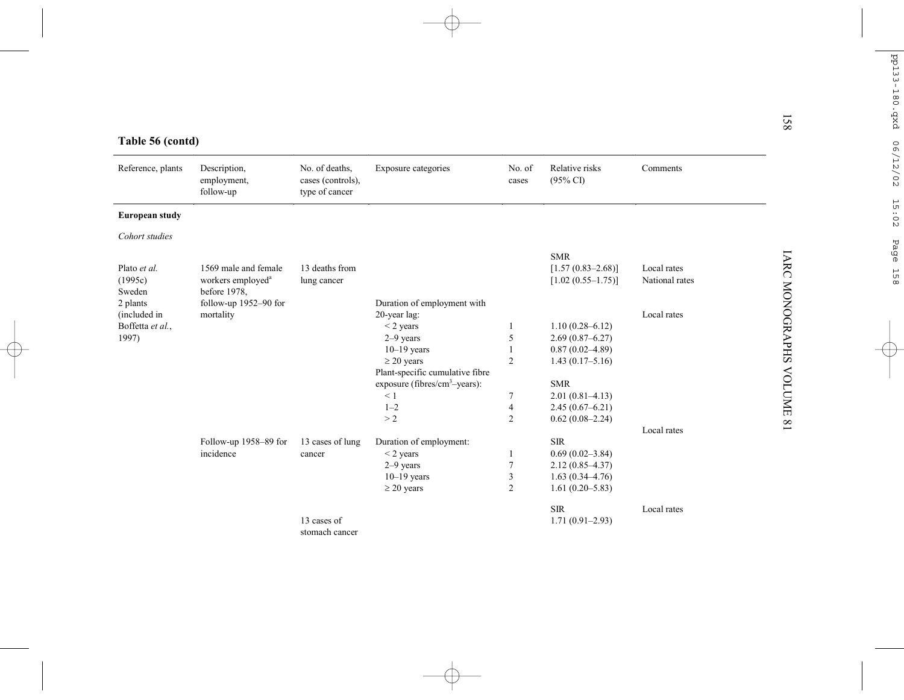**Table 56 (contd)**

| Reference, plants | Description, employment, follow-up | No. of deaths, cases (controls), type of cancer | Exposure categories | No. of cases | Relative risks (95% CI) | Comments |
|---|---|---|---|---|---|---|
| **European study** | | | | | | |
| *Cohort studies* | | | | | | |
| | | | | | SMR | |
| Plato *et al.* (1995c) Sweden 2 plants (included in Boffetta *et al.*, 1997) | 1569 male and female workers employed[a] before 1978, follow-up 1952–90 for mortality | 13 deaths from lung cancer | | | [1.57 (0.83–2.68)] | Local rates |
| | | | | | [1.02 (0.55–1.75)] | National rates |
| | | | Duration of employment with 20-year lag: | | | Local rates |
| | | | < 2 years | 1 | 1.10 (0.28–6.12) | |
| | | | 2–9 years | 5 | 2.69 (0.87–6.27) | |
| | | | 10–19 years | 1 | 0.87 (0.02–4.89) | |
| | | | ≥ 20 years | 2 | 1.43 (0.17–5.16) | |
| | | | Plant-specific cumulative fibre exposure (fibres/cm$^3$–years): | | SMR | |
| | | | < 1 | 7 | 2.01 (0.81–4.13) | |
| | | | 1–2 | 4 | 2.45 (0.67–6.21) | |
| | | | > 2 | 2 | 0.62 (0.08–2.24) | |
| | | | | | | Local rates |
| | Follow-up 1958–89 for incidence | 13 cases of lung cancer | Duration of employment: | | SIR | |
| | | | < 2 years | 1 | 0.69 (0.02–3.84) | |
| | | | 2–9 years | 7 | 2.12 (0.85–4.37) | |
| | | | 10–19 years | 3 | 1.63 (0.34–4.76) | |
| | | | ≥ 20 years | 2 | 1.61 (0.20–5.83) | |
| | | | | | SIR | Local rates |
| | | 13 cases of stomach cancer | | | 1.71 (0.91–2.93) | |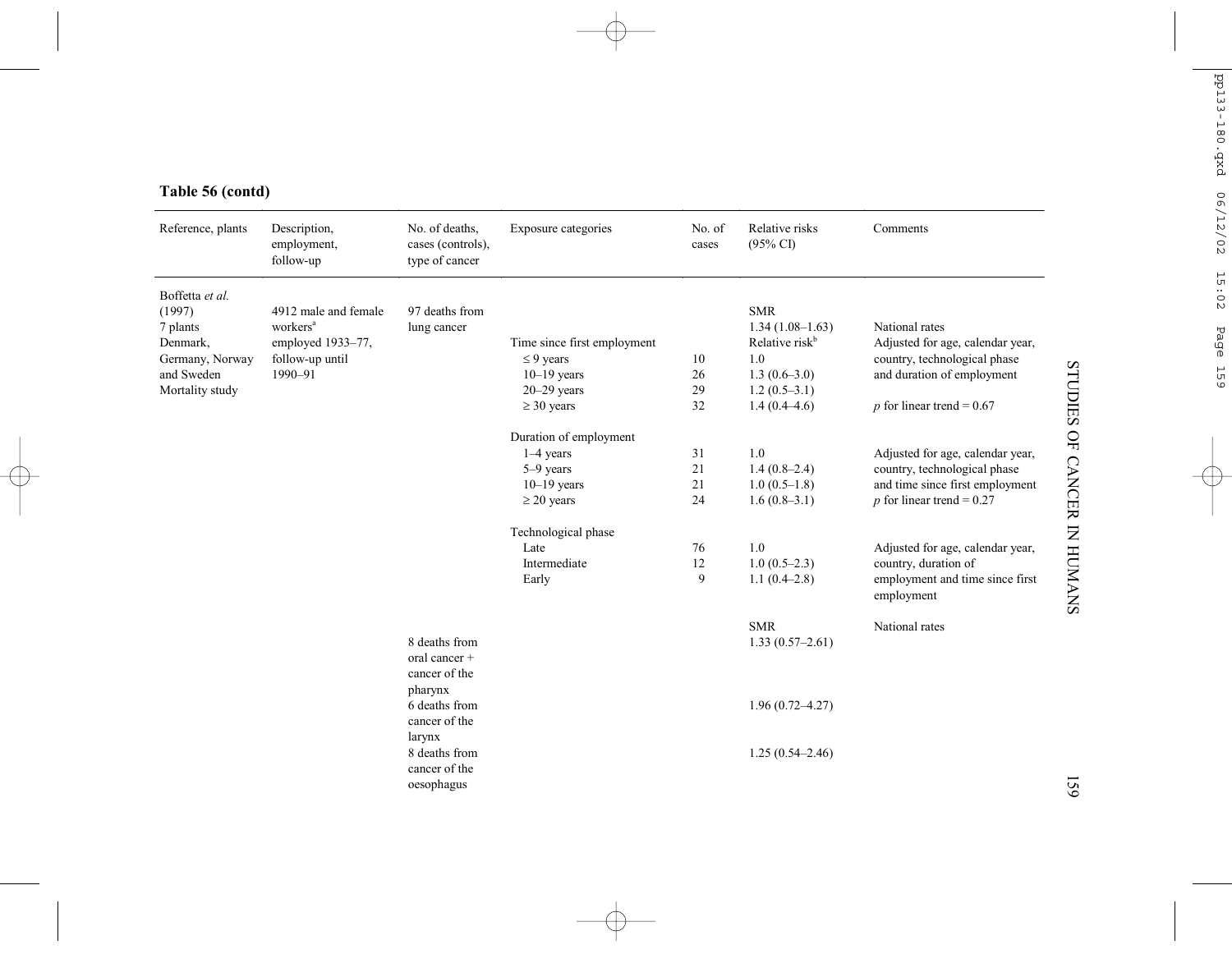**Table 56 (contd)**

| Reference, plants | Description, employment, follow-up | No. of deaths, cases (controls), type of cancer | Exposure categories | No. of cases | Relative risks (95% CI) | Comments |
|---|---|---|---|---|---|---|
| Boffetta *et al.* (1997) 7 plants Denmark, Germany, Norway and Sweden Mortality study | 4912 male and female workers[a] employed 1933–77, follow-up until 1990–91 | 97 deaths from lung cancer | | | SMR 1.34 (1.08–1.63) | National rates |
| | | | Time since first employment | | Relative risk[b] | Adjusted for age, calendar year, country, technological phase and duration of employment |
| | | | ≤ 9 years | 10 | 1.0 | |
| | | | 10–19 years | 26 | 1.3 (0.6–3.0) | |
| | | | 20–29 years | 29 | 1.2 (0.5–3.1) | |
| | | | ≥ 30 years | 32 | 1.4 (0.4–4.6) | *p* for linear trend = 0.67 |
| | | | Duration of employment | | | |
| | | | 1–4 years | 31 | 1.0 | Adjusted for age, calendar year, country, technological phase and time since first employment |
| | | | 5–9 years | 21 | 1.4 (0.8–2.4) | |
| | | | 10–19 years | 21 | 1.0 (0.5–1.8) | |
| | | | ≥ 20 years | 24 | 1.6 (0.8–3.1) | *p* for linear trend = 0.27 |
| | | | Technological phase | | | |
| | | | Late | 76 | 1.0 | Adjusted for age, calendar year, country, duration of employment and time since first employment |
| | | | Intermediate | 12 | 1.0 (0.5–2.3) | |
| | | | Early | 9 | 1.1 (0.4–2.8) | |
| | | | | | SMR | National rates |
| | | 8 deaths from oral cancer + cancer of the pharynx | | | 1.33 (0.57–2.61) | |
| | | 6 deaths from cancer of the larynx | | | 1.96 (0.72–4.27) | |
| | | 8 deaths from cancer of the oesophagus | | | 1.25 (0.54–2.46) | |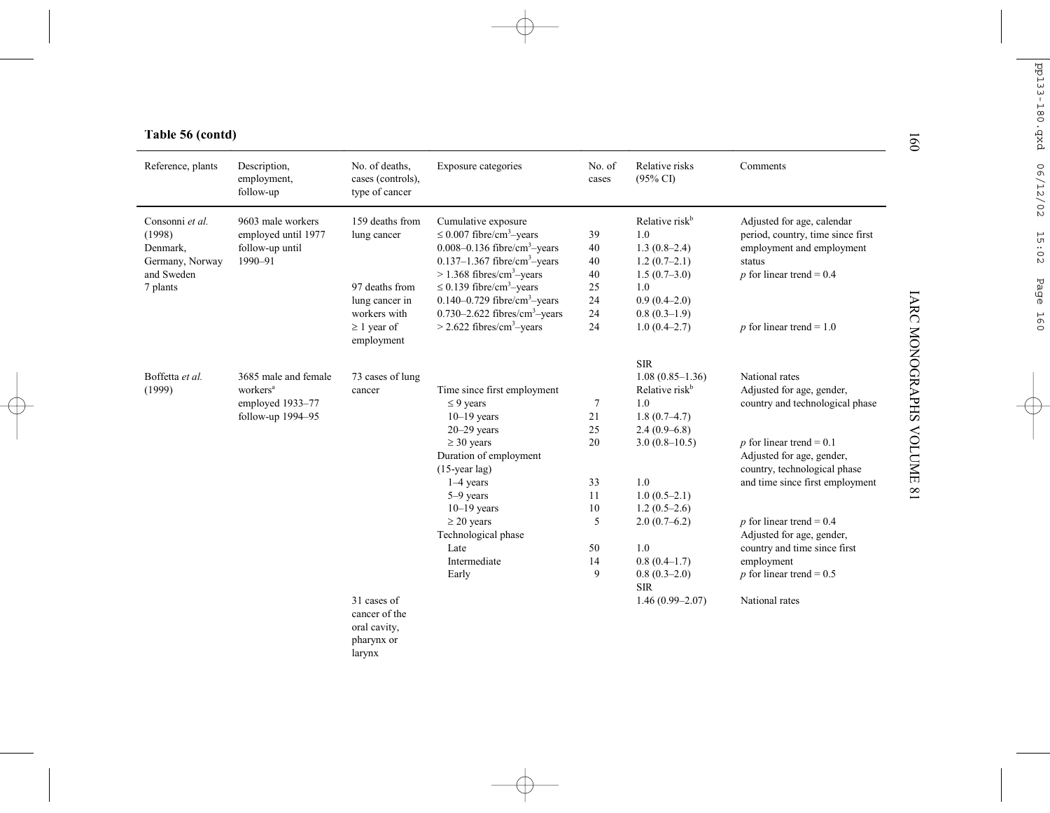**Table 56 (contd)**

| Reference, plants | Description, employment, follow-up | No. of deaths, cases (controls), type of cancer | Exposure categories | No. of cases | Relative risks (95% CI) | Comments |
|---|---|---|---|---|---|---|
| Consonni *et al.* (1998) Denmark, Germany, Norway and Sweden 7 plants | 9603 male workers employed until 1977 follow-up until 1990–91 | 159 deaths from lung cancer | Cumulative exposure | | Relative risk[b] | Adjusted for age, calendar period, country, time since first employment and employment status |
| | | | ≤ 0.007 fibre/cm$^3$–years | 39 | 1.0 | |
| | | | 0.008–0.136 fibre/cm$^3$–years | 40 | 1.3 (0.8–2.4) | |
| | | | 0.137–1.367 fibre/cm$^3$–years | 40 | 1.2 (0.7–2.1) | |
| | | | > 1.368 fibres/cm$^3$–years | 40 | 1.5 (0.7–3.0) | $p$ for linear trend = 0.4 |
| | | 97 deaths from lung cancer in workers with ≥ 1 year of employment | ≤ 0.139 fibre/cm$^3$–years | 25 | 1.0 | |
| | | | 0.140–0.729 fibre/cm$^3$–years | 24 | 0.9 (0.4–2.0) | |
| | | | 0.730–2.622 fibres/cm$^3$–years | 24 | 0.8 (0.3–1.9) | |
| | | | > 2.622 fibres/cm$^3$–years | 24 | 1.0 (0.4–2.7) | $p$ for linear trend = 1.0 |
| Boffetta *et al.* (1999) | 3685 male and female workers[a] employed 1933–77 follow-up 1994–95 | 73 cases of lung cancer | | | SIR 1.08 (0.85–1.36) | National rates |
| | | | Time since first employment | | Relative risk[b] | Adjusted for age, gender, country and technological phase |
| | | | ≤ 9 years | 7 | 1.0 | |
| | | | 10–19 years | 21 | 1.8 (0.7–4.7) | |
| | | | 20–29 years | 25 | 2.4 (0.9–6.8) | |
| | | | ≥ 30 years | 20 | 3.0 (0.8–10.5) | $p$ for linear trend = 0.1 |
| | | | Duration of employment (15-year lag) | | | Adjusted for age, gender, country, technological phase and time since first employment |
| | | | 1–4 years | 33 | 1.0 | |
| | | | 5–9 years | 11 | 1.0 (0.5–2.1) | |
| | | | 10–19 years | 10 | 1.2 (0.5–2.6) | |
| | | | ≥ 20 years | 5 | 2.0 (0.7–6.2) | $p$ for linear trend = 0.4 |
| | | | Technological phase | | | Adjusted for age, gender, country and time since first employment |
| | | | Late | 50 | 1.0 | |
| | | | Intermediate | 14 | 0.8 (0.4–1.7) | |
| | | | Early | 9 | 0.8 (0.3–2.0) | $p$ for linear trend = 0.5 |
| | | 31 cases of cancer of the oral cavity, pharynx or larynx | | | SIR 1.46 (0.99–2.07) | National rates |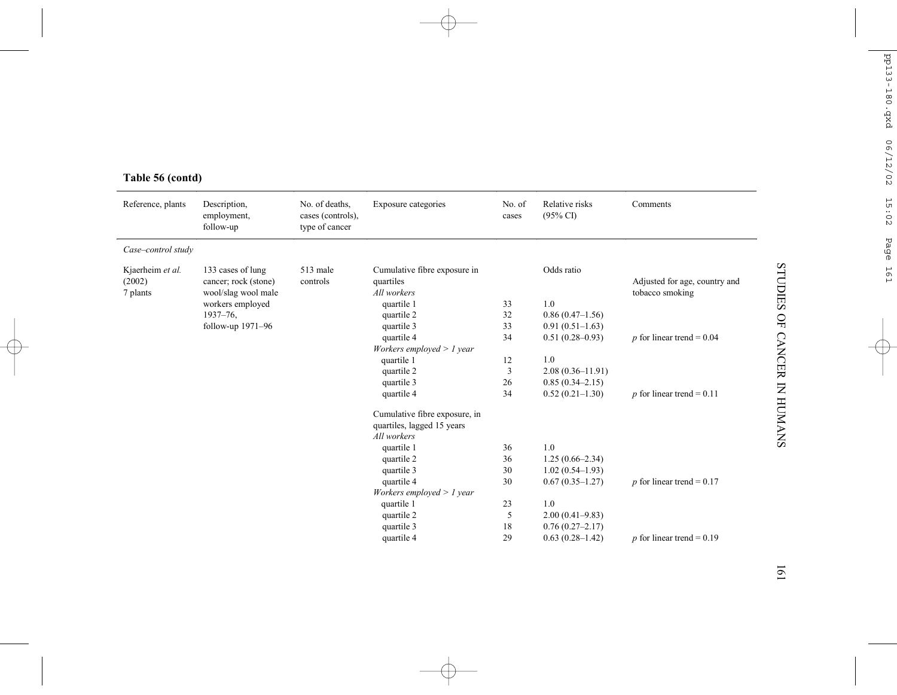**Table 56 (contd)**

| Reference, plants | Description, employment, follow-up | No. of deaths, cases (controls), type of cancer | Exposure categories | No. of cases | Relative risks (95% CI) | Comments |
|---|---|---|---|---|---|---|
| *Case–control study* | | | | | | |
| Kjaerheim *et al.* (2002) 7 plants | 133 cases of lung cancer; rock (stone) wool/slag wool male workers employed 1937–76, follow-up 1971–96 | 513 male controls | Cumulative fibre exposure in quartiles | | Odds ratio | Adjusted for age, country and tobacco smoking |
| | | | *All workers* | | | |
| | | | quartile 1 | 33 | 1.0 | |
| | | | quartile 2 | 32 | 0.86 (0.47–1.56) | |
| | | | quartile 3 | 33 | 0.91 (0.51–1.63) | |
| | | | quartile 4 | 34 | 0.51 (0.28–0.93) | $p$ for linear trend = 0.04 |
| | | | *Workers employed > 1 year* | | | |
| | | | quartile 1 | 12 | 1.0 | |
| | | | quartile 2 | 3 | 2.08 (0.36–11.91) | |
| | | | quartile 3 | 26 | 0.85 (0.34–2.15) | |
| | | | quartile 4 | 34 | 0.52 (0.21–1.30) | $p$ for linear trend = 0.11 |
| | | | Cumulative fibre exposure, in quartiles, lagged 15 years | | | |
| | | | *All workers* | | | |
| | | | quartile 1 | 36 | 1.0 | |
| | | | quartile 2 | 36 | 1.25 (0.66–2.34) | |
| | | | quartile 3 | 30 | 1.02 (0.54–1.93) | |
| | | | quartile 4 | 30 | 0.67 (0.35–1.27) | $p$ for linear trend = 0.17 |
| | | | *Workers employed > 1 year* | | | |
| | | | quartile 1 | 23 | 1.0 | |
| | | | quartile 2 | 5 | 2.00 (0.41–9.83) | |
| | | | quartile 3 | 18 | 0.76 (0.27–2.17) | |
| | | | quartile 4 | 29 | 0.63 (0.28–1.42) | $p$ for linear trend = 0.19 |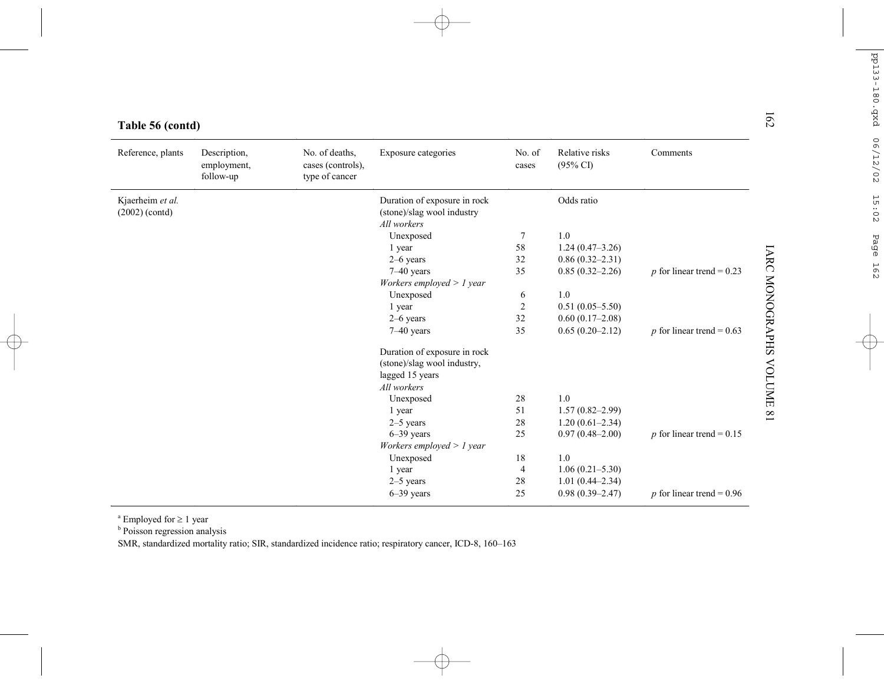**Table 56 (contd)**

| Reference, plants | Description, employment, follow-up | No. of deaths, cases (controls), type of cancer | Exposure categories | No. of cases | Relative risks (95% CI) | Comments |
|---|---|---|---|---|---|---|
| Kjaerheim *et al.* (2002) (contd) | | | Duration of exposure in rock (stone)/slag wool industry | | Odds ratio | |
| | | | *All workers* | | | |
| | | | Unexposed | 7 | 1.0 | |
| | | | 1 year | 58 | 1.24 (0.47–3.26) | |
| | | | 2–6 years | 32 | 0.86 (0.32–2.31) | |
| | | | 7–40 years | 35 | 0.85 (0.32–2.26) | *p* for linear trend = 0.23 |
| | | | *Workers employed > 1 year* | | | |
| | | | Unexposed | 6 | 1.0 | |
| | | | 1 year | 2 | 0.51 (0.05–5.50) | |
| | | | 2–6 years | 32 | 0.60 (0.17–2.08) | |
| | | | 7–40 years | 35 | 0.65 (0.20–2.12) | *p* for linear trend = 0.63 |
| | | | Duration of exposure in rock (stone)/slag wool industry, lagged 15 years | | | |
| | | | *All workers* | | | |
| | | | Unexposed | 28 | 1.0 | |
| | | | 1 year | 51 | 1.57 (0.82–2.99) | |
| | | | 2–5 years | 28 | 1.20 (0.61–2.34) | |
| | | | 6–39 years | 25 | 0.97 (0.48–2.00) | *p* for linear trend = 0.15 |
| | | | *Workers employed > 1 year* | | | |
| | | | Unexposed | 18 | 1.0 | |
| | | | 1 year | 4 | 1.06 (0.21–5.30) | |
| | | | 2–5 years | 28 | 1.01 (0.44–2.34) | |
| | | | 6–39 years | 25 | 0.98 (0.39–2.47) | *p* for linear trend = 0.96 |

[a] Employed for ≥ 1 year
[b] Poisson regression analysis
SMR, standardized mortality ratio; SIR, standardized incidence ratio; respiratory cancer, ICD-8, 160–163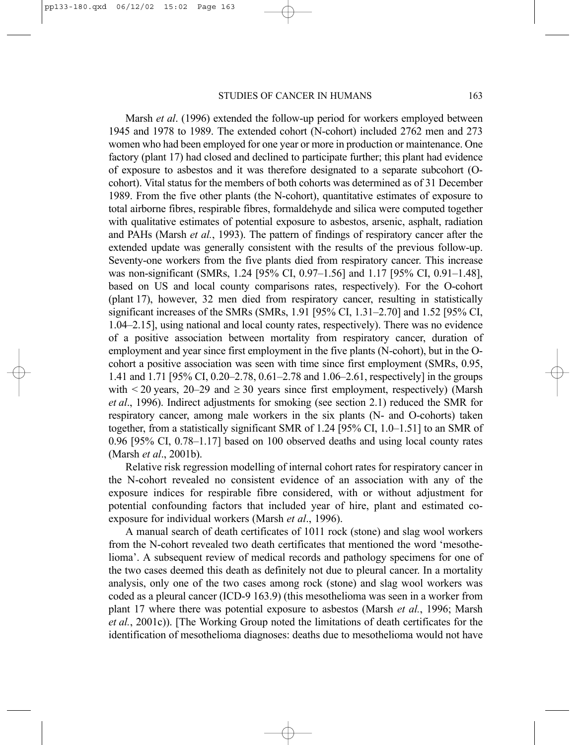Marsh *et al*. (1996) extended the follow-up period for workers employed between 1945 and 1978 to 1989. The extended cohort (N-cohort) included 2762 men and 273 women who had been employed for one year or more in production or maintenance. One factory (plant 17) had closed and declined to participate further; this plant had evidence of exposure to asbestos and it was therefore designated to a separate subcohort (O-cohort). Vital status for the members of both cohorts was determined as of 31 December 1989. From the five other plants (the N-cohort), quantitative estimates of exposure to total airborne fibres, respirable fibres, formaldehyde and silica were computed together with qualitative estimates of potential exposure to asbestos, arsenic, asphalt, radiation and PAHs (Marsh *et al.*, 1993). The pattern of findings of respiratory cancer after the extended update was generally consistent with the results of the previous follow-up. Seventy-one workers from the five plants died from respiratory cancer. This increase was non-significant (SMRs, 1.24 [95% CI, 0.97–1.56] and 1.17 [95% CI, 0.91–1.48], based on US and local county comparisons rates, respectively). For the O-cohort (plant 17), however, 32 men died from respiratory cancer, resulting in statistically significant increases of the SMRs (SMRs, 1.91 [95% CI, 1.31–2.70] and 1.52 [95% CI, 1.04–2.15], using national and local county rates, respectively). There was no evidence of a positive association between mortality from respiratory cancer, duration of employment and year since first employment in the five plants (N-cohort), but in the O-cohort a positive association was seen with time since first employment (SMRs, 0.95, 1.41 and 1.71 [95% CI, 0.20–2.78, 0.61–2.78 and 1.06–2.61, respectively] in the groups with < 20 years, 20–29 and ≥ 30 years since first employment, respectively) (Marsh *et al*., 1996). Indirect adjustments for smoking (see section 2.1) reduced the SMR for respiratory cancer, among male workers in the six plants (N- and O-cohorts) taken together, from a statistically significant SMR of 1.24 [95% CI, 1.0–1.51] to an SMR of 0.96 [95% CI, 0.78–1.17] based on 100 observed deaths and using local county rates (Marsh *et al*., 2001b).

Relative risk regression modelling of internal cohort rates for respiratory cancer in the N-cohort revealed no consistent evidence of an association with any of the exposure indices for respirable fibre considered, with or without adjustment for potential confounding factors that included year of hire, plant and estimated co-exposure for individual workers (Marsh *et al*., 1996).

A manual search of death certificates of 1011 rock (stone) and slag wool workers from the N-cohort revealed two death certificates that mentioned the word 'mesothelioma'. A subsequent review of medical records and pathology specimens for one of the two cases deemed this death as definitely not due to pleural cancer. In a mortality analysis, only one of the two cases among rock (stone) and slag wool workers was coded as a pleural cancer (ICD-9 163.9) (this mesothelioma was seen in a worker from plant 17 where there was potential exposure to asbestos (Marsh *et al.*, 1996; Marsh *et al.*, 2001c)). [The Working Group noted the limitations of death certificates for the identification of mesothelioma diagnoses: deaths due to mesothelioma would not have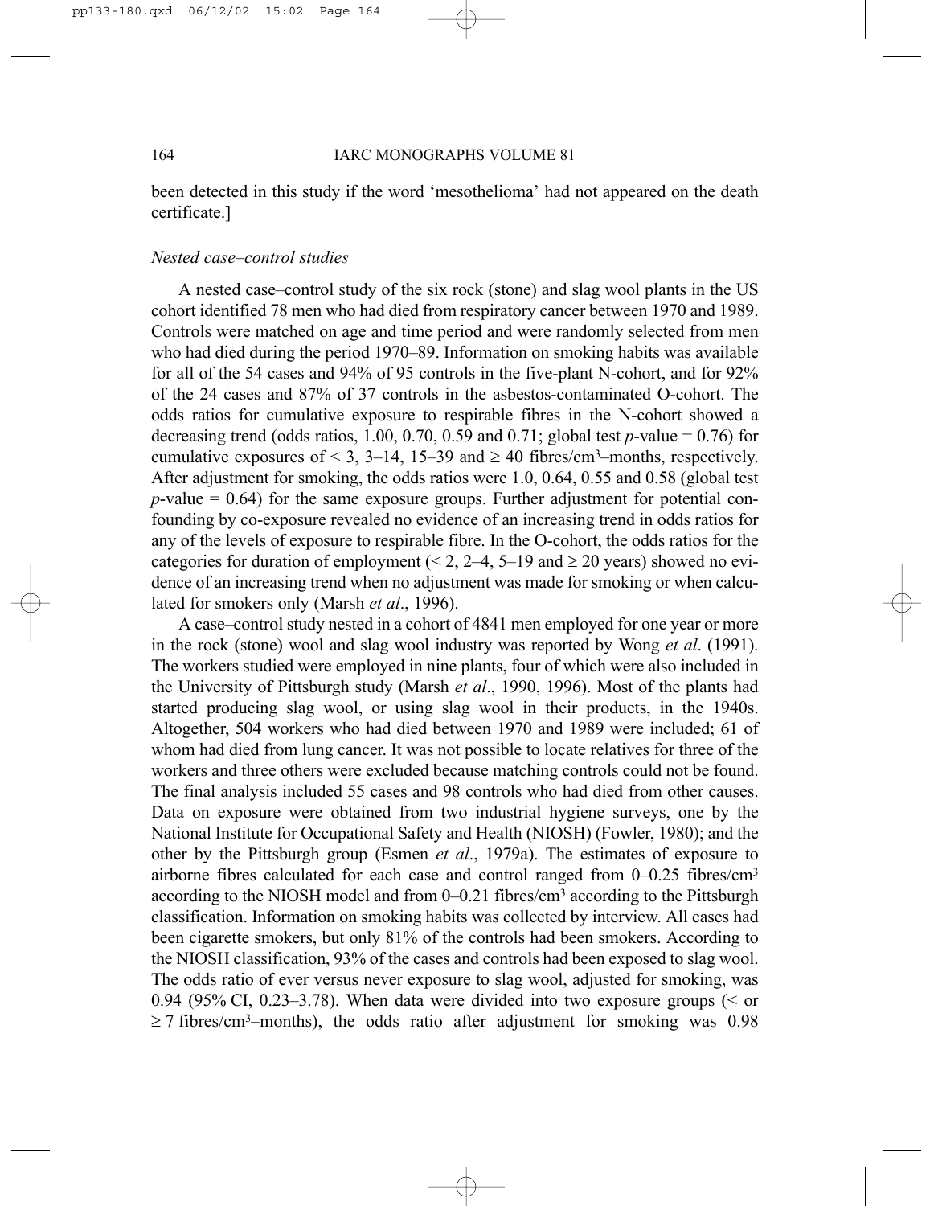been detected in this study if the word 'mesothelioma' had not appeared on the death certificate.]

*Nested case–control studies*

A nested case–control study of the six rock (stone) and slag wool plants in the US cohort identified 78 men who had died from respiratory cancer between 1970 and 1989. Controls were matched on age and time period and were randomly selected from men who had died during the period 1970–89. Information on smoking habits was available for all of the 54 cases and 94% of 95 controls in the five-plant N-cohort, and for 92% of the 24 cases and 87% of 37 controls in the asbestos-contaminated O-cohort. The odds ratios for cumulative exposure to respirable fibres in the N-cohort showed a decreasing trend (odds ratios, 1.00, 0.70, 0.59 and 0.71; global test $p$-value = 0.76) for cumulative exposures of < 3, 3–14, 15–39 and ≥ 40 fibres/cm$^3$–months, respectively. After adjustment for smoking, the odds ratios were 1.0, 0.64, 0.55 and 0.58 (global test $p$-value = 0.64) for the same exposure groups. Further adjustment for potential confounding by co-exposure revealed no evidence of an increasing trend in odds ratios for any of the levels of exposure to respirable fibre. In the O-cohort, the odds ratios for the categories for duration of employment (< 2, 2–4, 5–19 and ≥ 20 years) showed no evidence of an increasing trend when no adjustment was made for smoking or when calculated for smokers only (Marsh *et al*., 1996).

A case–control study nested in a cohort of 4841 men employed for one year or more in the rock (stone) wool and slag wool industry was reported by Wong *et al*. (1991). The workers studied were employed in nine plants, four of which were also included in the University of Pittsburgh study (Marsh *et al*., 1990, 1996). Most of the plants had started producing slag wool, or using slag wool in their products, in the 1940s. Altogether, 504 workers who had died between 1970 and 1989 were included; 61 of whom had died from lung cancer. It was not possible to locate relatives for three of the workers and three others were excluded because matching controls could not be found. The final analysis included 55 cases and 98 controls who had died from other causes. Data on exposure were obtained from two industrial hygiene surveys, one by the National Institute for Occupational Safety and Health (NIOSH) (Fowler, 1980); and the other by the Pittsburgh group (Esmen *et al*., 1979a). The estimates of exposure to airborne fibres calculated for each case and control ranged from 0–0.25 fibres/cm$^3$ according to the NIOSH model and from 0–0.21 fibres/cm$^3$ according to the Pittsburgh classification. Information on smoking habits was collected by interview. All cases had been cigarette smokers, but only 81% of the controls had been smokers. According to the NIOSH classification, 93% of the cases and controls had been exposed to slag wool. The odds ratio of ever versus never exposure to slag wool, adjusted for smoking, was 0.94 (95% CI, 0.23–3.78). When data were divided into two exposure groups (< or ≥ 7 fibres/cm$^3$–months), the odds ratio after adjustment for smoking was 0.98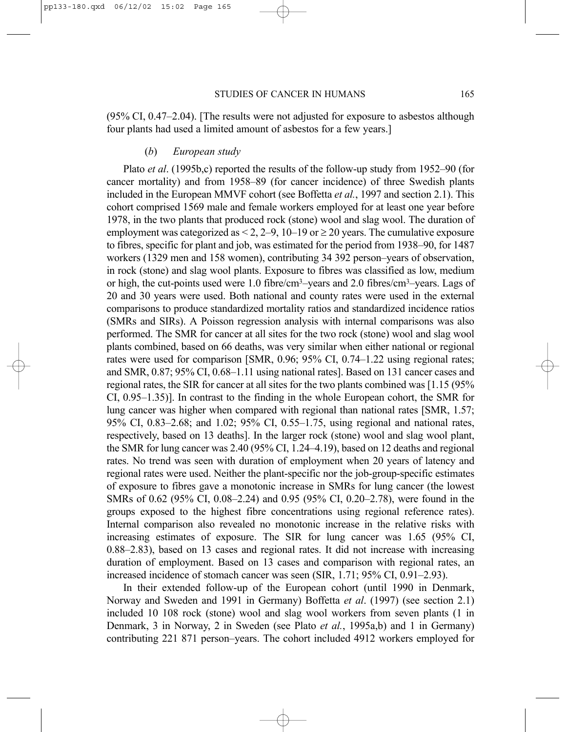(95% CI, 0.47–2.04). [The results were not adjusted for exposure to asbestos although four plants had used a limited amount of asbestos for a few years.]

### (*b*) *European study*

Plato *et al*. (1995b,c) reported the results of the follow-up study from 1952–90 (for cancer mortality) and from 1958–89 (for cancer incidence) of three Swedish plants included in the European MMVF cohort (see Boffetta *et al.*, 1997 and section 2.1). This cohort comprised 1569 male and female workers employed for at least one year before 1978, in the two plants that produced rock (stone) wool and slag wool. The duration of employment was categorized as < 2, 2–9, 10–19 or ≥ 20 years. The cumulative exposure to fibres, specific for plant and job, was estimated for the period from 1938–90, for 1487 workers (1329 men and 158 women), contributing 34 392 person–years of observation, in rock (stone) and slag wool plants. Exposure to fibres was classified as low, medium or high, the cut-points used were 1.0 fibre/cm$^3$–years and 2.0 fibres/cm$^3$–years. Lags of 20 and 30 years were used. Both national and county rates were used in the external comparisons to produce standardized mortality ratios and standardized incidence ratios (SMRs and SIRs). A Poisson regression analysis with internal comparisons was also performed. The SMR for cancer at all sites for the two rock (stone) wool and slag wool plants combined, based on 66 deaths, was very similar when either national or regional rates were used for comparison [SMR, 0.96; 95% CI, 0.74–1.22 using regional rates; and SMR, 0.87; 95% CI, 0.68–1.11 using national rates]. Based on 131 cancer cases and regional rates, the SIR for cancer at all sites for the two plants combined was [1.15 (95% CI, 0.95–1.35)]. In contrast to the finding in the whole European cohort, the SMR for lung cancer was higher when compared with regional than national rates [SMR, 1.57; 95% CI, 0.83–2.68; and 1.02; 95% CI, 0.55–1.75, using regional and national rates, respectively, based on 13 deaths]. In the larger rock (stone) wool and slag wool plant, the SMR for lung cancer was 2.40 (95% CI, 1.24–4.19), based on 12 deaths and regional rates. No trend was seen with duration of employment when 20 years of latency and regional rates were used. Neither the plant-specific nor the job-group-specific estimates of exposure to fibres gave a monotonic increase in SMRs for lung cancer (the lowest SMRs of 0.62 (95% CI, 0.08–2.24) and 0.95 (95% CI, 0.20–2.78), were found in the groups exposed to the highest fibre concentrations using regional reference rates). Internal comparison also revealed no monotonic increase in the relative risks with increasing estimates of exposure. The SIR for lung cancer was 1.65 (95% CI, 0.88–2.83), based on 13 cases and regional rates. It did not increase with increasing duration of employment. Based on 13 cases and comparison with regional rates, an increased incidence of stomach cancer was seen (SIR, 1.71; 95% CI, 0.91–2.93).

In their extended follow-up of the European cohort (until 1990 in Denmark, Norway and Sweden and 1991 in Germany) Boffetta *et al*. (1997) (see section 2.1) included 10 108 rock (stone) wool and slag wool workers from seven plants (1 in Denmark, 3 in Norway, 2 in Sweden (see Plato *et al.*, 1995a,b) and 1 in Germany) contributing 221 871 person–years. The cohort included 4912 workers employed for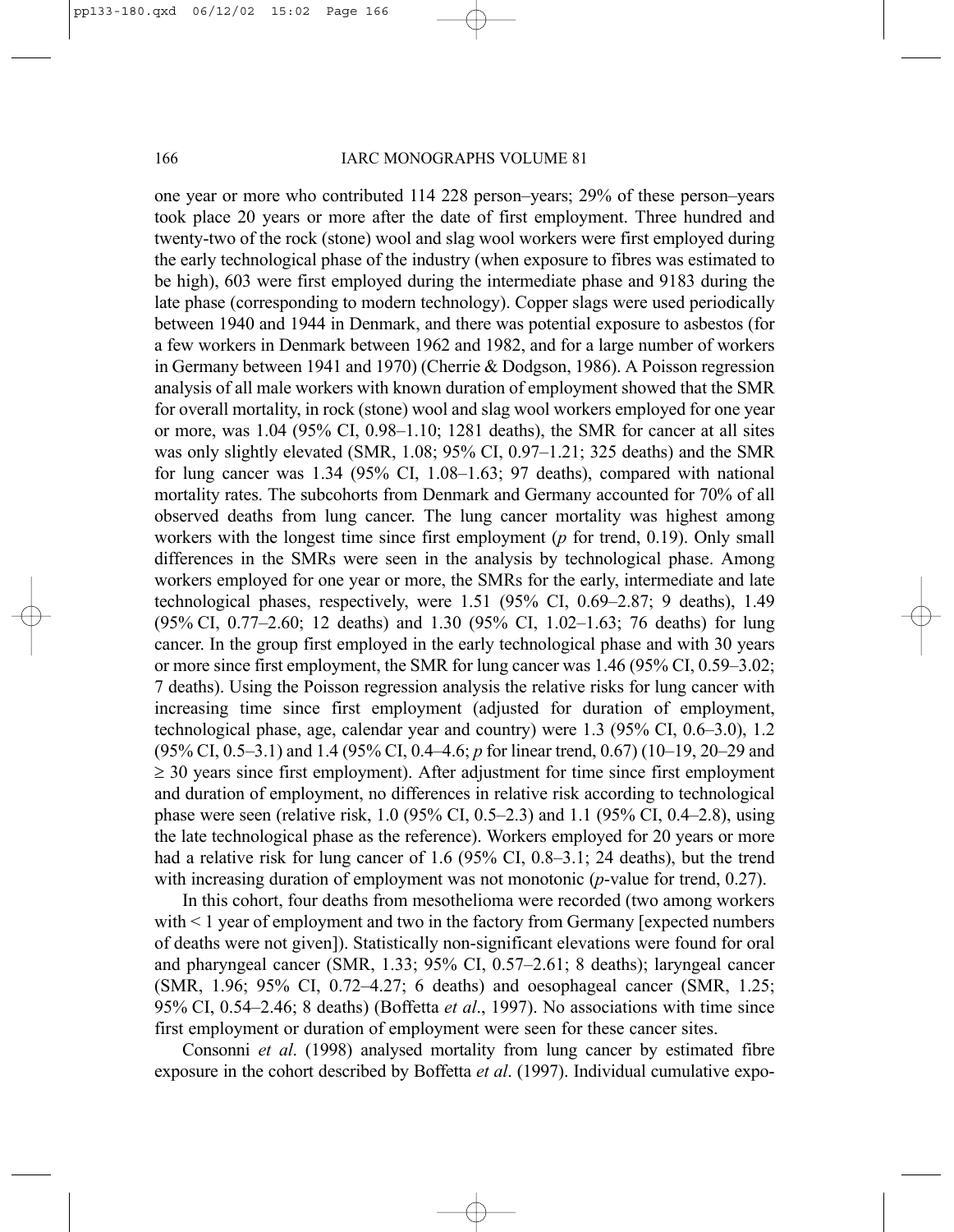one year or more who contributed 114 228 person–years; 29% of these person–years took place 20 years or more after the date of first employment. Three hundred and twenty-two of the rock (stone) wool and slag wool workers were first employed during the early technological phase of the industry (when exposure to fibres was estimated to be high), 603 were first employed during the intermediate phase and 9183 during the late phase (corresponding to modern technology). Copper slags were used periodically between 1940 and 1944 in Denmark, and there was potential exposure to asbestos (for a few workers in Denmark between 1962 and 1982, and for a large number of workers in Germany between 1941 and 1970) (Cherrie & Dodgson, 1986). A Poisson regression analysis of all male workers with known duration of employment showed that the SMR for overall mortality, in rock (stone) wool and slag wool workers employed for one year or more, was 1.04 (95% CI, 0.98–1.10; 1281 deaths), the SMR for cancer at all sites was only slightly elevated (SMR, 1.08; 95% CI, 0.97–1.21; 325 deaths) and the SMR for lung cancer was 1.34 (95% CI, 1.08–1.63; 97 deaths), compared with national mortality rates. The subcohorts from Denmark and Germany accounted for 70% of all observed deaths from lung cancer. The lung cancer mortality was highest among workers with the longest time since first employment (*p* for trend, 0.19). Only small differences in the SMRs were seen in the analysis by technological phase. Among workers employed for one year or more, the SMRs for the early, intermediate and late technological phases, respectively, were 1.51 (95% CI, 0.69–2.87; 9 deaths), 1.49 (95% CI, 0.77–2.60; 12 deaths) and 1.30 (95% CI, 1.02–1.63; 76 deaths) for lung cancer. In the group first employed in the early technological phase and with 30 years or more since first employment, the SMR for lung cancer was 1.46 (95% CI, 0.59–3.02; 7 deaths). Using the Poisson regression analysis the relative risks for lung cancer with increasing time since first employment (adjusted for duration of employment, technological phase, age, calendar year and country) were 1.3 (95% CI, 0.6–3.0), 1.2 (95% CI, 0.5–3.1) and 1.4 (95% CI, 0.4–4.6; *p* for linear trend, 0.67) (10–19, 20–29 and ≥ 30 years since first employment). After adjustment for time since first employment and duration of employment, no differences in relative risk according to technological phase were seen (relative risk, 1.0 (95% CI, 0.5–2.3) and 1.1 (95% CI, 0.4–2.8), using the late technological phase as the reference). Workers employed for 20 years or more had a relative risk for lung cancer of 1.6 (95% CI, 0.8–3.1; 24 deaths), but the trend with increasing duration of employment was not monotonic (*p*-value for trend, 0.27).

In this cohort, four deaths from mesothelioma were recorded (two among workers with < 1 year of employment and two in the factory from Germany [expected numbers of deaths were not given]). Statistically non-significant elevations were found for oral and pharyngeal cancer (SMR, 1.33; 95% CI, 0.57–2.61; 8 deaths); laryngeal cancer (SMR, 1.96; 95% CI, 0.72–4.27; 6 deaths) and oesophageal cancer (SMR, 1.25; 95% CI, 0.54–2.46; 8 deaths) (Boffetta *et al*., 1997). No associations with time since first employment or duration of employment were seen for these cancer sites.

Consonni *et al*. (1998) analysed mortality from lung cancer by estimated fibre exposure in the cohort described by Boffetta *et al*. (1997). Individual cumulative expo-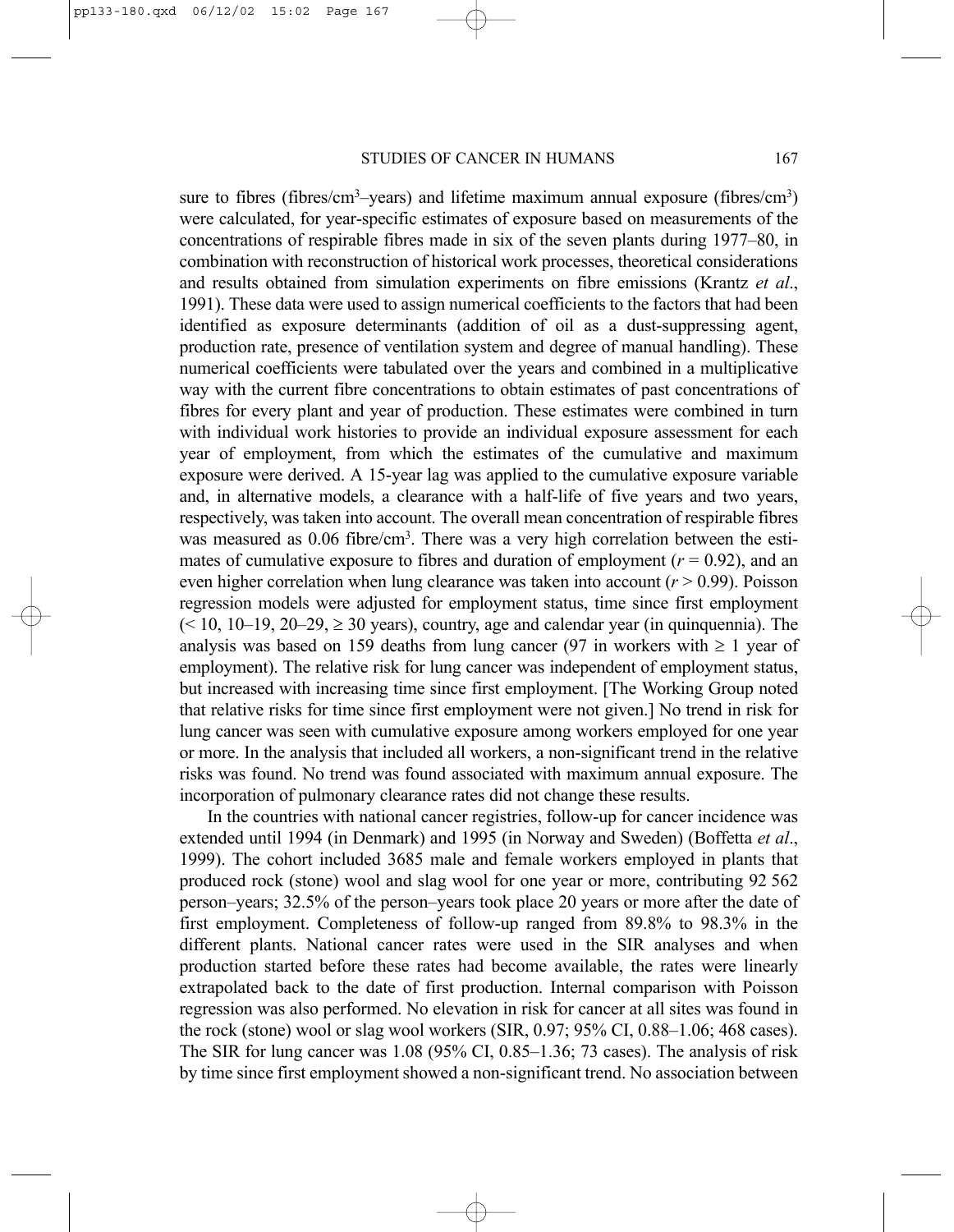sure to fibres (fibres/cm$^3$–years) and lifetime maximum annual exposure (fibres/cm$^3$) were calculated, for year-specific estimates of exposure based on measurements of the concentrations of respirable fibres made in six of the seven plants during 1977–80, in combination with reconstruction of historical work processes, theoretical considerations and results obtained from simulation experiments on fibre emissions (Krantz *et al*., 1991). These data were used to assign numerical coefficients to the factors that had been identified as exposure determinants (addition of oil as a dust-suppressing agent, production rate, presence of ventilation system and degree of manual handling). These numerical coefficients were tabulated over the years and combined in a multiplicative way with the current fibre concentrations to obtain estimates of past concentrations of fibres for every plant and year of production. These estimates were combined in turn with individual work histories to provide an individual exposure assessment for each year of employment, from which the estimates of the cumulative and maximum exposure were derived. A 15-year lag was applied to the cumulative exposure variable and, in alternative models, a clearance with a half-life of five years and two years, respectively, was taken into account. The overall mean concentration of respirable fibres was measured as 0.06 fibre/cm$^3$. There was a very high correlation between the estimates of cumulative exposure to fibres and duration of employment ($r = 0.92$), and an even higher correlation when lung clearance was taken into account ($r > 0.99$). Poisson regression models were adjusted for employment status, time since first employment (< 10, 10–19, 20–29, ≥ 30 years), country, age and calendar year (in quinquennia). The analysis was based on 159 deaths from lung cancer (97 in workers with ≥ 1 year of employment). The relative risk for lung cancer was independent of employment status, but increased with increasing time since first employment. [The Working Group noted that relative risks for time since first employment were not given.] No trend in risk for lung cancer was seen with cumulative exposure among workers employed for one year or more. In the analysis that included all workers, a non-significant trend in the relative risks was found. No trend was found associated with maximum annual exposure. The incorporation of pulmonary clearance rates did not change these results.

In the countries with national cancer registries, follow-up for cancer incidence was extended until 1994 (in Denmark) and 1995 (in Norway and Sweden) (Boffetta *et al*., 1999). The cohort included 3685 male and female workers employed in plants that produced rock (stone) wool and slag wool for one year or more, contributing 92 562 person–years; 32.5% of the person–years took place 20 years or more after the date of first employment. Completeness of follow-up ranged from 89.8% to 98.3% in the different plants. National cancer rates were used in the SIR analyses and when production started before these rates had become available, the rates were linearly extrapolated back to the date of first production. Internal comparison with Poisson regression was also performed. No elevation in risk for cancer at all sites was found in the rock (stone) wool or slag wool workers (SIR, 0.97; 95% CI, 0.88–1.06; 468 cases). The SIR for lung cancer was 1.08 (95% CI, 0.85–1.36; 73 cases). The analysis of risk by time since first employment showed a non-significant trend. No association between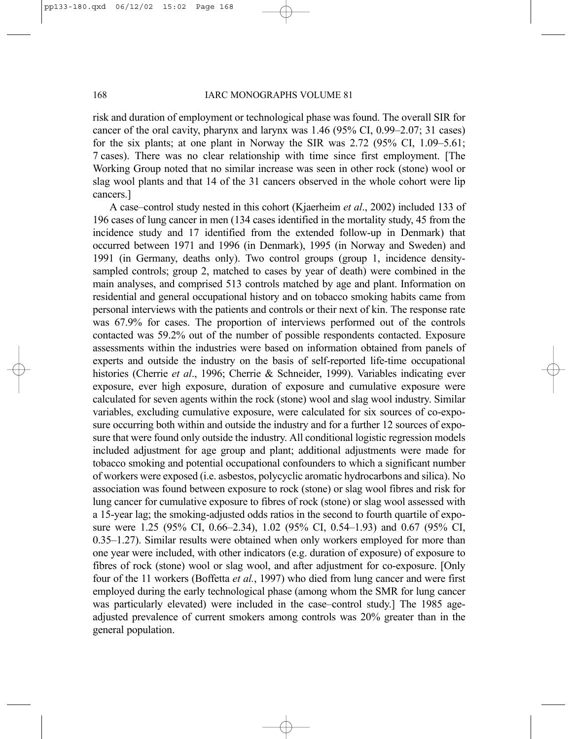risk and duration of employment or technological phase was found. The overall SIR for cancer of the oral cavity, pharynx and larynx was 1.46 (95% CI, 0.99–2.07; 31 cases) for the six plants; at one plant in Norway the SIR was 2.72 (95% CI, 1.09–5.61; 7 cases). There was no clear relationship with time since first employment. [The Working Group noted that no similar increase was seen in other rock (stone) wool or slag wool plants and that 14 of the 31 cancers observed in the whole cohort were lip cancers.]

A case–control study nested in this cohort (Kjaerheim *et al*., 2002) included 133 of 196 cases of lung cancer in men (134 cases identified in the mortality study, 45 from the incidence study and 17 identified from the extended follow-up in Denmark) that occurred between 1971 and 1996 (in Denmark), 1995 (in Norway and Sweden) and 1991 (in Germany, deaths only). Two control groups (group 1, incidence density-sampled controls; group 2, matched to cases by year of death) were combined in the main analyses, and comprised 513 controls matched by age and plant. Information on residential and general occupational history and on tobacco smoking habits came from personal interviews with the patients and controls or their next of kin. The response rate was 67.9% for cases. The proportion of interviews performed out of the controls contacted was 59.2% out of the number of possible respondents contacted. Exposure assessments within the industries were based on information obtained from panels of experts and outside the industry on the basis of self-reported life-time occupational histories (Cherrie *et al*., 1996; Cherrie & Schneider, 1999). Variables indicating ever exposure, ever high exposure, duration of exposure and cumulative exposure were calculated for seven agents within the rock (stone) wool and slag wool industry. Similar variables, excluding cumulative exposure, were calculated for six sources of co-exposure occurring both within and outside the industry and for a further 12 sources of exposure that were found only outside the industry. All conditional logistic regression models included adjustment for age group and plant; additional adjustments were made for tobacco smoking and potential occupational confounders to which a significant number of workers were exposed (i.e. asbestos, polycyclic aromatic hydrocarbons and silica). No association was found between exposure to rock (stone) or slag wool fibres and risk for lung cancer for cumulative exposure to fibres of rock (stone) or slag wool assessed with a 15-year lag; the smoking-adjusted odds ratios in the second to fourth quartile of exposure were 1.25 (95% CI, 0.66–2.34), 1.02 (95% CI, 0.54–1.93) and 0.67 (95% CI, 0.35–1.27). Similar results were obtained when only workers employed for more than one year were included, with other indicators (e.g. duration of exposure) of exposure to fibres of rock (stone) wool or slag wool, and after adjustment for co-exposure. [Only four of the 11 workers (Boffetta *et al.*, 1997) who died from lung cancer and were first employed during the early technological phase (among whom the SMR for lung cancer was particularly elevated) were included in the case–control study.] The 1985 age-adjusted prevalence of current smokers among controls was 20% greater than in the general population.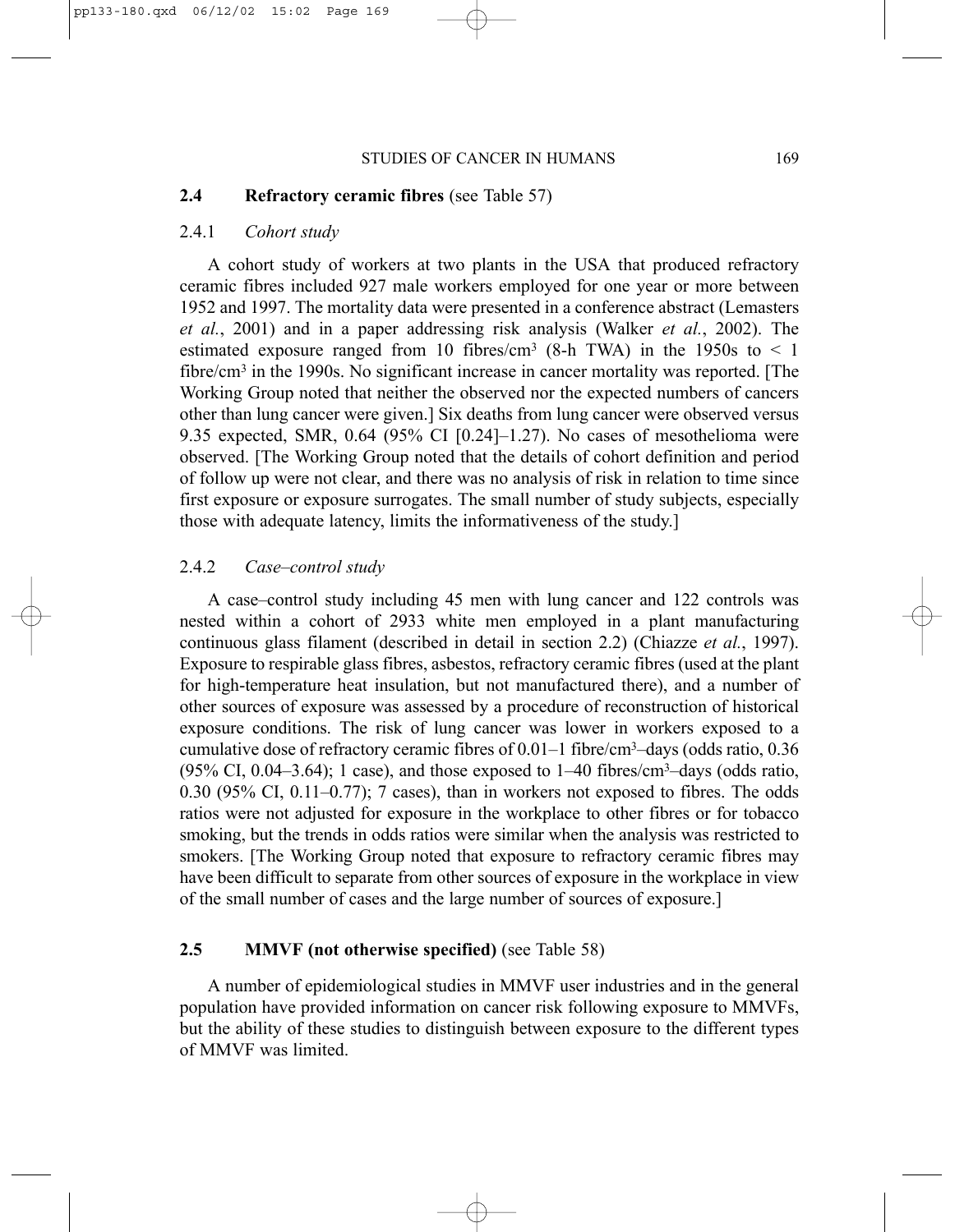## 2.4 Refractory ceramic fibres (see Table 57)

### 2.4.1 *Cohort study*

A cohort study of workers at two plants in the USA that produced refractory ceramic fibres included 927 male workers employed for one year or more between 1952 and 1997. The mortality data were presented in a conference abstract (Lemasters *et al.*, 2001) and in a paper addressing risk analysis (Walker *et al.*, 2002). The estimated exposure ranged from 10 fibres/cm$^3$ (8-h TWA) in the 1950s to < 1 fibre/cm$^3$ in the 1990s. No significant increase in cancer mortality was reported. [The Working Group noted that neither the observed nor the expected numbers of cancers other than lung cancer were given.] Six deaths from lung cancer were observed versus 9.35 expected, SMR, 0.64 (95% CI [0.24]–1.27). No cases of mesothelioma were observed. [The Working Group noted that the details of cohort definition and period of follow up were not clear, and there was no analysis of risk in relation to time since first exposure or exposure surrogates. The small number of study subjects, especially those with adequate latency, limits the informativeness of the study.]

### 2.4.2 *Case–control study*

A case–control study including 45 men with lung cancer and 122 controls was nested within a cohort of 2933 white men employed in a plant manufacturing continuous glass filament (described in detail in section 2.2) (Chiazze *et al.*, 1997). Exposure to respirable glass fibres, asbestos, refractory ceramic fibres (used at the plant for high-temperature heat insulation, but not manufactured there), and a number of other sources of exposure was assessed by a procedure of reconstruction of historical exposure conditions. The risk of lung cancer was lower in workers exposed to a cumulative dose of refractory ceramic fibres of 0.01–1 fibre/cm$^3$–days (odds ratio, 0.36 (95% CI, 0.04–3.64); 1 case), and those exposed to 1–40 fibres/cm$^3$–days (odds ratio, 0.30 (95% CI, 0.11–0.77); 7 cases), than in workers not exposed to fibres. The odds ratios were not adjusted for exposure in the workplace to other fibres or for tobacco smoking, but the trends in odds ratios were similar when the analysis was restricted to smokers. [The Working Group noted that exposure to refractory ceramic fibres may have been difficult to separate from other sources of exposure in the workplace in view of the small number of cases and the large number of sources of exposure.]

## 2.5 MMVF (not otherwise specified) (see Table 58)

A number of epidemiological studies in MMVF user industries and in the general population have provided information on cancer risk following exposure to MMVFs, but the ability of these studies to distinguish between exposure to the different types of MMVF was limited.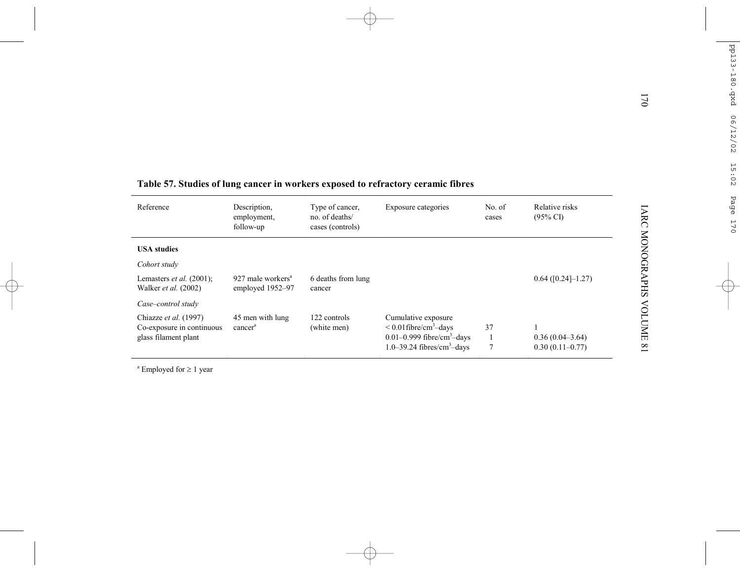**Table 57. Studies of lung cancer in workers exposed to refractory ceramic fibres**

| Reference | Description, employment, follow-up | Type of cancer, no. of deaths/ cases (controls) | Exposure categories | No. of cases | Relative risks (95% CI) |
|---|---|---|---|---|---|
| **USA studies** | | | | | |
| *Cohort study* | | | | | |
| Lemasters *et al.* (2001); Walker *et al.* (2002) | 927 male workers[a] employed 1952–97 | 6 deaths from lung cancer | | | 0.64 ([0.24]–1.27) |
| *Case–control study* | | | | | |
| Chiazze *et al.* (1997) Co-exposure in continuous glass filament plant | 45 men with lung cancer[a] | 122 controls (white men) | Cumulative exposure | | |
| | | | < 0.01 fibre/$cm^3$–days | 37 | 1 |
| | | | 0.01–0.999 fibre/$cm^3$–days | 1 | 0.36 (0.04–3.64) |
| | | | 1.0–39.24 fibres/$cm^3$–days | 7 | 0.30 (0.11–0.77) |

[a] Employed for ≥ 1 year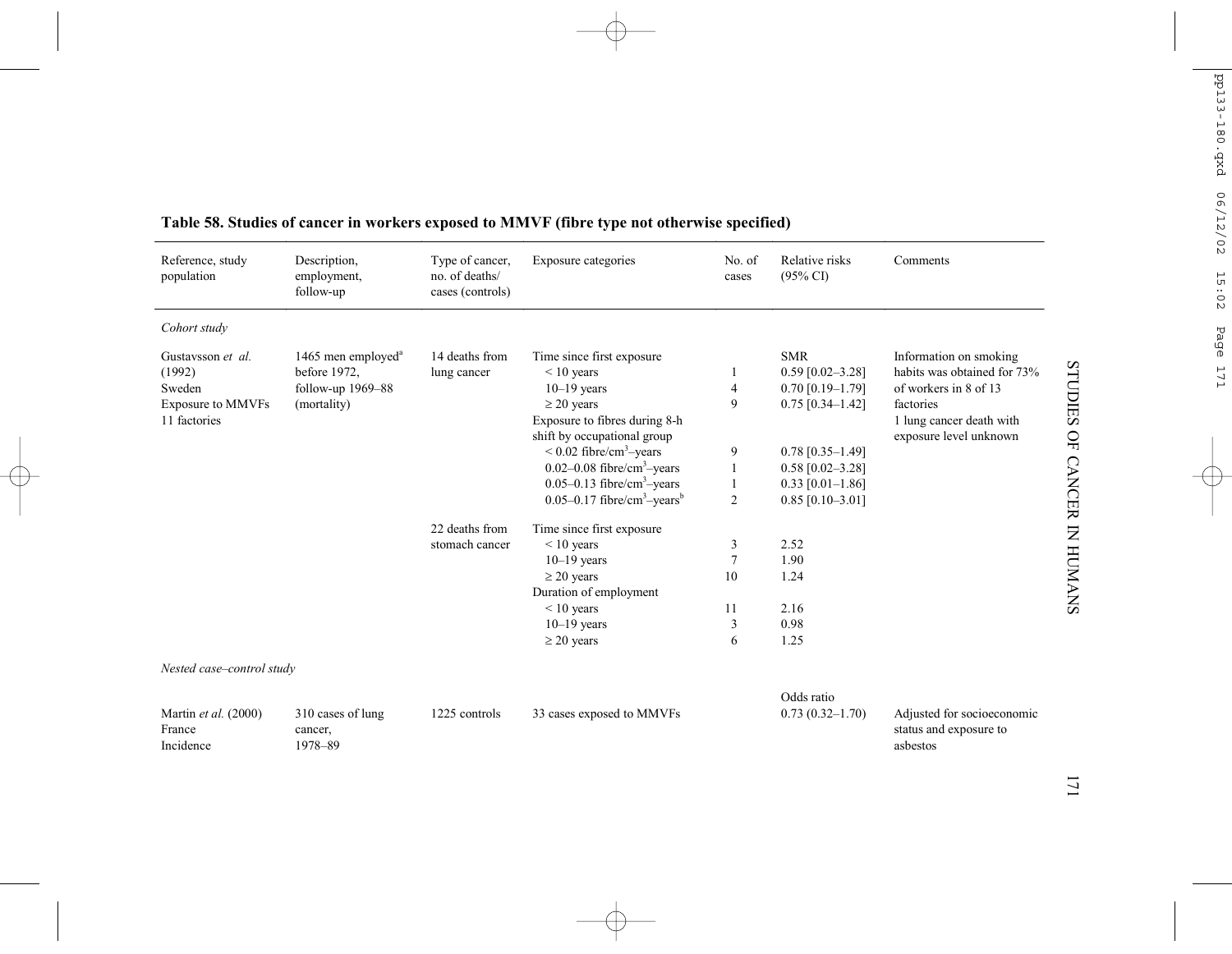**Table 58. Studies of cancer in workers exposed to MMVF (fibre type not otherwise specified)**

| Reference, study population | Description, employment, follow-up | Type of cancer, no. of deaths/ cases (controls) | Exposure categories | No. of cases | Relative risks (95% CI) | Comments |
|---|---|---|---|---|---|---|
| *Cohort study* | | | | | | |
| Gustavsson *et al.* (1992) Sweden Exposure to MMVFs 11 factories | 1465 men employed[a] before 1972, follow-up 1969–88 (mortality) | 14 deaths from lung cancer | Time since first exposure | | SMR | Information on smoking habits was obtained for 73% of workers in 8 of 13 factories 1 lung cancer death with exposure level unknown |
| | | | < 10 years | 1 | 0.59 [0.02–3.28] | |
| | | | 10–19 years | 4 | 0.70 [0.19–1.79] | |
| | | | ≥ 20 years | 9 | 0.75 [0.34–1.42] | |
| | | | Exposure to fibres during 8-h shift by occupational group | | | |
| | | | < 0.02 fibre/cm$^3$–years | 9 | 0.78 [0.35–1.49] | |
| | | | 0.02–0.08 fibre/cm$^3$–years | 1 | 0.58 [0.02–3.28] | |
| | | | 0.05–0.13 fibre/cm$^3$–years | 1 | 0.33 [0.01–1.86] | |
| | | | 0.05–0.17 fibre/cm$^3$–years[b] | 2 | 0.85 [0.10–3.01] | |
| | | 22 deaths from stomach cancer | Time since first exposure | | | |
| | | | < 10 years | 3 | 2.52 | |
| | | | 10–19 years | 7 | 1.90 | |
| | | | ≥ 20 years | 10 | 1.24 | |
| | | | Duration of employment | | | |
| | | | < 10 years | 11 | 2.16 | |
| | | | 10–19 years | 3 | 0.98 | |
| | | | ≥ 20 years | 6 | 1.25 | |
| *Nested case–control study* | | | | | | |
| | | | | | Odds ratio | |
| Martin *et al.* (2000) France Incidence | 310 cases of lung cancer, 1978–89 | 1225 controls | 33 cases exposed to MMVFs | | 0.73 (0.32–1.70) | Adjusted for socioeconomic status and exposure to asbestos |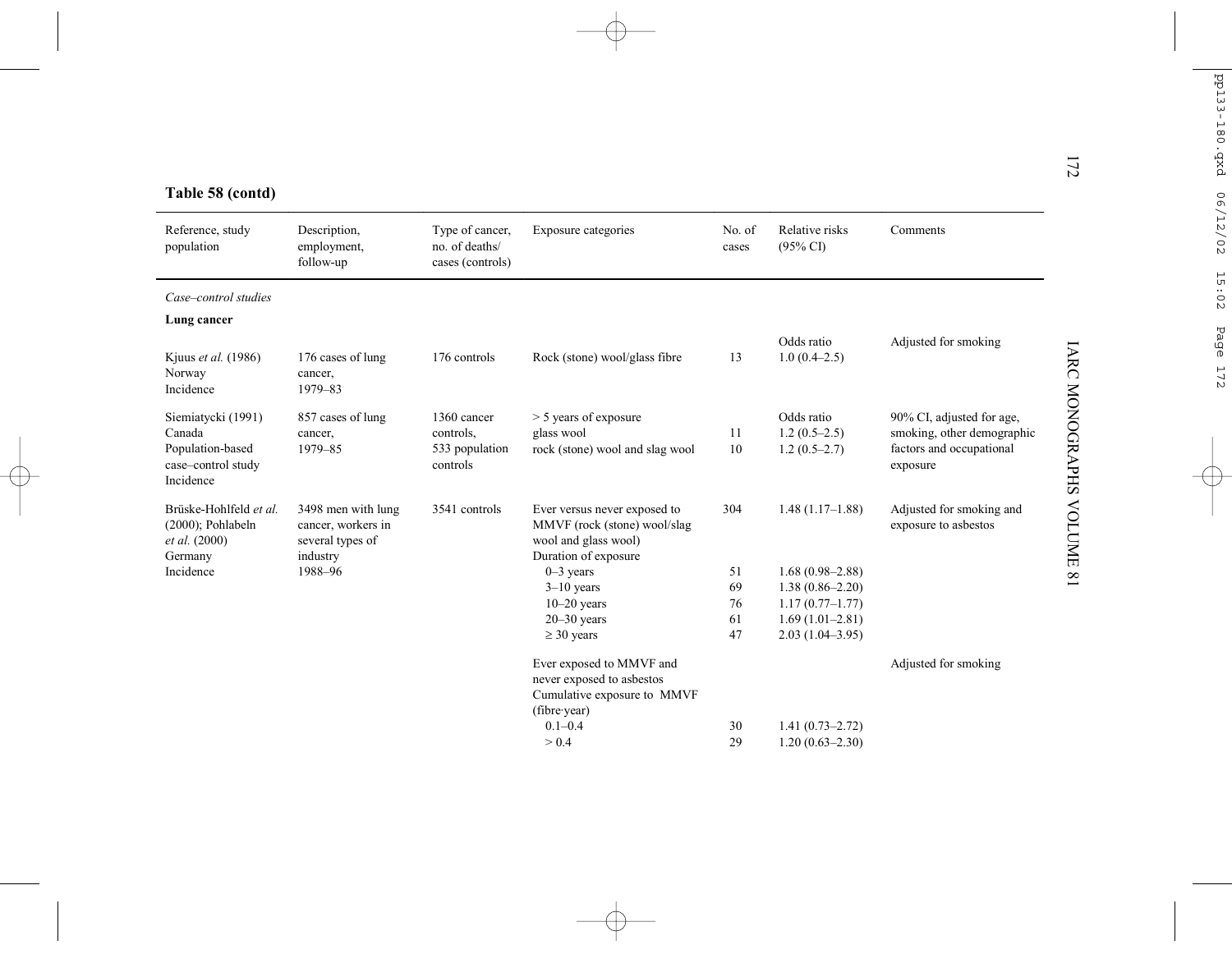**Table 58 (contd)**

| Reference, study population | Description, employment, follow-up | Type of cancer, no. of deaths/ cases (controls) | Exposure categories | No. of cases | Relative risks (95% CI) | Comments |
|---|---|---|---|---|---|---|
| *Case–control studies* | | | | | | |
| **Lung cancer** | | | | | | |
| | | | | | Odds ratio | Adjusted for smoking |
| Kjuus *et al.* (1986) Norway Incidence | 176 cases of lung cancer, 1979–83 | 176 controls | Rock (stone) wool/glass fibre | 13 | 1.0 (0.4–2.5) | |
| Siemiatycki (1991) Canada Population-based case–control study Incidence | 857 cases of lung cancer, 1979–85 | 1360 cancer controls, 533 population controls | > 5 years of exposure | | Odds ratio | 90% CI, adjusted for age, smoking, other demographic factors and occupational exposure |
| | | | glass wool | 11 | 1.2 (0.5–2.5) | |
| | | | rock (stone) wool and slag wool | 10 | 1.2 (0.5–2.7) | |
| Brüske-Hohlfeld *et al.* (2000); Pohlabeln *et al.* (2000) Germany Incidence | 3498 men with lung cancer, workers in several types of industry 1988–96 | 3541 controls | Ever versus never exposed to MMVF (rock (stone) wool/slag wool and glass wool) | 304 | 1.48 (1.17–1.88) | Adjusted for smoking and exposure to asbestos |
| | | | Duration of exposure | | | |
| | | | 0–3 years | 51 | 1.68 (0.98–2.88) | |
| | | | 3–10 years | 69 | 1.38 (0.86–2.20) | |
| | | | 10–20 years | 76 | 1.17 (0.77–1.77) | |
| | | | 20–30 years | 61 | 1.69 (1.01–2.81) | |
| | | | ≥ 30 years | 47 | 2.03 (1.04–3.95) | |
| | | | Ever exposed to MMVF and never exposed to asbestos | | | Adjusted for smoking |
| | | | Cumulative exposure to MMVF (fibre·year) | | | |
| | | | 0.1–0.4 | 30 | 1.41 (0.73–2.72) | |
| | | | > 0.4 | 29 | 1.20 (0.63–2.30) | |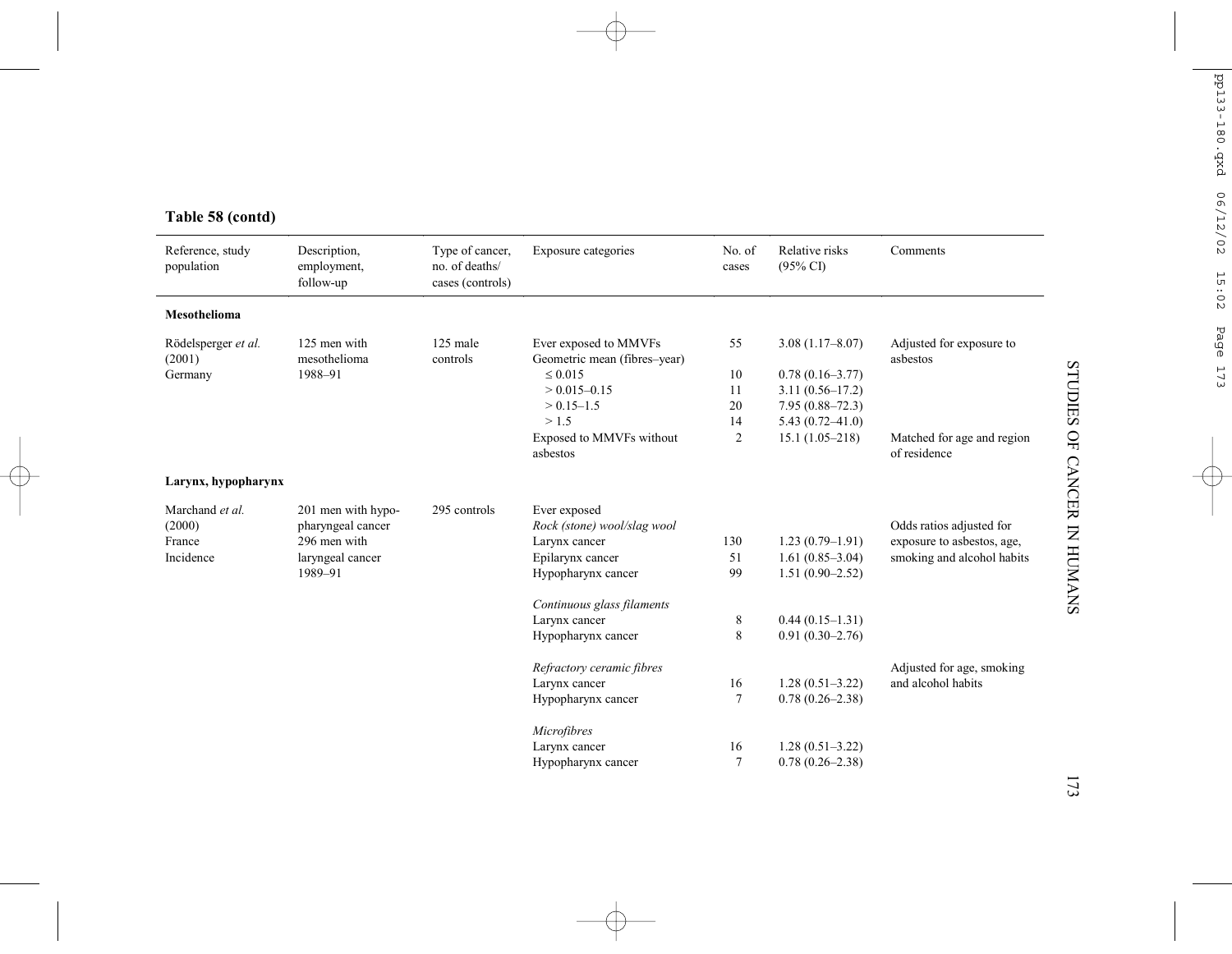**Table 58 (contd)**

| Reference, study population | Description, employment, follow-up | Type of cancer, no. of deaths/ cases (controls) | Exposure categories | No. of cases | Relative risks (95% CI) | Comments |
|---|---|---|---|---|---|---|
| **Mesothelioma** | | | | | | |
| Rödelsperger *et al.* (2001) Germany | 125 men with mesothelioma 1988–91 | 125 male controls | Ever exposed to MMVFs | 55 | 3.08 (1.17–8.07) | Adjusted for exposure to asbestos |
| | | | Geometric mean (fibres–year) | | | |
| | | | ≤ 0.015 | 10 | 0.78 (0.16–3.77) | |
| | | | > 0.015–0.15 | 11 | 3.11 (0.56–17.2) | |
| | | | > 0.15–1.5 | 20 | 7.95 (0.88–72.3) | |
| | | | > 1.5 | 14 | 5.43 (0.72–41.0) | |
| | | | Exposed to MMVFs without asbestos | 2 | 15.1 (1.05–218) | Matched for age and region of residence |
| **Larynx, hypopharynx** | | | | | | |
| Marchand *et al.* (2000) France Incidence | 201 men with hypo-pharyngeal cancer 296 men with laryngeal cancer 1989–91 | 295 controls | Ever exposed | | | |
| | | | *Rock (stone) wool/slag wool* | | | Odds ratios adjusted for exposure to asbestos, age, smoking and alcohol habits |
| | | | Larynx cancer | 130 | 1.23 (0.79–1.91) | |
| | | | Epilarynx cancer | 51 | 1.61 (0.85–3.04) | |
| | | | Hypopharynx cancer | 99 | 1.51 (0.90–2.52) | |
| | | | *Continuous glass filaments* | | | |
| | | | Larynx cancer | 8 | 0.44 (0.15–1.31) | |
| | | | Hypopharynx cancer | 8 | 0.91 (0.30–2.76) | |
| | | | *Refractory ceramic fibres* | | | Adjusted for age, smoking and alcohol habits |
| | | | Larynx cancer | 16 | 1.28 (0.51–3.22) | |
| | | | Hypopharynx cancer | 7 | 0.78 (0.26–2.38) | |
| | | | *Microfibres* | | | |
| | | | Larynx cancer | 16 | 1.28 (0.51–3.22) | |
| | | | Hypopharynx cancer | 7 | 0.78 (0.26–2.38) | |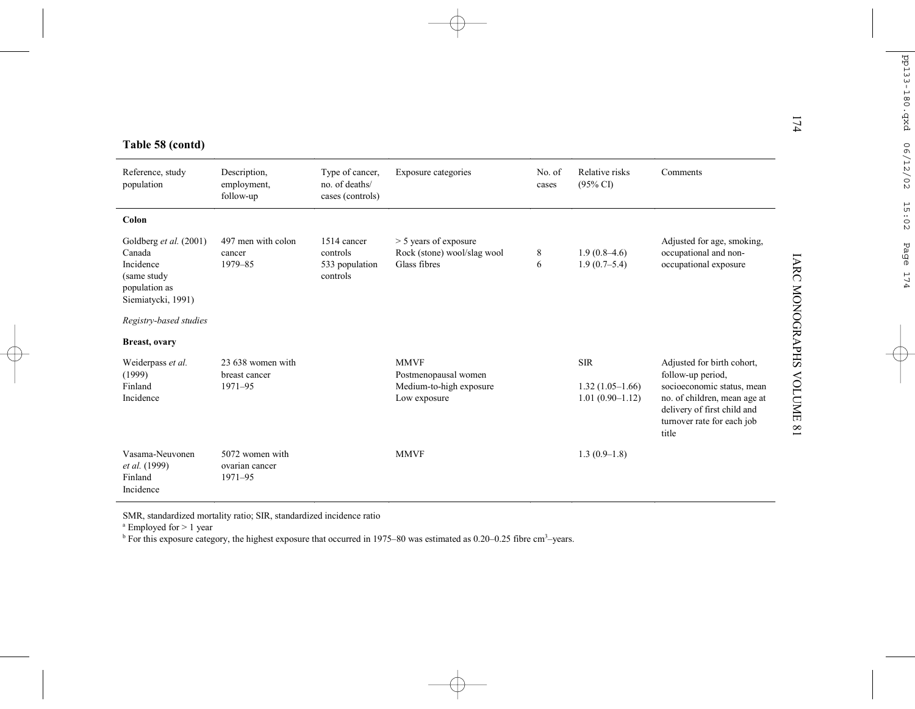**Table 58 (contd)**

| Reference, study population | Description, employment, follow-up | Type of cancer, no. of deaths/ cases (controls) | Exposure categories | No. of cases | Relative risks (95% CI) | Comments |
|---|---|---|---|---|---|---|
| **Colon** | | | | | | |
| Goldberg *et al.* (2001) Canada Incidence (same study population as Siemiatycki, 1991) | 497 men with colon cancer 1979–85 | 1514 cancer controls 533 population controls | > 5 years of exposure | | | Adjusted for age, smoking, occupational and non-occupational exposure |
| | | | Rock (stone) wool/slag wool | 8 | 1.9 (0.8–4.6) | |
| | | | Glass fibres | 6 | 1.9 (0.7–5.4) | |
| *Registry-based studies* | | | | | | |
| **Breast, ovary** | | | | | | |
| Weiderpass *et al.* (1999) Finland Incidence | 23 638 women with breast cancer 1971–95 | | MMVF | | SIR | Adjusted for birth cohort, follow-up period, socioeconomic status, mean no. of children, mean age at delivery of first child and turnover rate for each job title |
| | | | Postmenopausal women | | | |
| | | | Medium-to-high exposure | | 1.32 (1.05–1.66) | |
| | | | Low exposure | | 1.01 (0.90–1.12) | |
| Vasama-Neuvonen *et al.* (1999) Finland Incidence | 5072 women with ovarian cancer 1971–95 | | MMVF | | 1.3 (0.9–1.8) | |

SMR, standardized mortality ratio; SIR, standardized incidence ratio

[a] Employed for > 1 year

[b] For this exposure category, the highest exposure that occurred in 1975–80 was estimated as 0.20–0.25 fibre $cm^3$–years.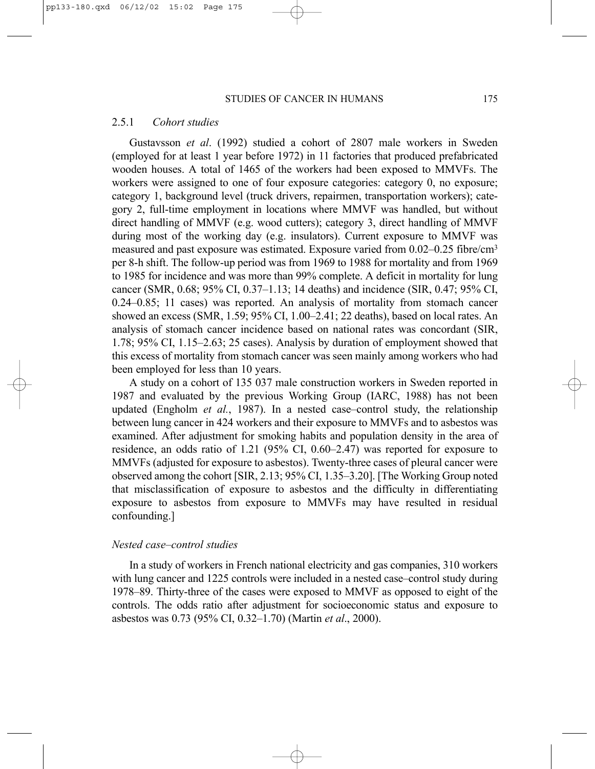### 2.5.1 *Cohort studies*

Gustavsson *et al*. (1992) studied a cohort of 2807 male workers in Sweden (employed for at least 1 year before 1972) in 11 factories that produced prefabricated wooden houses. A total of 1465 of the workers had been exposed to MMVFs. The workers were assigned to one of four exposure categories: category 0, no exposure; category 1, background level (truck drivers, repairmen, transportation workers); category 2, full-time employment in locations where MMVF was handled, but without direct handling of MMVF (e.g. wood cutters); category 3, direct handling of MMVF during most of the working day (e.g. insulators). Current exposure to MMVF was measured and past exposure was estimated. Exposure varied from 0.02–0.25 fibre/$cm^3$ per 8-h shift. The follow-up period was from 1969 to 1988 for mortality and from 1969 to 1985 for incidence and was more than 99% complete. A deficit in mortality for lung cancer (SMR, 0.68; 95% CI, 0.37–1.13; 14 deaths) and incidence (SIR, 0.47; 95% CI, 0.24–0.85; 11 cases) was reported. An analysis of mortality from stomach cancer showed an excess (SMR, 1.59; 95% CI, 1.00–2.41; 22 deaths), based on local rates. An analysis of stomach cancer incidence based on national rates was concordant (SIR, 1.78; 95% CI, 1.15–2.63; 25 cases). Analysis by duration of employment showed that this excess of mortality from stomach cancer was seen mainly among workers who had been employed for less than 10 years.

A study on a cohort of 135 037 male construction workers in Sweden reported in 1987 and evaluated by the previous Working Group (IARC, 1988) has not been updated (Engholm *et al.*, 1987). In a nested case–control study, the relationship between lung cancer in 424 workers and their exposure to MMVFs and to asbestos was examined. After adjustment for smoking habits and population density in the area of residence, an odds ratio of 1.21 (95% CI, 0.60–2.47) was reported for exposure to MMVFs (adjusted for exposure to asbestos). Twenty-three cases of pleural cancer were observed among the cohort [SIR, 2.13; 95% CI, 1.35–3.20]. [The Working Group noted that misclassification of exposure to asbestos and the difficulty in differentiating exposure to asbestos from exposure to MMVFs may have resulted in residual confounding.]

#### *Nested case–control studies*

In a study of workers in French national electricity and gas companies, 310 workers with lung cancer and 1225 controls were included in a nested case–control study during 1978–89. Thirty-three of the cases were exposed to MMVF as opposed to eight of the controls. The odds ratio after adjustment for socioeconomic status and exposure to asbestos was 0.73 (95% CI, 0.32–1.70) (Martin *et al*., 2000).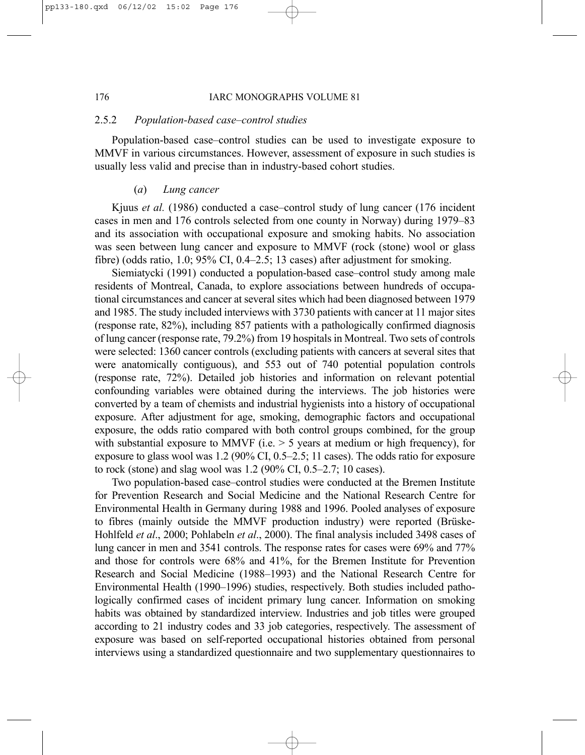### 2.5.2 *Population-based case–control studies*

Population-based case–control studies can be used to investigate exposure to MMVF in various circumstances. However, assessment of exposure in such studies is usually less valid and precise than in industry-based cohort studies.

#### (*a*) *Lung cancer*

Kjuus *et al.* (1986) conducted a case–control study of lung cancer (176 incident cases in men and 176 controls selected from one county in Norway) during 1979–83 and its association with occupational exposure and smoking habits. No association was seen between lung cancer and exposure to MMVF (rock (stone) wool or glass fibre) (odds ratio, 1.0; 95% CI, 0.4–2.5; 13 cases) after adjustment for smoking.

Siemiatycki (1991) conducted a population-based case–control study among male residents of Montreal, Canada, to explore associations between hundreds of occupational circumstances and cancer at several sites which had been diagnosed between 1979 and 1985. The study included interviews with 3730 patients with cancer at 11 major sites (response rate, 82%), including 857 patients with a pathologically confirmed diagnosis of lung cancer (response rate, 79.2%) from 19 hospitals in Montreal. Two sets of controls were selected: 1360 cancer controls (excluding patients with cancers at several sites that were anatomically contiguous), and 553 out of 740 potential population controls (response rate, 72%). Detailed job histories and information on relevant potential confounding variables were obtained during the interviews. The job histories were converted by a team of chemists and industrial hygienists into a history of occupational exposure. After adjustment for age, smoking, demographic factors and occupational exposure, the odds ratio compared with both control groups combined, for the group with substantial exposure to MMVF (i.e. > 5 years at medium or high frequency), for exposure to glass wool was 1.2 (90% CI, 0.5–2.5; 11 cases). The odds ratio for exposure to rock (stone) and slag wool was 1.2 (90% CI, 0.5–2.7; 10 cases).

Two population-based case–control studies were conducted at the Bremen Institute for Prevention Research and Social Medicine and the National Research Centre for Environmental Health in Germany during 1988 and 1996. Pooled analyses of exposure to fibres (mainly outside the MMVF production industry) were reported (Brüske-Hohlfeld *et al*., 2000; Pohlabeln *et al*., 2000). The final analysis included 3498 cases of lung cancer in men and 3541 controls. The response rates for cases were 69% and 77% and those for controls were 68% and 41%, for the Bremen Institute for Prevention Research and Social Medicine (1988–1993) and the National Research Centre for Environmental Health (1990–1996) studies, respectively. Both studies included pathologically confirmed cases of incident primary lung cancer. Information on smoking habits was obtained by standardized interview. Industries and job titles were grouped according to 21 industry codes and 33 job categories, respectively. The assessment of exposure was based on self-reported occupational histories obtained from personal interviews using a standardized questionnaire and two supplementary questionnaires to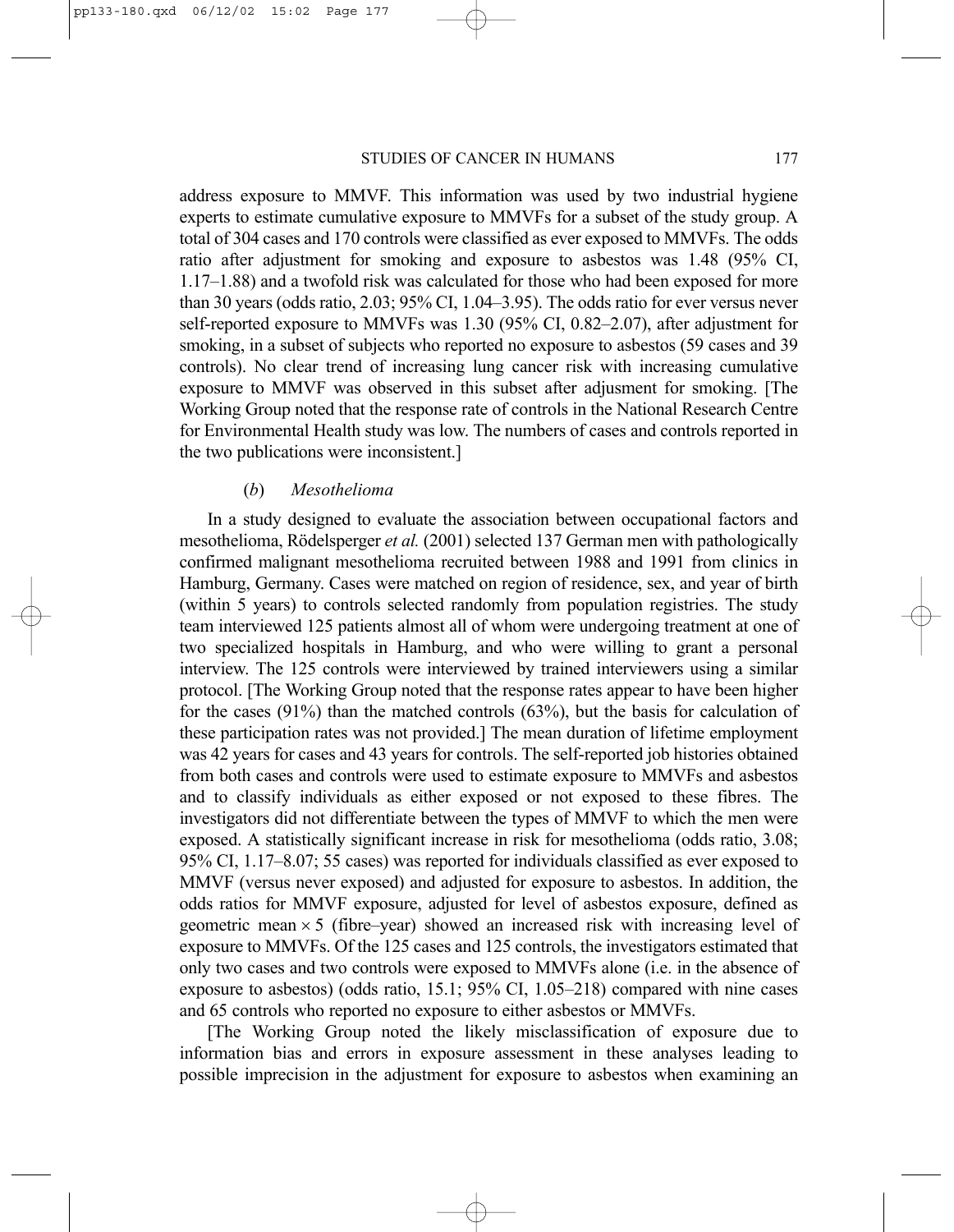address exposure to MMVF. This information was used by two industrial hygiene experts to estimate cumulative exposure to MMVFs for a subset of the study group. A total of 304 cases and 170 controls were classified as ever exposed to MMVFs. The odds ratio after adjustment for smoking and exposure to asbestos was 1.48 (95% CI, 1.17–1.88) and a twofold risk was calculated for those who had been exposed for more than 30 years (odds ratio, 2.03; 95% CI, 1.04–3.95). The odds ratio for ever versus never self-reported exposure to MMVFs was 1.30 (95% CI, 0.82–2.07), after adjustment for smoking, in a subset of subjects who reported no exposure to asbestos (59 cases and 39 controls). No clear trend of increasing lung cancer risk with increasing cumulative exposure to MMVF was observed in this subset after adjusment for smoking. [The Working Group noted that the response rate of controls in the National Research Centre for Environmental Health study was low. The numbers of cases and controls reported in the two publications were inconsistent.]

### (*b*) *Mesothelioma*

In a study designed to evaluate the association between occupational factors and mesothelioma, Rödelsperger *et al.* (2001) selected 137 German men with pathologically confirmed malignant mesothelioma recruited between 1988 and 1991 from clinics in Hamburg, Germany. Cases were matched on region of residence, sex, and year of birth (within 5 years) to controls selected randomly from population registries. The study team interviewed 125 patients almost all of whom were undergoing treatment at one of two specialized hospitals in Hamburg, and who were willing to grant a personal interview. The 125 controls were interviewed by trained interviewers using a similar protocol. [The Working Group noted that the response rates appear to have been higher for the cases (91%) than the matched controls (63%), but the basis for calculation of these participation rates was not provided.] The mean duration of lifetime employment was 42 years for cases and 43 years for controls. The self-reported job histories obtained from both cases and controls were used to estimate exposure to MMVFs and asbestos and to classify individuals as either exposed or not exposed to these fibres. The investigators did not differentiate between the types of MMVF to which the men were exposed. A statistically significant increase in risk for mesothelioma (odds ratio, 3.08; 95% CI, 1.17–8.07; 55 cases) was reported for individuals classified as ever exposed to MMVF (versus never exposed) and adjusted for exposure to asbestos. In addition, the odds ratios for MMVF exposure, adjusted for level of asbestos exposure, defined as geometric mean $\times$ 5 (fibre–year) showed an increased risk with increasing level of exposure to MMVFs. Of the 125 cases and 125 controls, the investigators estimated that only two cases and two controls were exposed to MMVFs alone (i.e. in the absence of exposure to asbestos) (odds ratio, 15.1; 95% CI, 1.05–218) compared with nine cases and 65 controls who reported no exposure to either asbestos or MMVFs.

[The Working Group noted the likely misclassification of exposure due to information bias and errors in exposure assessment in these analyses leading to possible imprecision in the adjustment for exposure to asbestos when examining an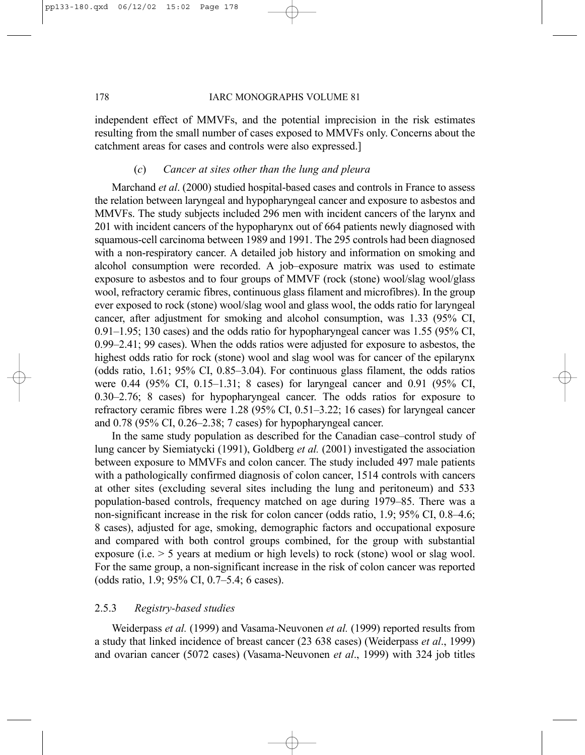independent effect of MMVFs, and the potential imprecision in the risk estimates resulting from the small number of cases exposed to MMVFs only. Concerns about the catchment areas for cases and controls were also expressed.]

#### (*c*) *Cancer at sites other than the lung and pleura*

Marchand *et al*. (2000) studied hospital-based cases and controls in France to assess the relation between laryngeal and hypopharyngeal cancer and exposure to asbestos and MMVFs. The study subjects included 296 men with incident cancers of the larynx and 201 with incident cancers of the hypopharynx out of 664 patients newly diagnosed with squamous-cell carcinoma between 1989 and 1991. The 295 controls had been diagnosed with a non-respiratory cancer. A detailed job history and information on smoking and alcohol consumption were recorded. A job–exposure matrix was used to estimate exposure to asbestos and to four groups of MMVF (rock (stone) wool/slag wool/glass wool, refractory ceramic fibres, continuous glass filament and microfibres). In the group ever exposed to rock (stone) wool/slag wool and glass wool, the odds ratio for laryngeal cancer, after adjustment for smoking and alcohol consumption, was 1.33 (95% CI, 0.91–1.95; 130 cases) and the odds ratio for hypopharyngeal cancer was 1.55 (95% CI, 0.99–2.41; 99 cases). When the odds ratios were adjusted for exposure to asbestos, the highest odds ratio for rock (stone) wool and slag wool was for cancer of the epilarynx (odds ratio, 1.61; 95% CI, 0.85–3.04). For continuous glass filament, the odds ratios were 0.44 (95% CI, 0.15–1.31; 8 cases) for laryngeal cancer and 0.91 (95% CI, 0.30–2.76; 8 cases) for hypopharyngeal cancer. The odds ratios for exposure to refractory ceramic fibres were 1.28 (95% CI, 0.51–3.22; 16 cases) for laryngeal cancer and 0.78 (95% CI, 0.26–2.38; 7 cases) for hypopharyngeal cancer.

In the same study population as described for the Canadian case–control study of lung cancer by Siemiatycki (1991), Goldberg *et al.* (2001) investigated the association between exposure to MMVFs and colon cancer. The study included 497 male patients with a pathologically confirmed diagnosis of colon cancer, 1514 controls with cancers at other sites (excluding several sites including the lung and peritoneum) and 533 population-based controls, frequency matched on age during 1979–85. There was a non-significant increase in the risk for colon cancer (odds ratio, 1.9; 95% CI, 0.8–4.6; 8 cases), adjusted for age, smoking, demographic factors and occupational exposure and compared with both control groups combined, for the group with substantial exposure (i.e. > 5 years at medium or high levels) to rock (stone) wool or slag wool. For the same group, a non-significant increase in the risk of colon cancer was reported (odds ratio, 1.9; 95% CI, 0.7–5.4; 6 cases).

### 2.5.3 *Registry-based studies*

Weiderpass *et al.* (1999) and Vasama-Neuvonen *et al.* (1999) reported results from a study that linked incidence of breast cancer (23 638 cases) (Weiderpass *et al*., 1999) and ovarian cancer (5072 cases) (Vasama-Neuvonen *et al*., 1999) with 324 job titles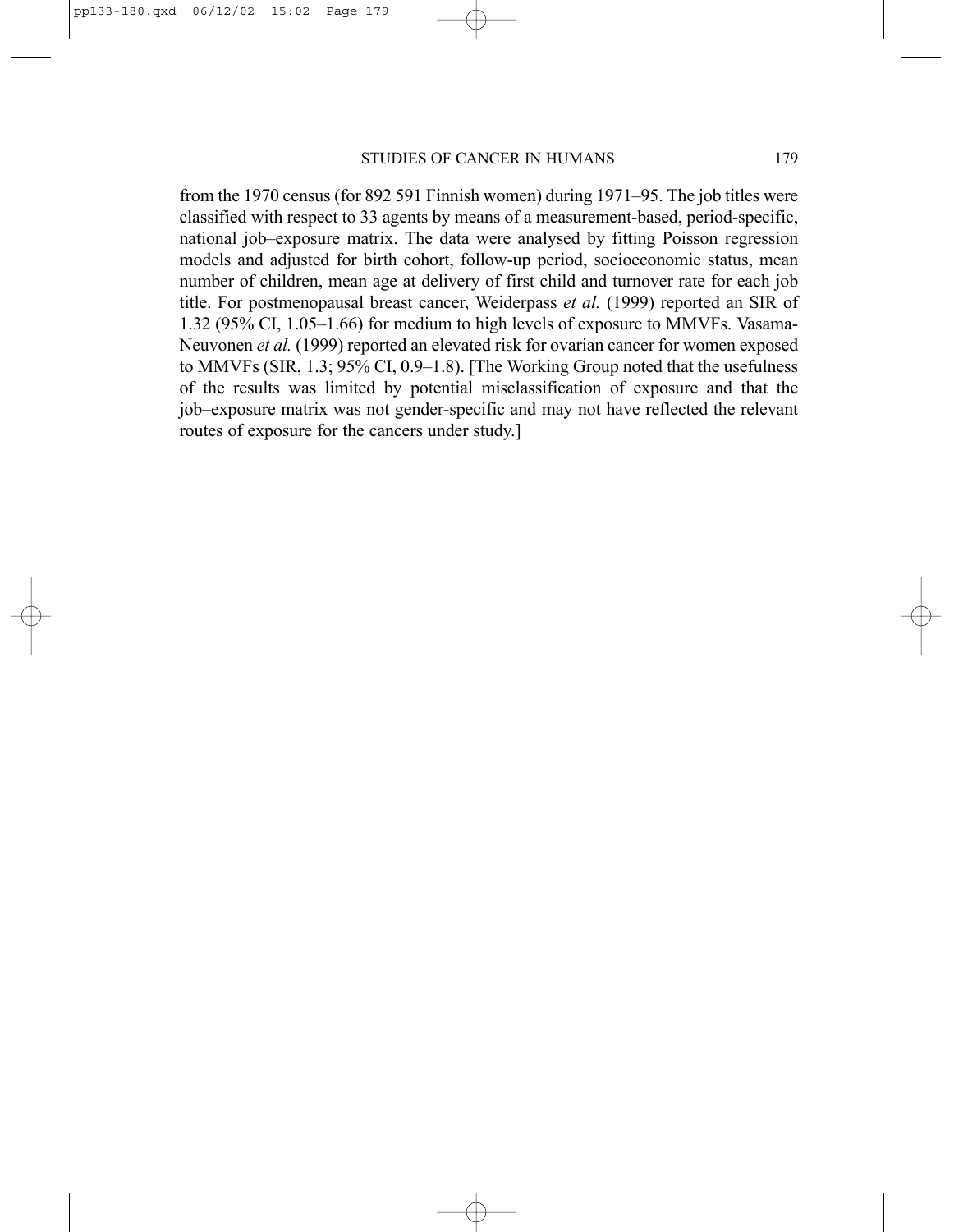from the 1970 census (for 892 591 Finnish women) during 1971–95. The job titles were classified with respect to 33 agents by means of a measurement-based, period-specific, national job–exposure matrix. The data were analysed by fitting Poisson regression models and adjusted for birth cohort, follow-up period, socioeconomic status, mean number of children, mean age at delivery of first child and turnover rate for each job title. For postmenopausal breast cancer, Weiderpass *et al.* (1999) reported an SIR of 1.32 (95% CI, 1.05–1.66) for medium to high levels of exposure to MMVFs. Vasama-Neuvonen *et al.* (1999) reported an elevated risk for ovarian cancer for women exposed to MMVFs (SIR, 1.3; 95% CI, 0.9–1.8). [The Working Group noted that the usefulness of the results was limited by potential misclassification of exposure and that the job–exposure matrix was not gender-specific and may not have reflected the relevant routes of exposure for the cancers under study.]